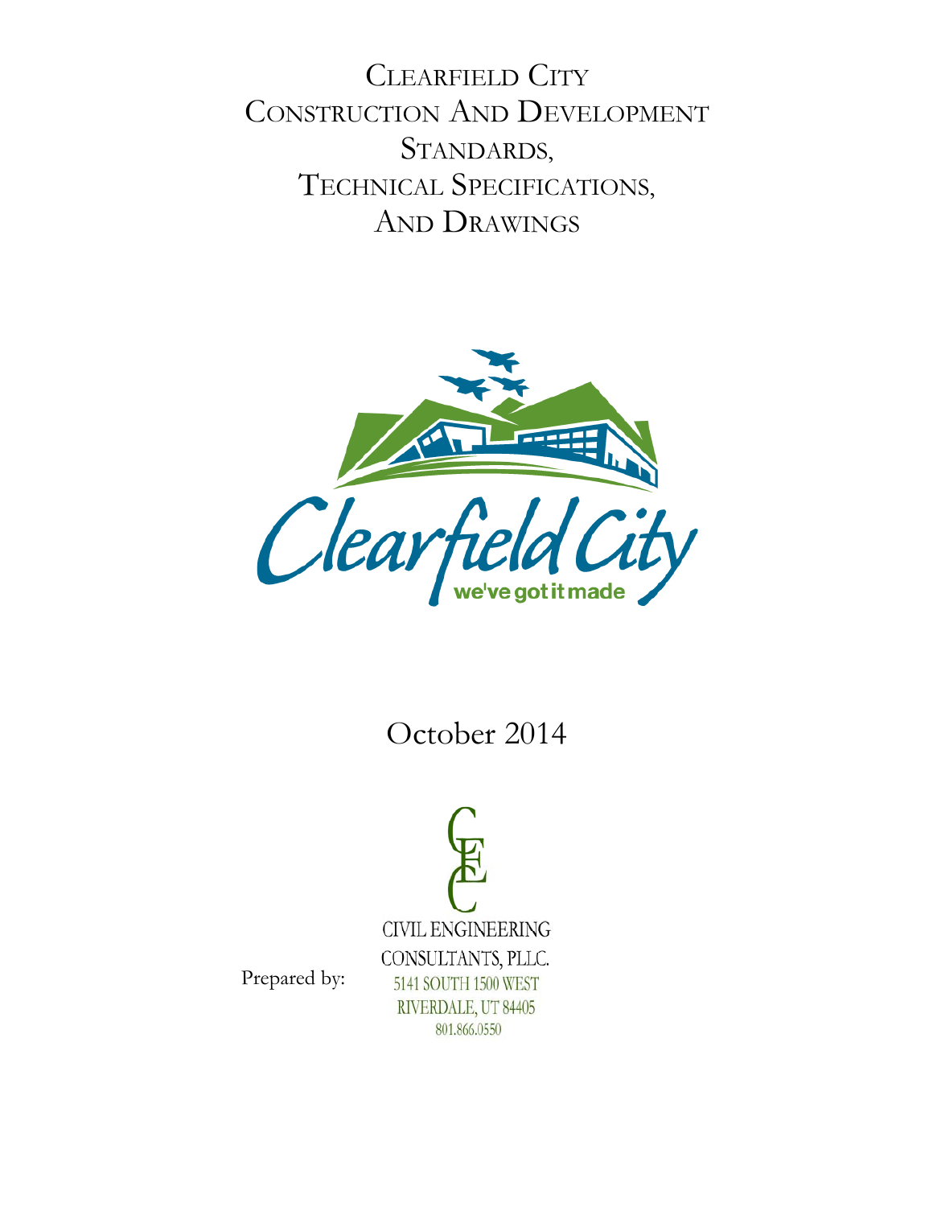# Clearfield City Construction And Development Standards, Technical Specifications, And Drawings

Clearfield City

we've got it made

October 2014

Prepared by:

CIVIL ENGINEERING
CONSULTANTS, PLLC.
5141 SOUTH 1500 WEST
RIVERDALE, UT 84405
801.866.0550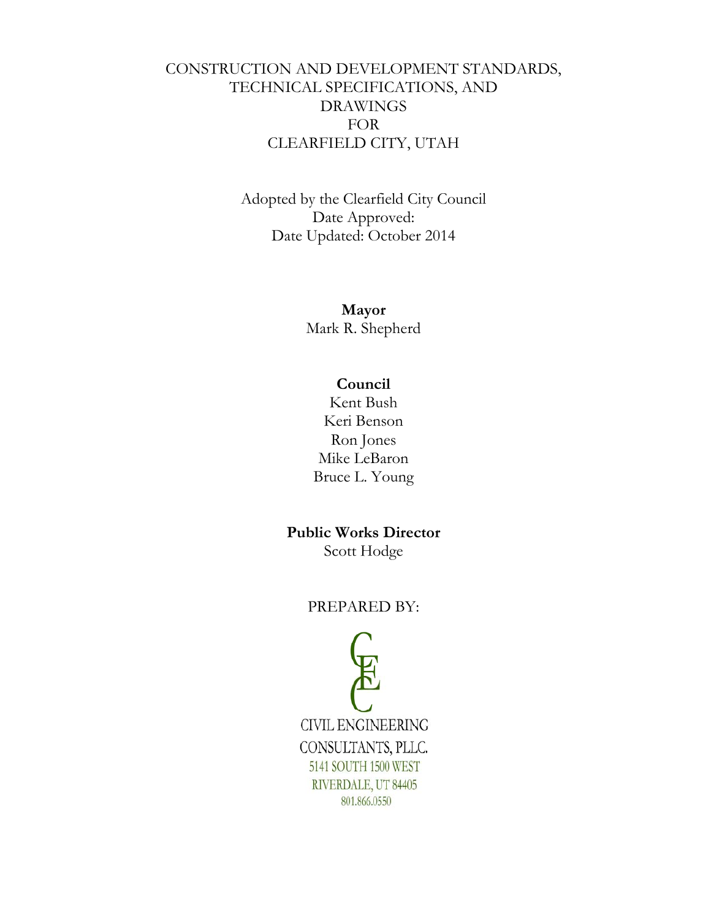# CONSTRUCTION AND DEVELOPMENT STANDARDS, TECHNICAL SPECIFICATIONS, AND DRAWINGS FOR CLEARFIELD CITY, UTAH

Adopted by the Clearfield City Council
Date Approved:
Date Updated: October 2014

**Mayor**
Mark R. Shepherd

**Council**
Kent Bush
Keri Benson
Ron Jones
Mike LeBaron
Bruce L. Young

**Public Works Director**
Scott Hodge

PREPARED BY:

CIVIL ENGINEERING
CONSULTANTS, PLLC.
5141 SOUTH 1500 WEST
RIVERDALE, UT 84405
801.866.0550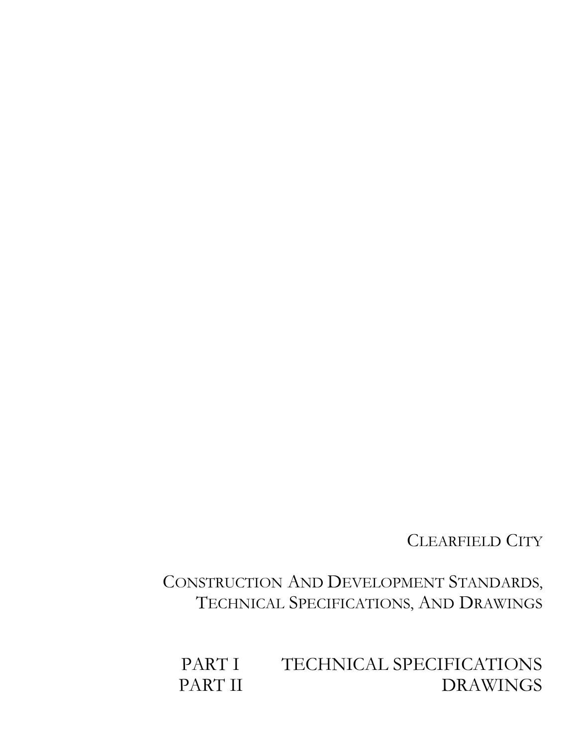# Clearfield City

## Construction And Development Standards, Technical Specifications, And Drawings

## PART I TECHNICAL SPECIFICATIONS
## PART II DRAWINGS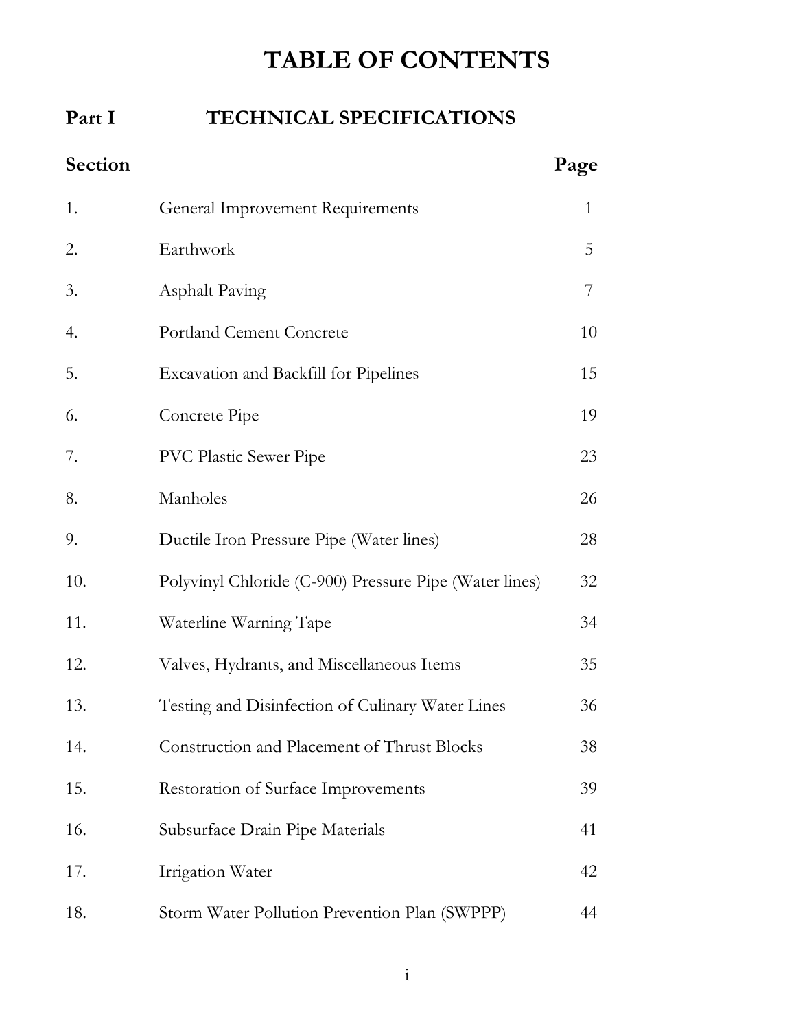# TABLE OF CONTENTS

## Part I TECHNICAL SPECIFICATIONS

| Section | | Page |
|---|---|---|
| 1. | General Improvement Requirements | 1 |
| 2. | Earthwork | 5 |
| 3. | Asphalt Paving | 7 |
| 4. | Portland Cement Concrete | 10 |
| 5. | Excavation and Backfill for Pipelines | 15 |
| 6. | Concrete Pipe | 19 |
| 7. | PVC Plastic Sewer Pipe | 23 |
| 8. | Manholes | 26 |
| 9. | Ductile Iron Pressure Pipe (Water lines) | 28 |
| 10. | Polyvinyl Chloride (C-900) Pressure Pipe (Water lines) | 32 |
| 11. | Waterline Warning Tape | 34 |
| 12. | Valves, Hydrants, and Miscellaneous Items | 35 |
| 13. | Testing and Disinfection of Culinary Water Lines | 36 |
| 14. | Construction and Placement of Thrust Blocks | 38 |
| 15. | Restoration of Surface Improvements | 39 |
| 16. | Subsurface Drain Pipe Materials | 41 |
| 17. | Irrigation Water | 42 |
| 18. | Storm Water Pollution Prevention Plan (SWPPP) | 44 |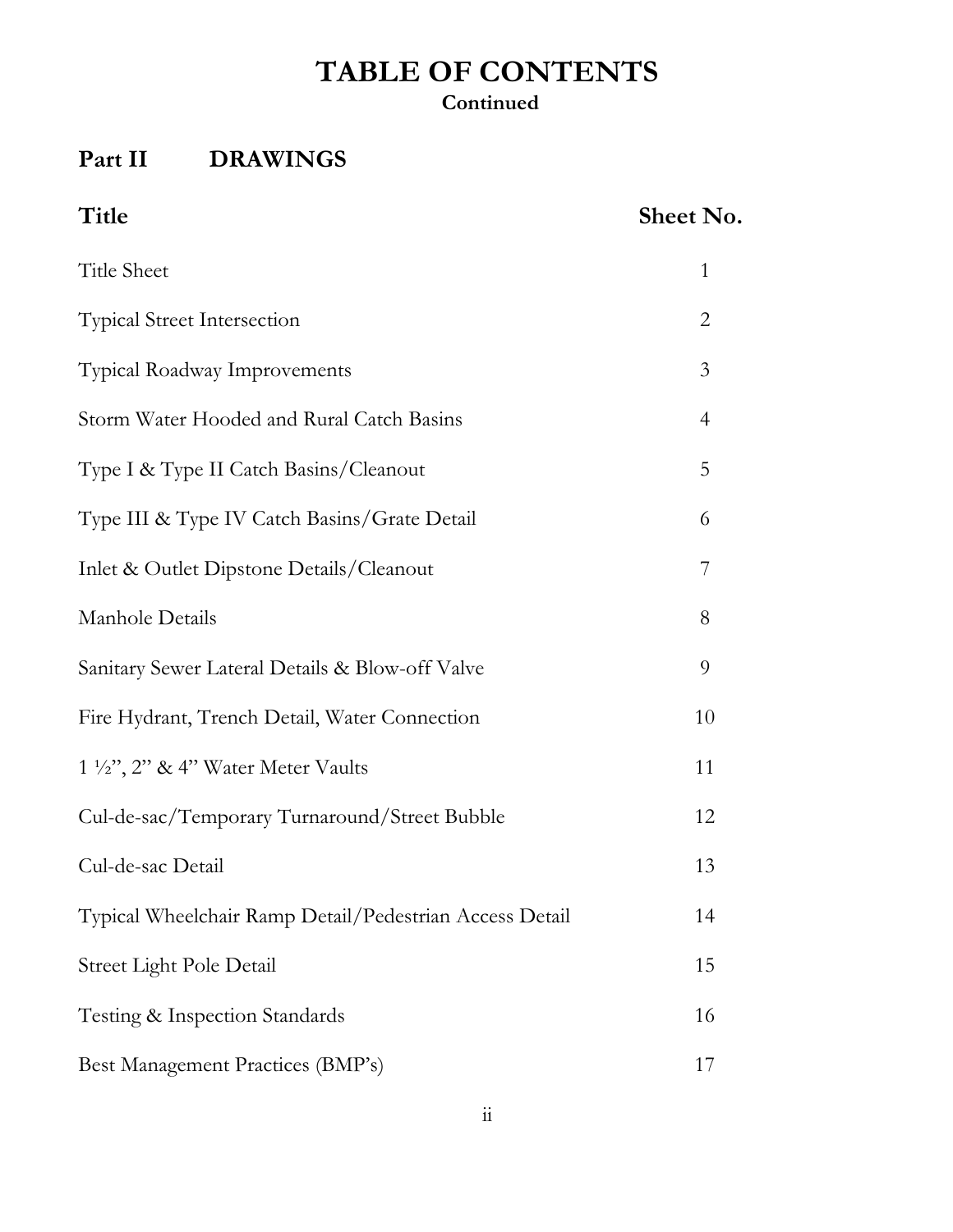# TABLE OF CONTENTS

**Continued**

## Part II DRAWINGS

| Title | Sheet No. |
|---|---|
| Title Sheet | 1 |
| Typical Street Intersection | 2 |
| Typical Roadway Improvements | 3 |
| Storm Water Hooded and Rural Catch Basins | 4 |
| Type I & Type II Catch Basins/Cleanout | 5 |
| Type III & Type IV Catch Basins/Grate Detail | 6 |
| Inlet & Outlet Dipstone Details/Cleanout | 7 |
| Manhole Details | 8 |
| Sanitary Sewer Lateral Details & Blow-off Valve | 9 |
| Fire Hydrant, Trench Detail, Water Connection | 10 |
| 1 ½", 2" & 4" Water Meter Vaults | 11 |
| Cul-de-sac/Temporary Turnaround/Street Bubble | 12 |
| Cul-de-sac Detail | 13 |
| Typical Wheelchair Ramp Detail/Pedestrian Access Detail | 14 |
| Street Light Pole Detail | 15 |
| Testing & Inspection Standards | 16 |
| Best Management Practices (BMP's) | 17 |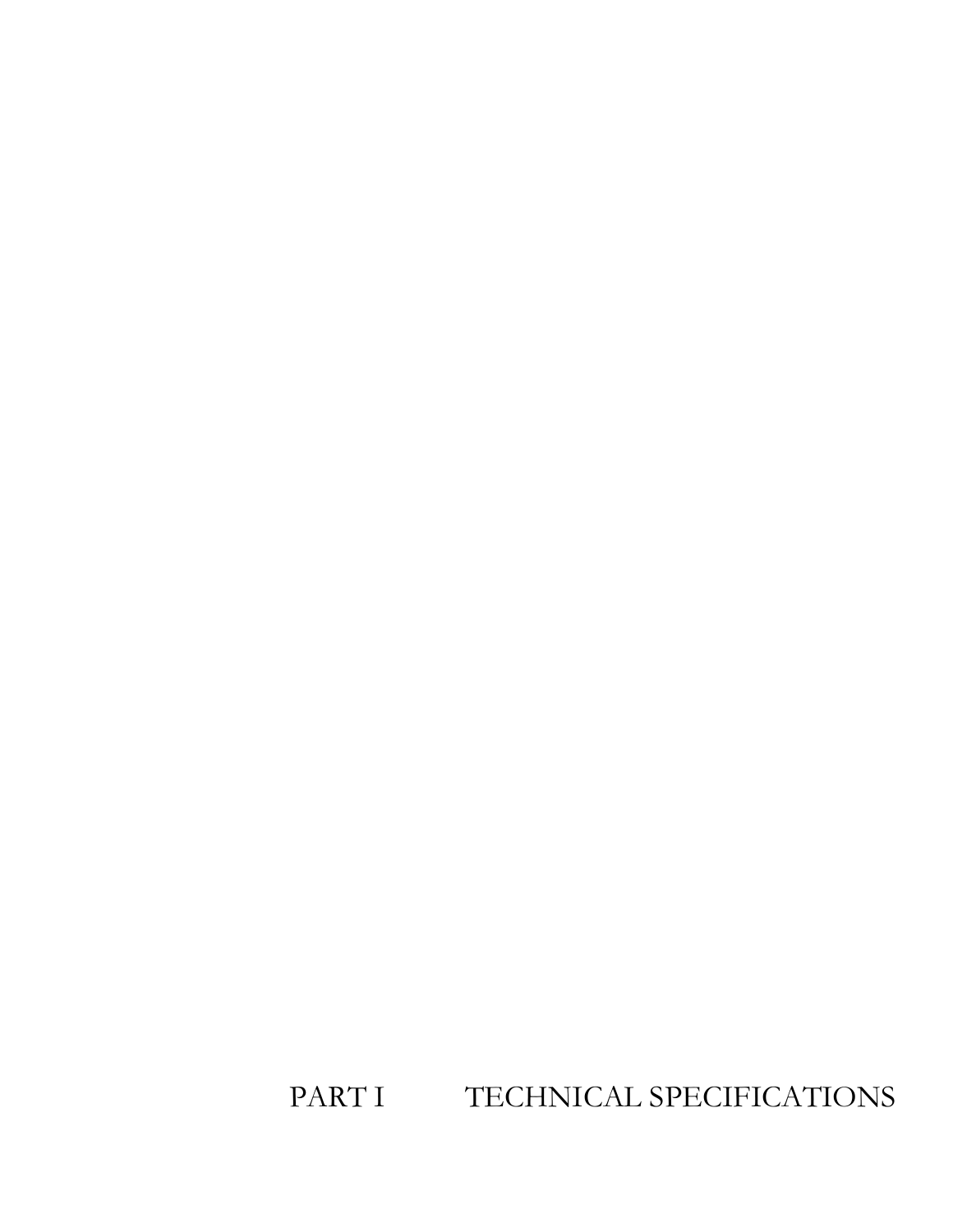# PART I TECHNICAL SPECIFICATIONS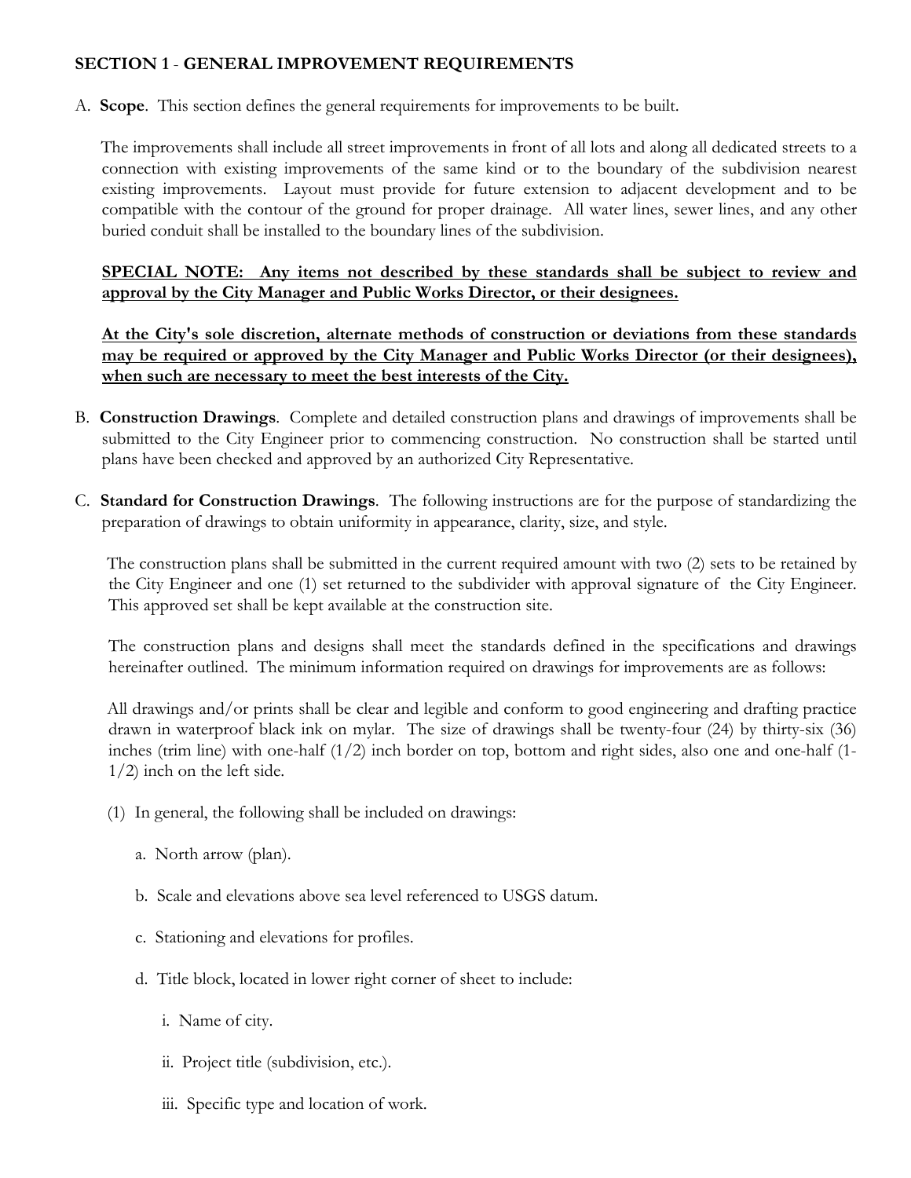## SECTION 1 - GENERAL IMPROVEMENT REQUIREMENTS

A. **Scope**. This section defines the general requirements for improvements to be built.

The improvements shall include all street improvements in front of all lots and along all dedicated streets to a connection with existing improvements of the same kind or to the boundary of the subdivision nearest existing improvements. Layout must provide for future extension to adjacent development and to be compatible with the contour of the ground for proper drainage. All water lines, sewer lines, and any other buried conduit shall be installed to the boundary lines of the subdivision.

<u>**SPECIAL NOTE: Any items not described by these standards shall be subject to review and approval by the City Manager and Public Works Director, or their designees.**</u>

<u>**At the City's sole discretion, alternate methods of construction or deviations from these standards may be required or approved by the City Manager and Public Works Director (or their designees), when such are necessary to meet the best interests of the City.**</u>

B. **Construction Drawings**. Complete and detailed construction plans and drawings of improvements shall be submitted to the City Engineer prior to commencing construction. No construction shall be started until plans have been checked and approved by an authorized City Representative.

C. **Standard for Construction Drawings**. The following instructions are for the purpose of standardizing the preparation of drawings to obtain uniformity in appearance, clarity, size, and style.

The construction plans shall be submitted in the current required amount with two (2) sets to be retained by the City Engineer and one (1) set returned to the subdivider with approval signature of the City Engineer. This approved set shall be kept available at the construction site.

The construction plans and designs shall meet the standards defined in the specifications and drawings hereinafter outlined. The minimum information required on drawings for improvements are as follows:

All drawings and/or prints shall be clear and legible and conform to good engineering and drafting practice drawn in waterproof black ink on mylar. The size of drawings shall be twenty-four (24) by thirty-six (36) inches (trim line) with one-half (1/2) inch border on top, bottom and right sides, also one and one-half (1-1/2) inch on the left side.

(1) In general, the following shall be included on drawings:

   a. North arrow (plan).

   b. Scale and elevations above sea level referenced to USGS datum.

   c. Stationing and elevations for profiles.

   d. Title block, located in lower right corner of sheet to include:

      i. Name of city.

      ii. Project title (subdivision, etc.).

      iii. Specific type and location of work.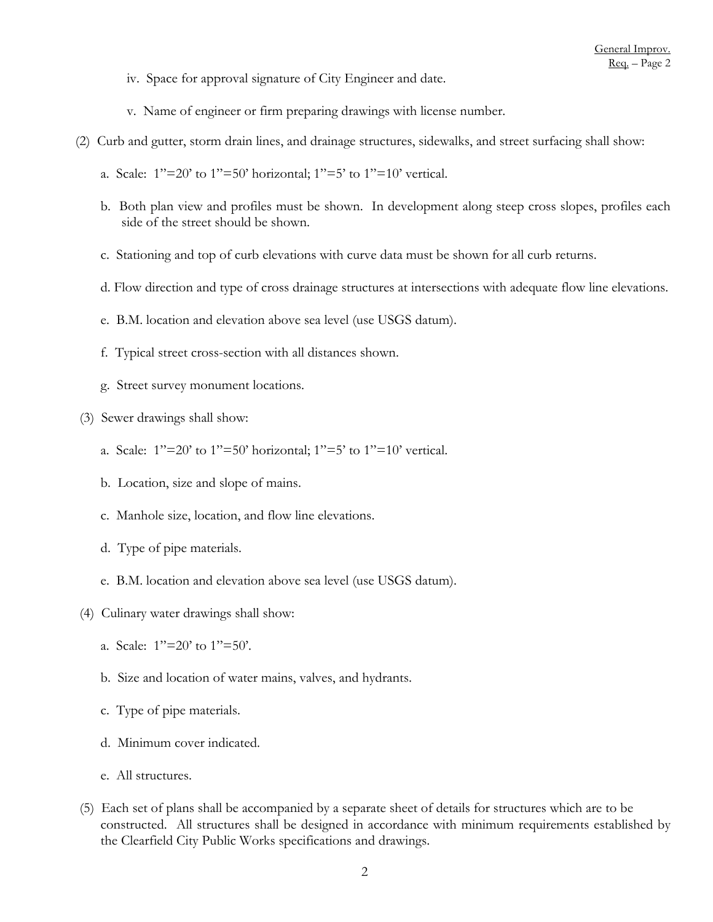iv. Space for approval signature of City Engineer and date.

v. Name of engineer or firm preparing drawings with license number.

(2) Curb and gutter, storm drain lines, and drainage structures, sidewalks, and street surfacing shall show:

a. Scale: 1"=20' to 1"=50' horizontal; 1"=5' to 1"=10' vertical.

b. Both plan view and profiles must be shown. In development along steep cross slopes, profiles each side of the street should be shown.

c. Stationing and top of curb elevations with curve data must be shown for all curb returns.

d. Flow direction and type of cross drainage structures at intersections with adequate flow line elevations.

e. B.M. location and elevation above sea level (use USGS datum).

f. Typical street cross-section with all distances shown.

g. Street survey monument locations.

(3) Sewer drawings shall show:

a. Scale: 1"=20' to 1"=50' horizontal; 1"=5' to 1"=10' vertical.

b. Location, size and slope of mains.

c. Manhole size, location, and flow line elevations.

d. Type of pipe materials.

e. B.M. location and elevation above sea level (use USGS datum).

(4) Culinary water drawings shall show:

a. Scale: 1"=20' to 1"=50'.

b. Size and location of water mains, valves, and hydrants.

c. Type of pipe materials.

d. Minimum cover indicated.

e. All structures.

(5) Each set of plans shall be accompanied by a separate sheet of details for structures which are to be constructed. All structures shall be designed in accordance with minimum requirements established by the Clearfield City Public Works specifications and drawings.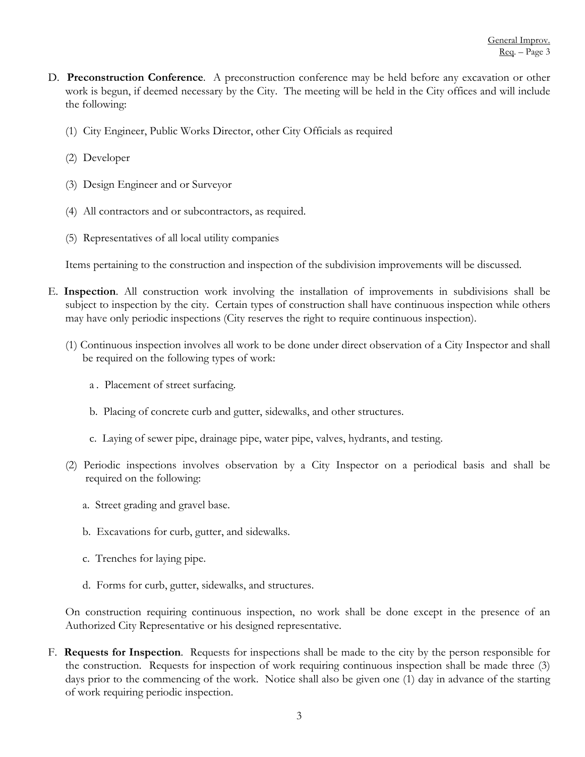D. **Preconstruction Conference**. A preconstruction conference may be held before any excavation or other work is begun, if deemed necessary by the City. The meeting will be held in the City offices and will include the following:

(1) City Engineer, Public Works Director, other City Officials as required

(2) Developer

(3) Design Engineer and or Surveyor

(4) All contractors and or subcontractors, as required.

(5) Representatives of all local utility companies

Items pertaining to the construction and inspection of the subdivision improvements will be discussed.

E. **Inspection**. All construction work involving the installation of improvements in subdivisions shall be subject to inspection by the city. Certain types of construction shall have continuous inspection while others may have only periodic inspections (City reserves the right to require continuous inspection).

(1) Continuous inspection involves all work to be done under direct observation of a City Inspector and shall be required on the following types of work:

a . Placement of street surfacing.

b. Placing of concrete curb and gutter, sidewalks, and other structures.

c. Laying of sewer pipe, drainage pipe, water pipe, valves, hydrants, and testing.

(2) Periodic inspections involves observation by a City Inspector on a periodical basis and shall be required on the following:

a. Street grading and gravel base.

b. Excavations for curb, gutter, and sidewalks.

c. Trenches for laying pipe.

d. Forms for curb, gutter, sidewalks, and structures.

On construction requiring continuous inspection, no work shall be done except in the presence of an Authorized City Representative or his designed representative.

F. **Requests for Inspection**. Requests for inspections shall be made to the city by the person responsible for the construction. Requests for inspection of work requiring continuous inspection shall be made three (3) days prior to the commencing of the work. Notice shall also be given one (1) day in advance of the starting of work requiring periodic inspection.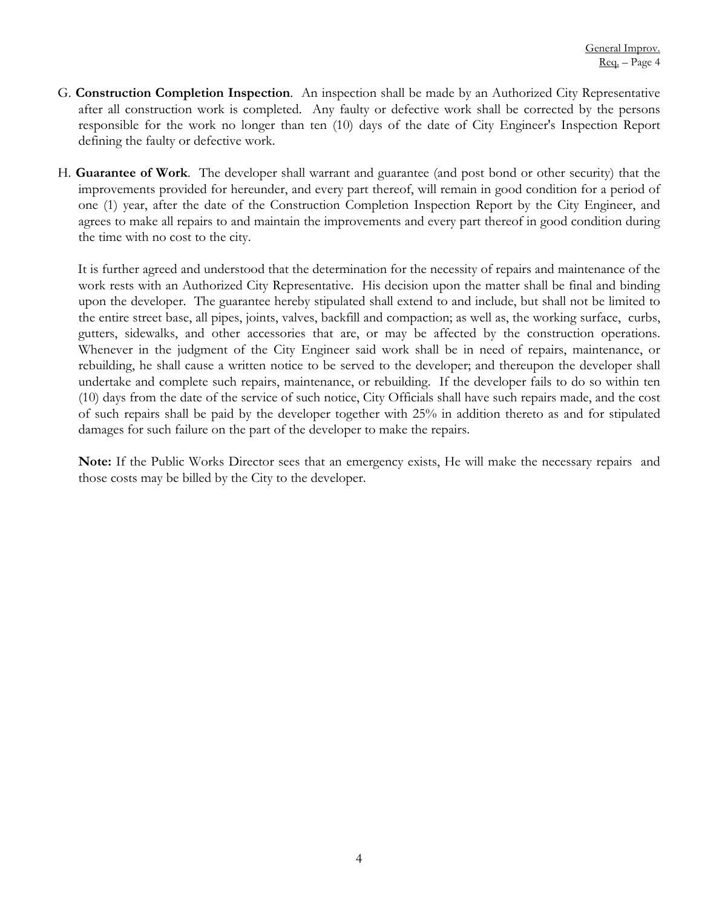G. **Construction Completion Inspection**. An inspection shall be made by an Authorized City Representative after all construction work is completed. Any faulty or defective work shall be corrected by the persons responsible for the work no longer than ten (10) days of the date of City Engineer's Inspection Report defining the faulty or defective work.

H. **Guarantee of Work**. The developer shall warrant and guarantee (and post bond or other security) that the improvements provided for hereunder, and every part thereof, will remain in good condition for a period of one (1) year, after the date of the Construction Completion Inspection Report by the City Engineer, and agrees to make all repairs to and maintain the improvements and every part thereof in good condition during the time with no cost to the city.

It is further agreed and understood that the determination for the necessity of repairs and maintenance of the work rests with an Authorized City Representative. His decision upon the matter shall be final and binding upon the developer. The guarantee hereby stipulated shall extend to and include, but shall not be limited to the entire street base, all pipes, joints, valves, backfill and compaction; as well as, the working surface, curbs, gutters, sidewalks, and other accessories that are, or may be affected by the construction operations. Whenever in the judgment of the City Engineer said work shall be in need of repairs, maintenance, or rebuilding, he shall cause a written notice to be served to the developer; and thereupon the developer shall undertake and complete such repairs, maintenance, or rebuilding. If the developer fails to do so within ten (10) days from the date of the service of such notice, City Officials shall have such repairs made, and the cost of such repairs shall be paid by the developer together with 25% in addition thereto as and for stipulated damages for such failure on the part of the developer to make the repairs.

**Note:** If the Public Works Director sees that an emergency exists, He will make the necessary repairs and those costs may be billed by the City to the developer.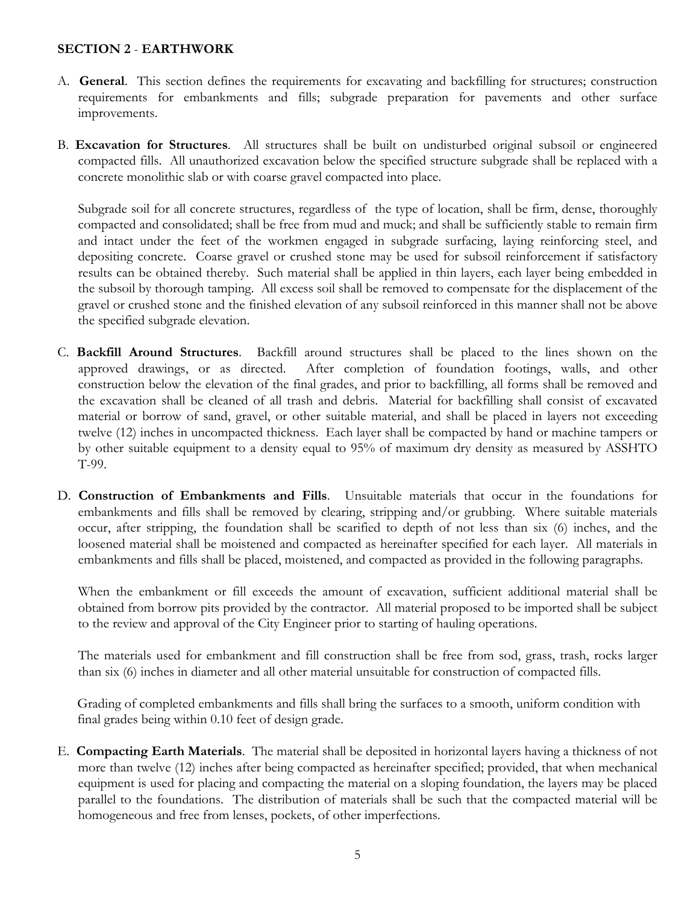## SECTION 2 - EARTHWORK

A. **General**. This section defines the requirements for excavating and backfilling for structures; construction requirements for embankments and fills; subgrade preparation for pavements and other surface improvements.

B. **Excavation for Structures**. All structures shall be built on undisturbed original subsoil or engineered compacted fills. All unauthorized excavation below the specified structure subgrade shall be replaced with a concrete monolithic slab or with coarse gravel compacted into place.

   Subgrade soil for all concrete structures, regardless of the type of location, shall be firm, dense, thoroughly compacted and consolidated; shall be free from mud and muck; and shall be sufficiently stable to remain firm and intact under the feet of the workmen engaged in subgrade surfacing, laying reinforcing steel, and depositing concrete. Coarse gravel or crushed stone may be used for subsoil reinforcement if satisfactory results can be obtained thereby. Such material shall be applied in thin layers, each layer being embedded in the subsoil by thorough tamping. All excess soil shall be removed to compensate for the displacement of the gravel or crushed stone and the finished elevation of any subsoil reinforced in this manner shall not be above the specified subgrade elevation.

C. **Backfill Around Structures**. Backfill around structures shall be placed to the lines shown on the approved drawings, or as directed. After completion of foundation footings, walls, and other construction below the elevation of the final grades, and prior to backfilling, all forms shall be removed and the excavation shall be cleaned of all trash and debris. Material for backfilling shall consist of excavated material or borrow of sand, gravel, or other suitable material, and shall be placed in layers not exceeding twelve (12) inches in uncompacted thickness. Each layer shall be compacted by hand or machine tampers or by other suitable equipment to a density equal to 95% of maximum dry density as measured by ASSHTO T-99.

D. **Construction of Embankments and Fills**. Unsuitable materials that occur in the foundations for embankments and fills shall be removed by clearing, stripping and/or grubbing. Where suitable materials occur, after stripping, the foundation shall be scarified to depth of not less than six (6) inches, and the loosened material shall be moistened and compacted as hereinafter specified for each layer. All materials in embankments and fills shall be placed, moistened, and compacted as provided in the following paragraphs.

   When the embankment or fill exceeds the amount of excavation, sufficient additional material shall be obtained from borrow pits provided by the contractor. All material proposed to be imported shall be subject to the review and approval of the City Engineer prior to starting of hauling operations.

   The materials used for embankment and fill construction shall be free from sod, grass, trash, rocks larger than six (6) inches in diameter and all other material unsuitable for construction of compacted fills.

   Grading of completed embankments and fills shall bring the surfaces to a smooth, uniform condition with final grades being within 0.10 feet of design grade.

E. **Compacting Earth Materials**. The material shall be deposited in horizontal layers having a thickness of not more than twelve (12) inches after being compacted as hereinafter specified; provided, that when mechanical equipment is used for placing and compacting the material on a sloping foundation, the layers may be placed parallel to the foundations. The distribution of materials shall be such that the compacted material will be homogeneous and free from lenses, pockets, of other imperfections.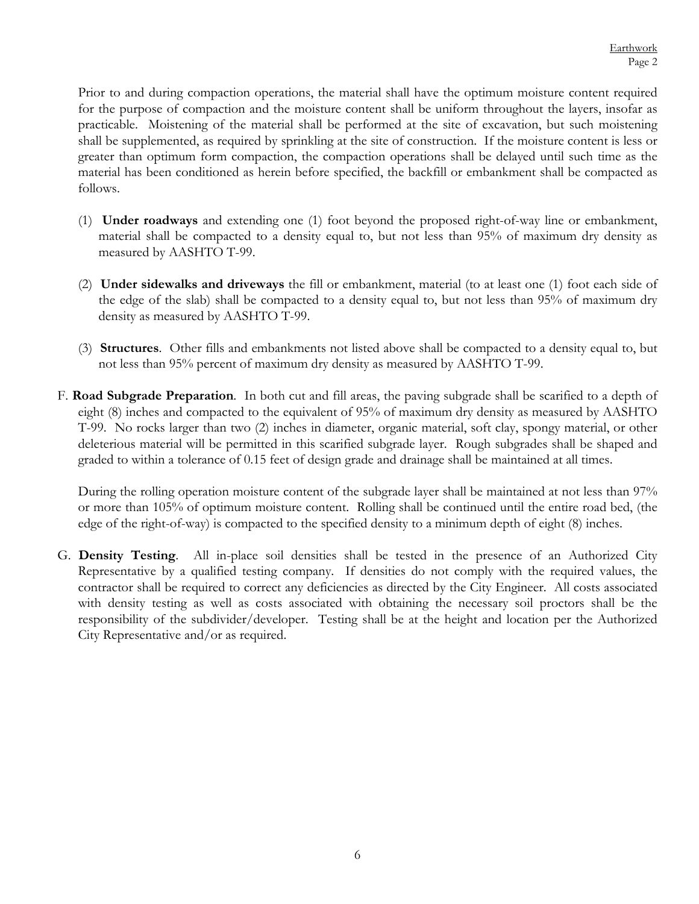Prior to and during compaction operations, the material shall have the optimum moisture content required for the purpose of compaction and the moisture content shall be uniform throughout the layers, insofar as practicable. Moistening of the material shall be performed at the site of excavation, but such moistening shall be supplemented, as required by sprinkling at the site of construction. If the moisture content is less or greater than optimum form compaction, the compaction operations shall be delayed until such time as the material has been conditioned as herein before specified, the backfill or embankment shall be compacted as follows.

(1) **Under roadways** and extending one (1) foot beyond the proposed right-of-way line or embankment, material shall be compacted to a density equal to, but not less than 95% of maximum dry density as measured by AASHTO T-99.

(2) **Under sidewalks and driveways** the fill or embankment, material (to at least one (1) foot each side of the edge of the slab) shall be compacted to a density equal to, but not less than 95% of maximum dry density as measured by AASHTO T-99.

(3) **Structures**. Other fills and embankments not listed above shall be compacted to a density equal to, but not less than 95% percent of maximum dry density as measured by AASHTO T-99.

F. **Road Subgrade Preparation**. In both cut and fill areas, the paving subgrade shall be scarified to a depth of eight (8) inches and compacted to the equivalent of 95% of maximum dry density as measured by AASHTO T-99. No rocks larger than two (2) inches in diameter, organic material, soft clay, spongy material, or other deleterious material will be permitted in this scarified subgrade layer. Rough subgrades shall be shaped and graded to within a tolerance of 0.15 feet of design grade and drainage shall be maintained at all times.

During the rolling operation moisture content of the subgrade layer shall be maintained at not less than 97% or more than 105% of optimum moisture content. Rolling shall be continued until the entire road bed, (the edge of the right-of-way) is compacted to the specified density to a minimum depth of eight (8) inches.

G. **Density Testing**. All in-place soil densities shall be tested in the presence of an Authorized City Representative by a qualified testing company. If densities do not comply with the required values, the contractor shall be required to correct any deficiencies as directed by the City Engineer. All costs associated with density testing as well as costs associated with obtaining the necessary soil proctors shall be the responsibility of the subdivider/developer. Testing shall be at the height and location per the Authorized City Representative and/or as required.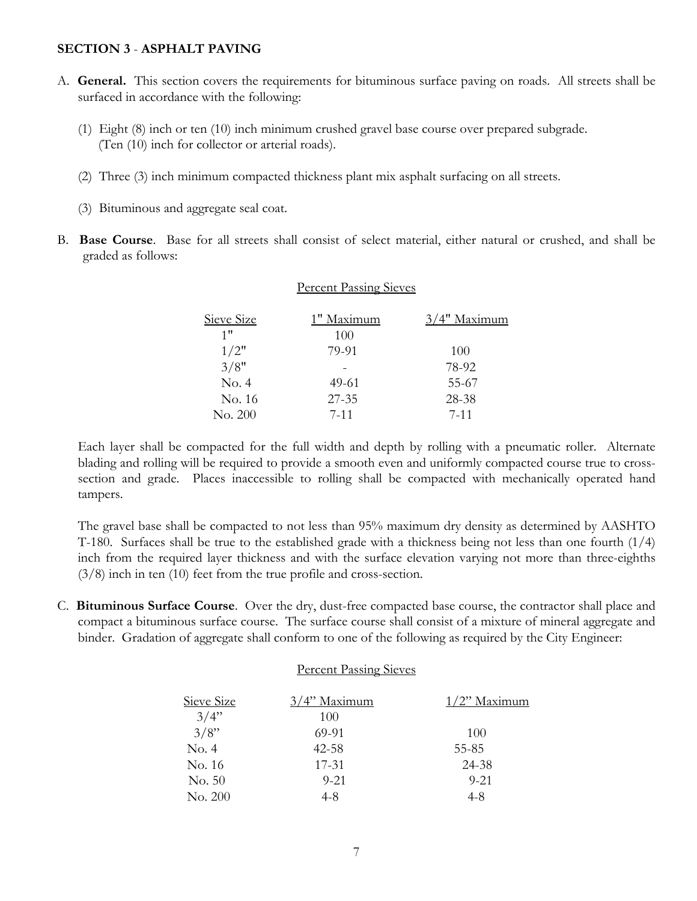**SECTION 3 - ASPHALT PAVING**

A. **General.** This section covers the requirements for bituminous surface paving on roads. All streets shall be surfaced in accordance with the following:

   (1) Eight (8) inch or ten (10) inch minimum crushed gravel base course over prepared subgrade. (Ten (10) inch for collector or arterial roads).

   (2) Three (3) inch minimum compacted thickness plant mix asphalt surfacing on all streets.

   (3) Bituminous and aggregate seal coat.

B. **Base Course**. Base for all streets shall consist of select material, either natural or crushed, and shall be graded as follows:

Percent Passing Sieves

| Sieve Size | 1" Maximum | 3/4" Maximum |
|---|---|---|
| 1" | 100 | |
| 1/2" | 79-91 | 100 |
| 3/8" | - | 78-92 |
| No. 4 | 49-61 | 55-67 |
| No. 16 | 27-35 | 28-38 |
| No. 200 | 7-11 | 7-11 |

Each layer shall be compacted for the full width and depth by rolling with a pneumatic roller. Alternate blading and rolling will be required to provide a smooth even and uniformly compacted course true to cross-section and grade. Places inaccessible to rolling shall be compacted with mechanically operated hand tampers.

The gravel base shall be compacted to not less than 95% maximum dry density as determined by AASHTO T-180. Surfaces shall be true to the established grade with a thickness being not less than one fourth (1/4) inch from the required layer thickness and with the surface elevation varying not more than three-eighths (3/8) inch in ten (10) feet from the true profile and cross-section.

C. **Bituminous Surface Course**. Over the dry, dust-free compacted base course, the contractor shall place and compact a bituminous surface course. The surface course shall consist of a mixture of mineral aggregate and binder. Gradation of aggregate shall conform to one of the following as required by the City Engineer:

Percent Passing Sieves

| Sieve Size | 3/4" Maximum | 1/2" Maximum |
|---|---|---|
| 3/4" | 100 | |
| 3/8" | 69-91 | 100 |
| No. 4 | 42-58 | 55-85 |
| No. 16 | 17-31 | 24-38 |
| No. 50 | 9-21 | 9-21 |
| No. 200 | 4-8 | 4-8 |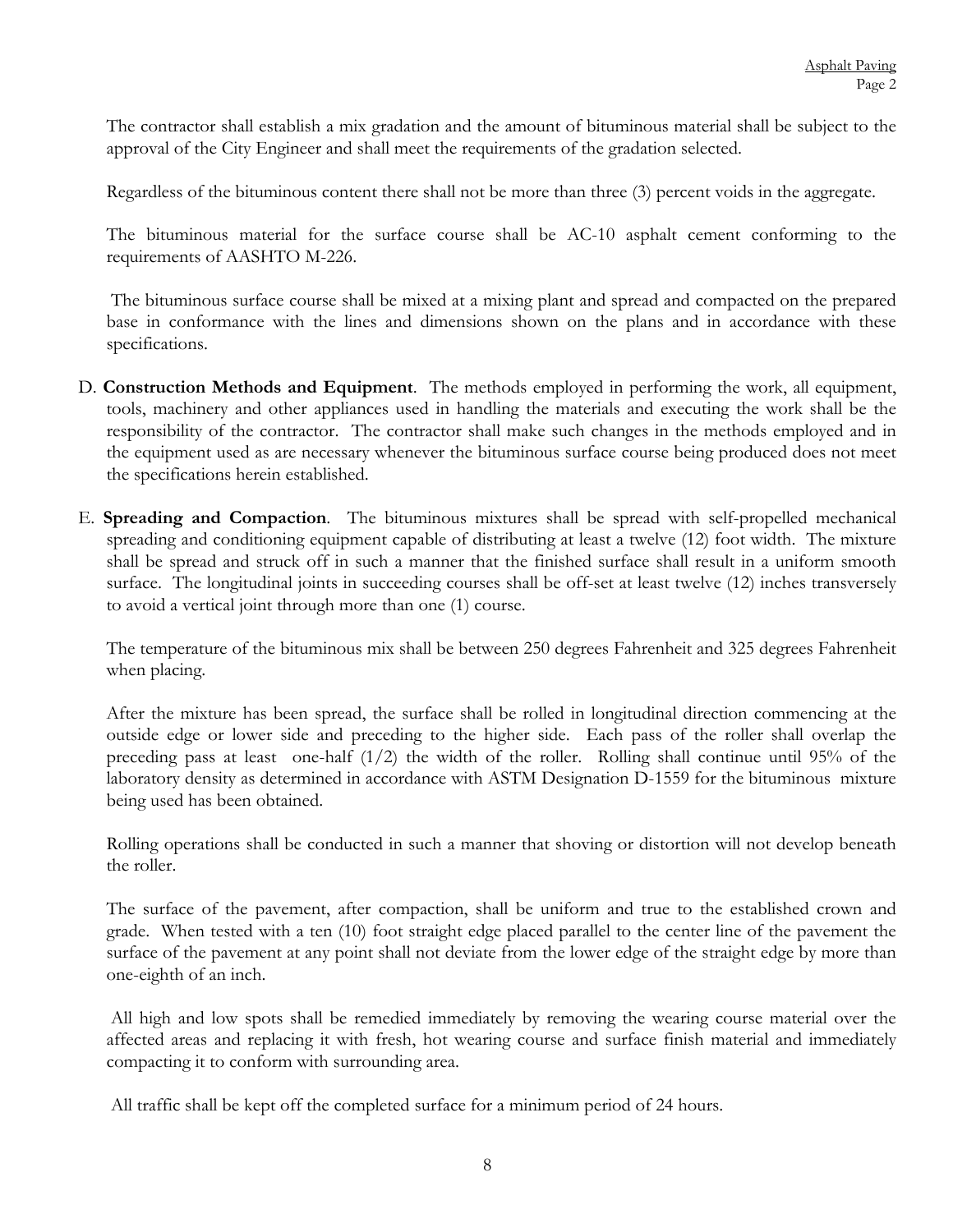The contractor shall establish a mix gradation and the amount of bituminous material shall be subject to the approval of the City Engineer and shall meet the requirements of the gradation selected.

Regardless of the bituminous content there shall not be more than three (3) percent voids in the aggregate.

The bituminous material for the surface course shall be AC-10 asphalt cement conforming to the requirements of AASHTO M-226.

The bituminous surface course shall be mixed at a mixing plant and spread and compacted on the prepared base in conformance with the lines and dimensions shown on the plans and in accordance with these specifications.

D. **Construction Methods and Equipment**. The methods employed in performing the work, all equipment, tools, machinery and other appliances used in handling the materials and executing the work shall be the responsibility of the contractor. The contractor shall make such changes in the methods employed and in the equipment used as are necessary whenever the bituminous surface course being produced does not meet the specifications herein established.

E. **Spreading and Compaction**. The bituminous mixtures shall be spread with self-propelled mechanical spreading and conditioning equipment capable of distributing at least a twelve (12) foot width. The mixture shall be spread and struck off in such a manner that the finished surface shall result in a uniform smooth surface. The longitudinal joints in succeeding courses shall be off-set at least twelve (12) inches transversely to avoid a vertical joint through more than one (1) course.

The temperature of the bituminous mix shall be between 250 degrees Fahrenheit and 325 degrees Fahrenheit when placing.

After the mixture has been spread, the surface shall be rolled in longitudinal direction commencing at the outside edge or lower side and preceding to the higher side. Each pass of the roller shall overlap the preceding pass at least one-half (1/2) the width of the roller. Rolling shall continue until 95% of the laboratory density as determined in accordance with ASTM Designation D-1559 for the bituminous mixture being used has been obtained.

Rolling operations shall be conducted in such a manner that shoving or distortion will not develop beneath the roller.

The surface of the pavement, after compaction, shall be uniform and true to the established crown and grade. When tested with a ten (10) foot straight edge placed parallel to the center line of the pavement the surface of the pavement at any point shall not deviate from the lower edge of the straight edge by more than one-eighth of an inch.

All high and low spots shall be remedied immediately by removing the wearing course material over the affected areas and replacing it with fresh, hot wearing course and surface finish material and immediately compacting it to conform with surrounding area.

All traffic shall be kept off the completed surface for a minimum period of 24 hours.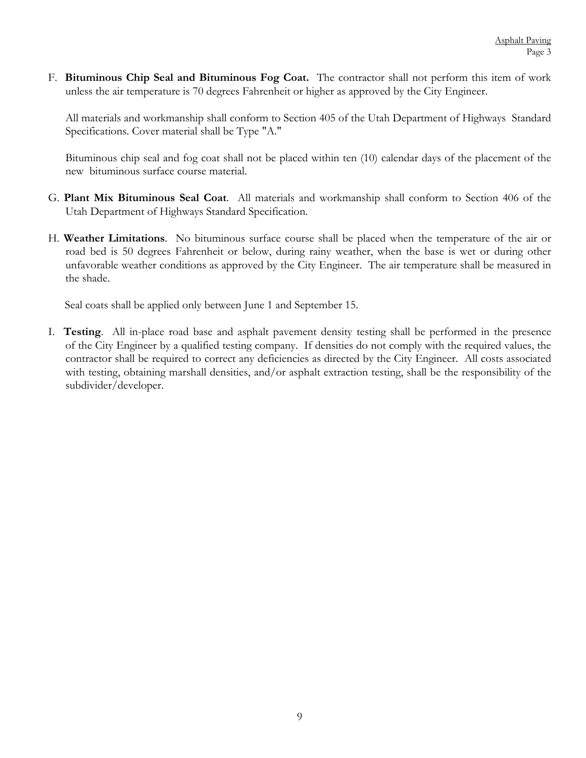F. **Bituminous Chip Seal and Bituminous Fog Coat.** The contractor shall not perform this item of work unless the air temperature is 70 degrees Fahrenheit or higher as approved by the City Engineer.

All materials and workmanship shall conform to Section 405 of the Utah Department of Highways Standard Specifications. Cover material shall be Type "A."

Bituminous chip seal and fog coat shall not be placed within ten (10) calendar days of the placement of the new bituminous surface course material.

G. **Plant Mix Bituminous Seal Coat**. All materials and workmanship shall conform to Section 406 of the Utah Department of Highways Standard Specification.

H. **Weather Limitations**. No bituminous surface course shall be placed when the temperature of the air or road bed is 50 degrees Fahrenheit or below, during rainy weather, when the base is wet or during other unfavorable weather conditions as approved by the City Engineer. The air temperature shall be measured in the shade.

Seal coats shall be applied only between June 1 and September 15.

I. **Testing**. All in-place road base and asphalt pavement density testing shall be performed in the presence of the City Engineer by a qualified testing company. If densities do not comply with the required values, the contractor shall be required to correct any deficiencies as directed by the City Engineer. All costs associated with testing, obtaining marshall densities, and/or asphalt extraction testing, shall be the responsibility of the subdivider/developer.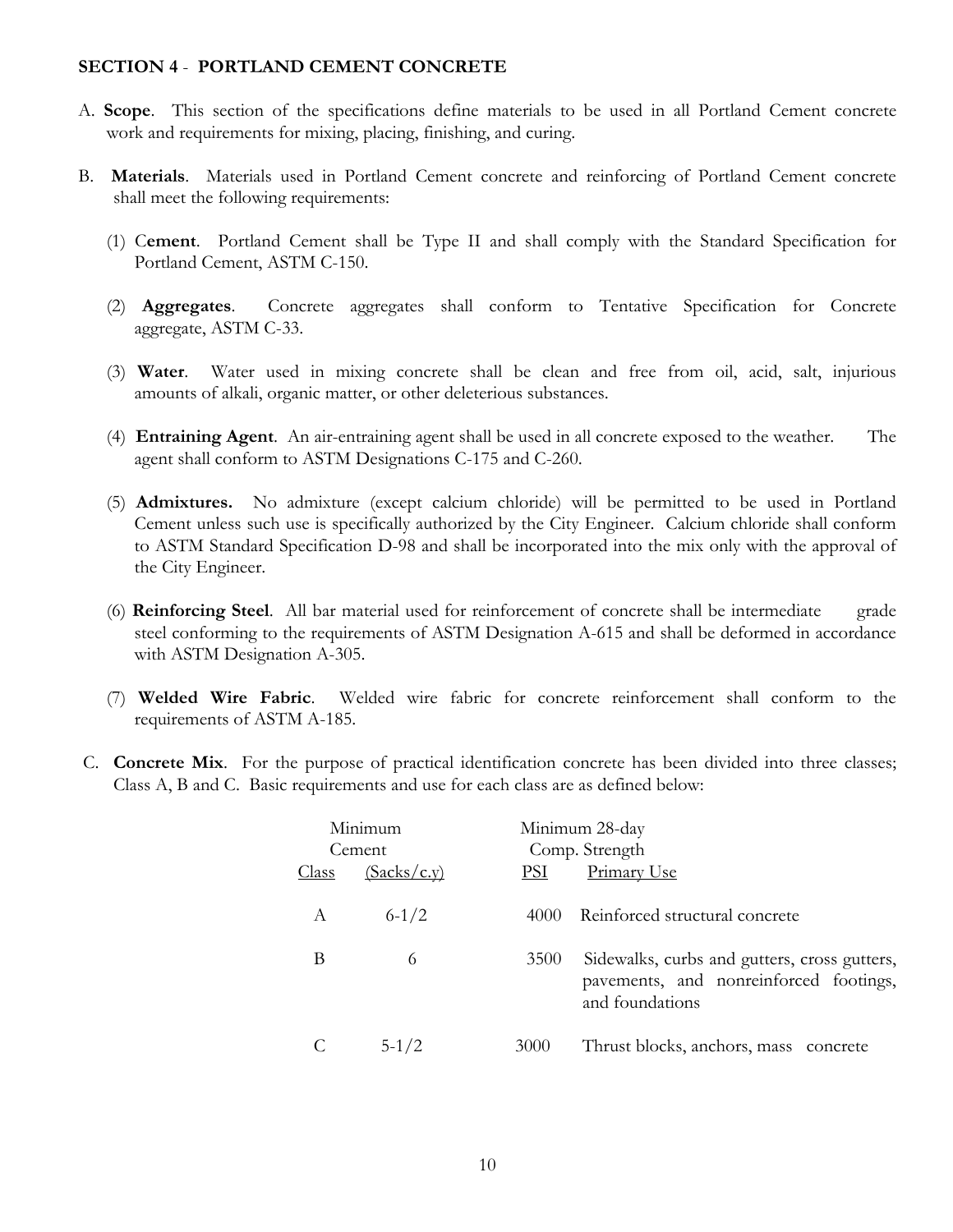## SECTION 4 - PORTLAND CEMENT CONCRETE

A. **Scope**. This section of the specifications define materials to be used in all Portland Cement concrete work and requirements for mixing, placing, finishing, and curing.

B. **Materials**. Materials used in Portland Cement concrete and reinforcing of Portland Cement concrete shall meet the following requirements:

(1) **Cement**. Portland Cement shall be Type II and shall comply with the Standard Specification for Portland Cement, ASTM C-150.

(2) **Aggregates**. Concrete aggregates shall conform to Tentative Specification for Concrete aggregate, ASTM C-33.

(3) **Water**. Water used in mixing concrete shall be clean and free from oil, acid, salt, injurious amounts of alkali, organic matter, or other deleterious substances.

(4) **Entraining Agent**. An air-entraining agent shall be used in all concrete exposed to the weather. The agent shall conform to ASTM Designations C-175 and C-260.

(5) **Admixtures.** No admixture (except calcium chloride) will be permitted to be used in Portland Cement unless such use is specifically authorized by the City Engineer. Calcium chloride shall conform to ASTM Standard Specification D-98 and shall be incorporated into the mix only with the approval of the City Engineer.

(6) **Reinforcing Steel**. All bar material used for reinforcement of concrete shall be intermediate grade steel conforming to the requirements of ASTM Designation A-615 and shall be deformed in accordance with ASTM Designation A-305.

(7) **Welded Wire Fabric**. Welded wire fabric for concrete reinforcement shall conform to the requirements of ASTM A-185.

C. **Concrete Mix**. For the purpose of practical identification concrete has been divided into three classes; Class A, B and C. Basic requirements and use for each class are as defined below:

| Class | Minimum Cement (Sacks/c.y) | Minimum 28-day Comp. Strength PSI | Primary Use |
|---|---|---|---|
| A | 6-1/2 | 4000 | Reinforced structural concrete |
| B | 6 | 3500 | Sidewalks, curbs and gutters, cross gutters, pavements, and nonreinforced footings, and foundations |
| C | 5-1/2 | 3000 | Thrust blocks, anchors, mass concrete |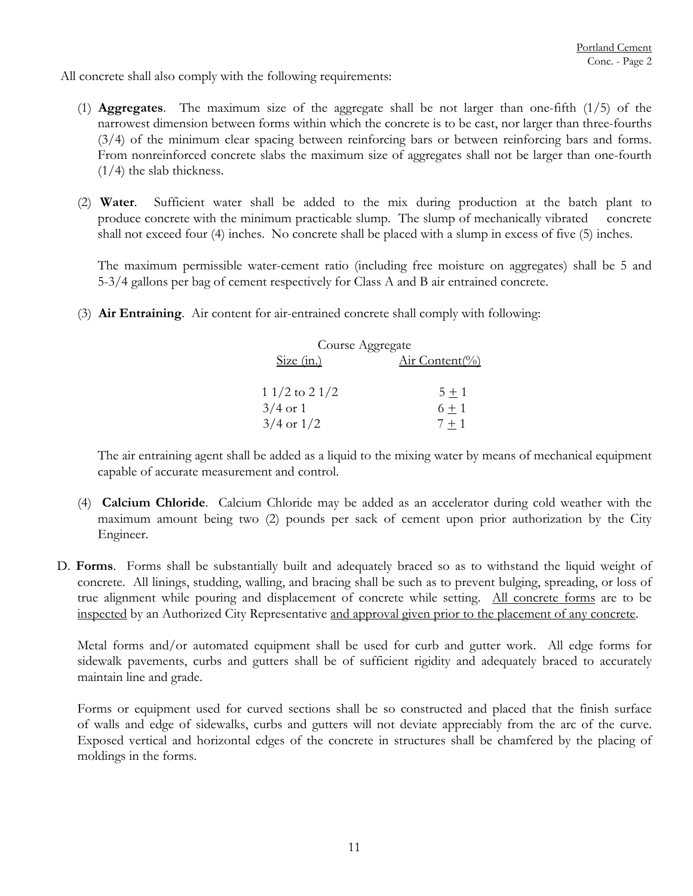All concrete shall also comply with the following requirements:

(1) **Aggregates**. The maximum size of the aggregate shall be not larger than one-fifth (1/5) of the narrowest dimension between forms within which the concrete is to be cast, nor larger than three-fourths (3/4) of the minimum clear spacing between reinforcing bars or between reinforcing bars and forms. From nonreinforced concrete slabs the maximum size of aggregates shall not be larger than one-fourth (1/4) the slab thickness.

(2) **Water**. Sufficient water shall be added to the mix during production at the batch plant to produce concrete with the minimum practicable slump. The slump of mechanically vibrated concrete shall not exceed four (4) inches. No concrete shall be placed with a slump in excess of five (5) inches.

The maximum permissible water-cement ratio (including free moisture on aggregates) shall be 5 and 5-3/4 gallons per bag of cement respectively for Class A and B air entrained concrete.

(3) **Air Entraining**. Air content for air-entrained concrete shall comply with following:

| Course Aggregate Size (in.) | Air Content(%) |
|---|---|
| 1 1/2 to 2 1/2 | $5 \pm 1$ |
| 3/4 or 1 | $6 \pm 1$ |
| 3/4 or 1/2 | $7 \pm 1$ |

The air entraining agent shall be added as a liquid to the mixing water by means of mechanical equipment capable of accurate measurement and control.

(4) **Calcium Chloride**. Calcium Chloride may be added as an accelerator during cold weather with the maximum amount being two (2) pounds per sack of cement upon prior authorization by the City Engineer.

D. **Forms**. Forms shall be substantially built and adequately braced so as to withstand the liquid weight of concrete. All linings, studding, walling, and bracing shall be such as to prevent bulging, spreading, or loss of true alignment while pouring and displacement of concrete while setting. All concrete forms are to be inspected by an Authorized City Representative and approval given prior to the placement of any concrete.

Metal forms and/or automated equipment shall be used for curb and gutter work. All edge forms for sidewalk pavements, curbs and gutters shall be of sufficient rigidity and adequately braced to accurately maintain line and grade.

Forms or equipment used for curved sections shall be so constructed and placed that the finish surface of walls and edge of sidewalks, curbs and gutters will not deviate appreciably from the arc of the curve. Exposed vertical and horizontal edges of the concrete in structures shall be chamfered by the placing of moldings in the forms.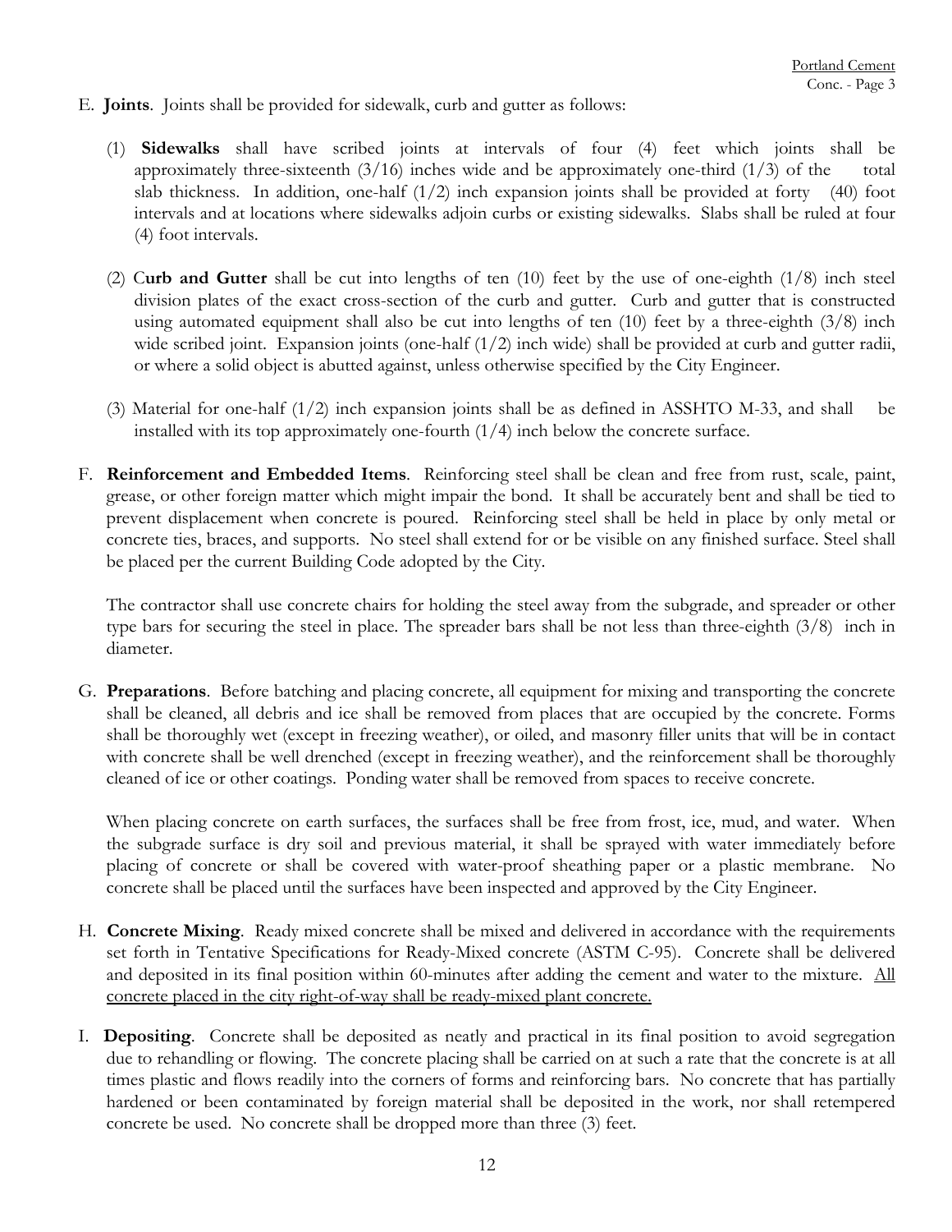E. **Joints**. Joints shall be provided for sidewalk, curb and gutter as follows:

(1) **Sidewalks** shall have scribed joints at intervals of four (4) feet which joints shall be approximately three-sixteenth (3/16) inches wide and be approximately one-third (1/3) of the total slab thickness. In addition, one-half (1/2) inch expansion joints shall be provided at forty (40) foot intervals and at locations where sidewalks adjoin curbs or existing sidewalks. Slabs shall be ruled at four (4) foot intervals.

(2) C**urb and Gutter** shall be cut into lengths of ten (10) feet by the use of one-eighth (1/8) inch steel division plates of the exact cross-section of the curb and gutter. Curb and gutter that is constructed using automated equipment shall also be cut into lengths of ten (10) feet by a three-eighth (3/8) inch wide scribed joint. Expansion joints (one-half (1/2) inch wide) shall be provided at curb and gutter radii, or where a solid object is abutted against, unless otherwise specified by the City Engineer.

(3) Material for one-half (1/2) inch expansion joints shall be as defined in ASSHTO M-33, and shall be installed with its top approximately one-fourth (1/4) inch below the concrete surface.

F. **Reinforcement and Embedded Items**. Reinforcing steel shall be clean and free from rust, scale, paint, grease, or other foreign matter which might impair the bond. It shall be accurately bent and shall be tied to prevent displacement when concrete is poured. Reinforcing steel shall be held in place by only metal or concrete ties, braces, and supports. No steel shall extend for or be visible on any finished surface. Steel shall be placed per the current Building Code adopted by the City.

The contractor shall use concrete chairs for holding the steel away from the subgrade, and spreader or other type bars for securing the steel in place. The spreader bars shall be not less than three-eighth (3/8) inch in diameter.

G. **Preparations**. Before batching and placing concrete, all equipment for mixing and transporting the concrete shall be cleaned, all debris and ice shall be removed from places that are occupied by the concrete. Forms shall be thoroughly wet (except in freezing weather), or oiled, and masonry filler units that will be in contact with concrete shall be well drenched (except in freezing weather), and the reinforcement shall be thoroughly cleaned of ice or other coatings. Ponding water shall be removed from spaces to receive concrete.

When placing concrete on earth surfaces, the surfaces shall be free from frost, ice, mud, and water. When the subgrade surface is dry soil and previous material, it shall be sprayed with water immediately before placing of concrete or shall be covered with water-proof sheathing paper or a plastic membrane. No concrete shall be placed until the surfaces have been inspected and approved by the City Engineer.

H. **Concrete Mixing**. Ready mixed concrete shall be mixed and delivered in accordance with the requirements set forth in Tentative Specifications for Ready-Mixed concrete (ASTM C-95). Concrete shall be delivered and deposited in its final position within 60-minutes after adding the cement and water to the mixture. <u>All concrete placed in the city right-of-way shall be ready-mixed plant concrete.</u>

I. **Depositing**. Concrete shall be deposited as neatly and practical in its final position to avoid segregation due to rehandling or flowing. The concrete placing shall be carried on at such a rate that the concrete is at all times plastic and flows readily into the corners of forms and reinforcing bars. No concrete that has partially hardened or been contaminated by foreign material shall be deposited in the work, nor shall retempered concrete be used. No concrete shall be dropped more than three (3) feet.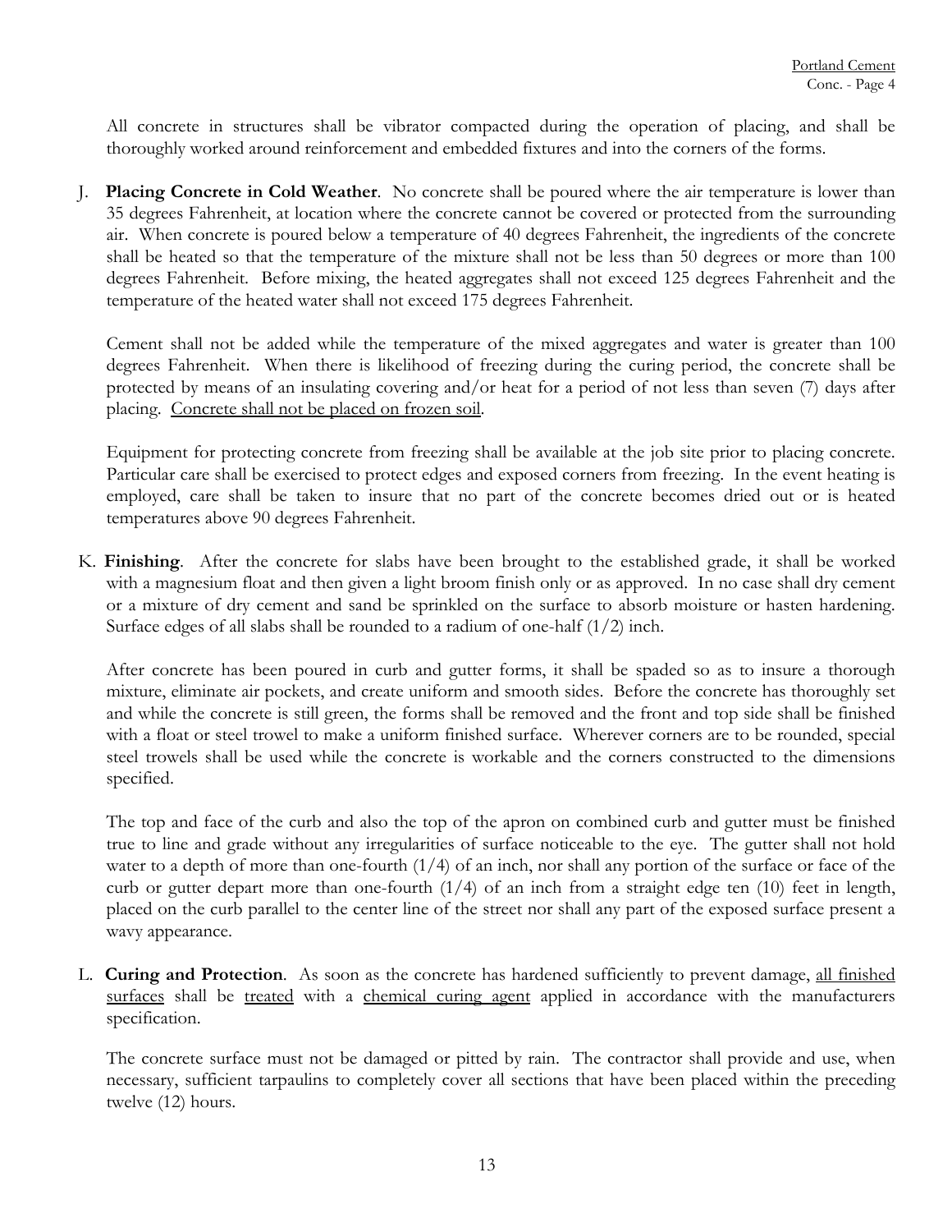All concrete in structures shall be vibrator compacted during the operation of placing, and shall be thoroughly worked around reinforcement and embedded fixtures and into the corners of the forms.

J. **Placing Concrete in Cold Weather**. No concrete shall be poured where the air temperature is lower than 35 degrees Fahrenheit, at location where the concrete cannot be covered or protected from the surrounding air. When concrete is poured below a temperature of 40 degrees Fahrenheit, the ingredients of the concrete shall be heated so that the temperature of the mixture shall not be less than 50 degrees or more than 100 degrees Fahrenheit. Before mixing, the heated aggregates shall not exceed 125 degrees Fahrenheit and the temperature of the heated water shall not exceed 175 degrees Fahrenheit.

Cement shall not be added while the temperature of the mixed aggregates and water is greater than 100 degrees Fahrenheit. When there is likelihood of freezing during the curing period, the concrete shall be protected by means of an insulating covering and/or heat for a period of not less than seven (7) days after placing. <u>Concrete shall not be placed on frozen soil</u>.

Equipment for protecting concrete from freezing shall be available at the job site prior to placing concrete. Particular care shall be exercised to protect edges and exposed corners from freezing. In the event heating is employed, care shall be taken to insure that no part of the concrete becomes dried out or is heated temperatures above 90 degrees Fahrenheit.

K. **Finishing**. After the concrete for slabs have been brought to the established grade, it shall be worked with a magnesium float and then given a light broom finish only or as approved. In no case shall dry cement or a mixture of dry cement and sand be sprinkled on the surface to absorb moisture or hasten hardening. Surface edges of all slabs shall be rounded to a radius of one-half (1/2) inch.

After concrete has been poured in curb and gutter forms, it shall be spaded so as to insure a thorough mixture, eliminate air pockets, and create uniform and smooth sides. Before the concrete has thoroughly set and while the concrete is still green, the forms shall be removed and the front and top side shall be finished with a float or steel trowel to make a uniform finished surface. Wherever corners are to be rounded, special steel trowels shall be used while the concrete is workable and the corners constructed to the dimensions specified.

The top and face of the curb and also the top of the apron on combined curb and gutter must be finished true to line and grade without any irregularities of surface noticeable to the eye. The gutter shall not hold water to a depth of more than one-fourth (1/4) of an inch, nor shall any portion of the surface or face of the curb or gutter depart more than one-fourth (1/4) of an inch from a straight edge ten (10) feet in length, placed on the curb parallel to the center line of the street nor shall any part of the exposed surface present a wavy appearance.

L. **Curing and Protection**. As soon as the concrete has hardened sufficiently to prevent damage, <u>all finished surfaces</u> shall be <u>treated</u> with a <u>chemical curing agent</u> applied in accordance with the manufacturers specification.

The concrete surface must not be damaged or pitted by rain. The contractor shall provide and use, when necessary, sufficient tarpaulins to completely cover all sections that have been placed within the preceding twelve (12) hours.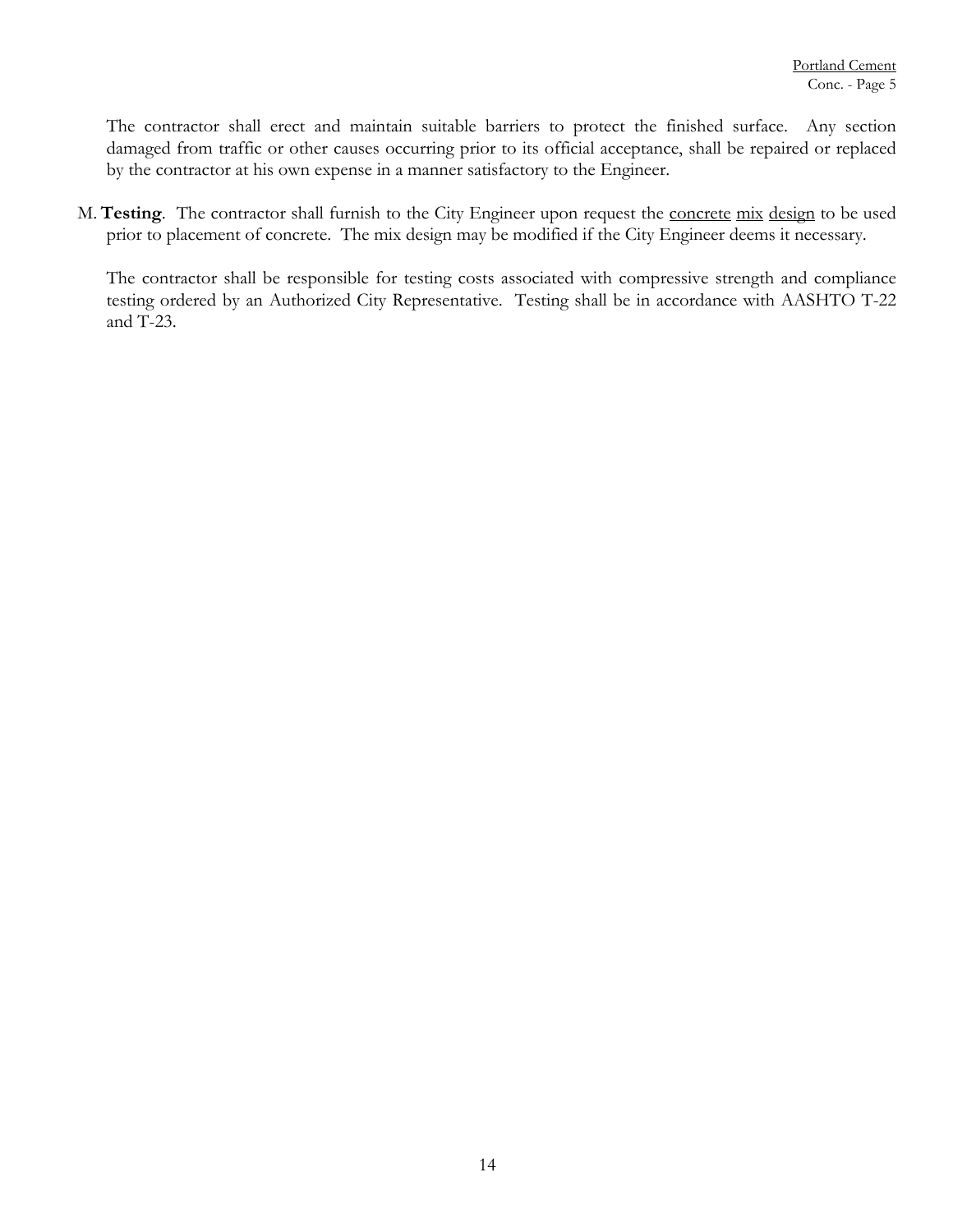The contractor shall erect and maintain suitable barriers to protect the finished surface. Any section damaged from traffic or other causes occurring prior to its official acceptance, shall be repaired or replaced by the contractor at his own expense in a manner satisfactory to the Engineer.

M. **Testing**. The contractor shall furnish to the City Engineer upon request the concrete mix design to be used prior to placement of concrete. The mix design may be modified if the City Engineer deems it necessary.

The contractor shall be responsible for testing costs associated with compressive strength and compliance testing ordered by an Authorized City Representative. Testing shall be in accordance with AASHTO T-22 and T-23.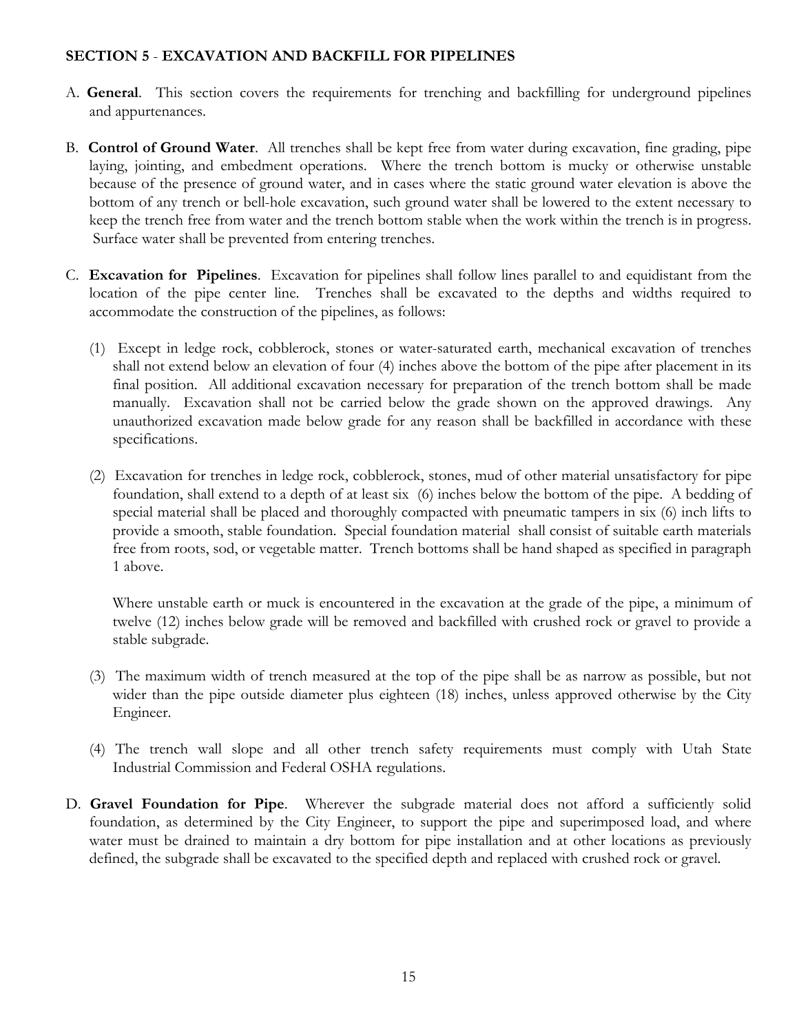## SECTION 5 - EXCAVATION AND BACKFILL FOR PIPELINES

A. **General**. This section covers the requirements for trenching and backfilling for underground pipelines and appurtenances.

B. **Control of Ground Water**. All trenches shall be kept free from water during excavation, fine grading, pipe laying, jointing, and embedment operations. Where the trench bottom is mucky or otherwise unstable because of the presence of ground water, and in cases where the static ground water elevation is above the bottom of any trench or bell-hole excavation, such ground water shall be lowered to the extent necessary to keep the trench free from water and the trench bottom stable when the work within the trench is in progress. Surface water shall be prevented from entering trenches.

C. **Excavation for Pipelines**. Excavation for pipelines shall follow lines parallel to and equidistant from the location of the pipe center line. Trenches shall be excavated to the depths and widths required to accommodate the construction of the pipelines, as follows:

(1) Except in ledge rock, cobblerock, stones or water-saturated earth, mechanical excavation of trenches shall not extend below an elevation of four (4) inches above the bottom of the pipe after placement in its final position. All additional excavation necessary for preparation of the trench bottom shall be made manually. Excavation shall not be carried below the grade shown on the approved drawings. Any unauthorized excavation made below grade for any reason shall be backfilled in accordance with these specifications.

(2) Excavation for trenches in ledge rock, cobblerock, stones, mud of other material unsatisfactory for pipe foundation, shall extend to a depth of at least six (6) inches below the bottom of the pipe. A bedding of special material shall be placed and thoroughly compacted with pneumatic tampers in six (6) inch lifts to provide a smooth, stable foundation. Special foundation material shall consist of suitable earth materials free from roots, sod, or vegetable matter. Trench bottoms shall be hand shaped as specified in paragraph 1 above.

Where unstable earth or muck is encountered in the excavation at the grade of the pipe, a minimum of twelve (12) inches below grade will be removed and backfilled with crushed rock or gravel to provide a stable subgrade.

(3) The maximum width of trench measured at the top of the pipe shall be as narrow as possible, but not wider than the pipe outside diameter plus eighteen (18) inches, unless approved otherwise by the City Engineer.

(4) The trench wall slope and all other trench safety requirements must comply with Utah State Industrial Commission and Federal OSHA regulations.

D. **Gravel Foundation for Pipe**. Wherever the subgrade material does not afford a sufficiently solid foundation, as determined by the City Engineer, to support the pipe and superimposed load, and where water must be drained to maintain a dry bottom for pipe installation and at other locations as previously defined, the subgrade shall be excavated to the specified depth and replaced with crushed rock or gravel.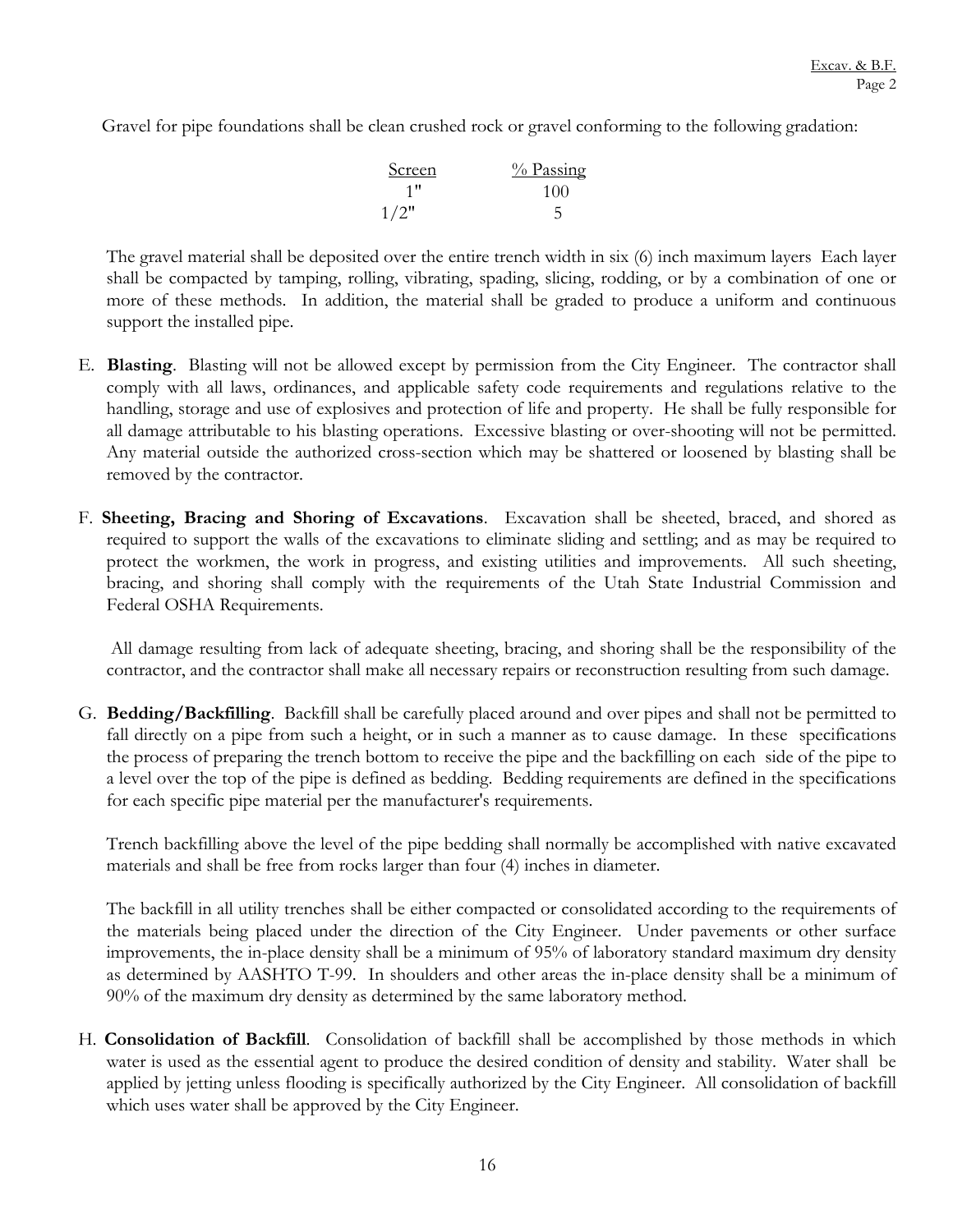Gravel for pipe foundations shall be clean crushed rock or gravel conforming to the following gradation:

| Screen | % Passing |
|---|---|
| 1" | 100 |
| 1/2" | 5 |

The gravel material shall be deposited over the entire trench width in six (6) inch maximum layers Each layer shall be compacted by tamping, rolling, vibrating, spading, slicing, rodding, or by a combination of one or more of these methods. In addition, the material shall be graded to produce a uniform and continuous support the installed pipe.

E. **Blasting**. Blasting will not be allowed except by permission from the City Engineer. The contractor shall comply with all laws, ordinances, and applicable safety code requirements and regulations relative to the handling, storage and use of explosives and protection of life and property. He shall be fully responsible for all damage attributable to his blasting operations. Excessive blasting or over-shooting will not be permitted. Any material outside the authorized cross-section which may be shattered or loosened by blasting shall be removed by the contractor.

F. **Sheeting, Bracing and Shoring of Excavations**. Excavation shall be sheeted, braced, and shored as required to support the walls of the excavations to eliminate sliding and settling; and as may be required to protect the workmen, the work in progress, and existing utilities and improvements. All such sheeting, bracing, and shoring shall comply with the requirements of the Utah State Industrial Commission and Federal OSHA Requirements.

All damage resulting from lack of adequate sheeting, bracing, and shoring shall be the responsibility of the contractor, and the contractor shall make all necessary repairs or reconstruction resulting from such damage.

G. **Bedding/Backfilling**. Backfill shall be carefully placed around and over pipes and shall not be permitted to fall directly on a pipe from such a height, or in such a manner as to cause damage. In these specifications the process of preparing the trench bottom to receive the pipe and the backfilling on each side of the pipe to a level over the top of the pipe is defined as bedding. Bedding requirements are defined in the specifications for each specific pipe material per the manufacturer's requirements.

Trench backfilling above the level of the pipe bedding shall normally be accomplished with native excavated materials and shall be free from rocks larger than four (4) inches in diameter.

The backfill in all utility trenches shall be either compacted or consolidated according to the requirements of the materials being placed under the direction of the City Engineer. Under pavements or other surface improvements, the in-place density shall be a minimum of 95% of laboratory standard maximum dry density as determined by AASHTO T-99. In shoulders and other areas the in-place density shall be a minimum of 90% of the maximum dry density as determined by the same laboratory method.

H. **Consolidation of Backfill**. Consolidation of backfill shall be accomplished by those methods in which water is used as the essential agent to produce the desired condition of density and stability. Water shall be applied by jetting unless flooding is specifically authorized by the City Engineer. All consolidation of backfill which uses water shall be approved by the City Engineer.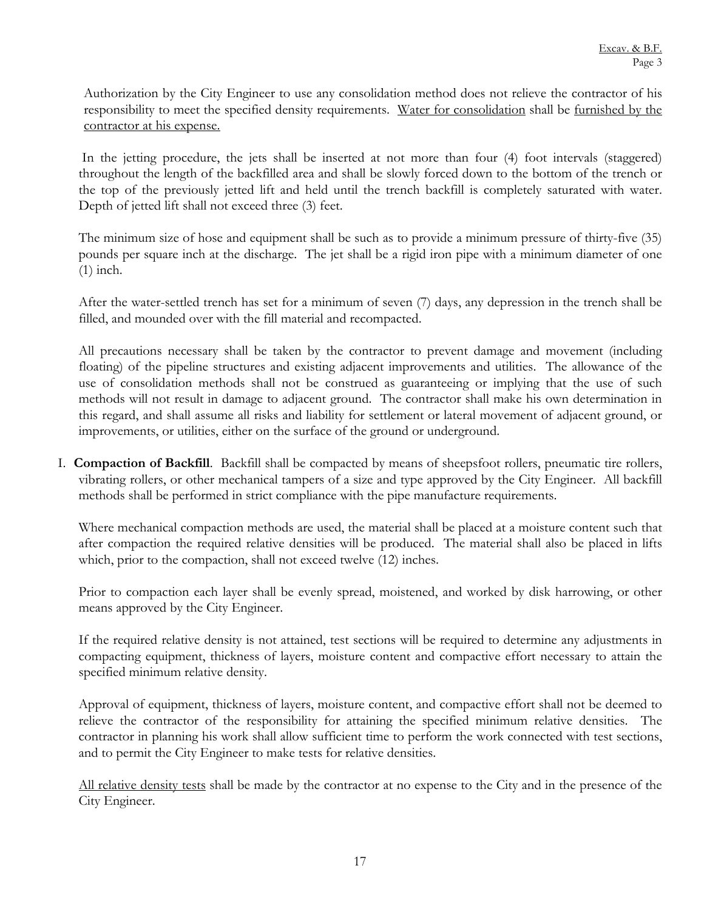Authorization by the City Engineer to use any consolidation method does not relieve the contractor of his responsibility to meet the specified density requirements. <u>Water for consolidation</u> shall be <u>furnished by the contractor at his expense.</u>

In the jetting procedure, the jets shall be inserted at not more than four (4) foot intervals (staggered) throughout the length of the backfilled area and shall be slowly forced down to the bottom of the trench or the top of the previously jetted lift and held until the trench backfill is completely saturated with water. Depth of jetted lift shall not exceed three (3) feet.

The minimum size of hose and equipment shall be such as to provide a minimum pressure of thirty-five (35) pounds per square inch at the discharge. The jet shall be a rigid iron pipe with a minimum diameter of one (1) inch.

After the water-settled trench has set for a minimum of seven (7) days, any depression in the trench shall be filled, and mounded over with the fill material and recompacted.

All precautions necessary shall be taken by the contractor to prevent damage and movement (including floating) of the pipeline structures and existing adjacent improvements and utilities. The allowance of the use of consolidation methods shall not be construed as guaranteeing or implying that the use of such methods will not result in damage to adjacent ground. The contractor shall make his own determination in this regard, and shall assume all risks and liability for settlement or lateral movement of adjacent ground, or improvements, or utilities, either on the surface of the ground or underground.

I. **Compaction of Backfill**. Backfill shall be compacted by means of sheepsfoot rollers, pneumatic tire rollers, vibrating rollers, or other mechanical tampers of a size and type approved by the City Engineer. All backfill methods shall be performed in strict compliance with the pipe manufacture requirements.

Where mechanical compaction methods are used, the material shall be placed at a moisture content such that after compaction the required relative densities will be produced. The material shall also be placed in lifts which, prior to the compaction, shall not exceed twelve (12) inches.

Prior to compaction each layer shall be evenly spread, moistened, and worked by disk harrowing, or other means approved by the City Engineer.

If the required relative density is not attained, test sections will be required to determine any adjustments in compacting equipment, thickness of layers, moisture content and compactive effort necessary to attain the specified minimum relative density.

Approval of equipment, thickness of layers, moisture content, and compactive effort shall not be deemed to relieve the contractor of the responsibility for attaining the specified minimum relative densities. The contractor in planning his work shall allow sufficient time to perform the work connected with test sections, and to permit the City Engineer to make tests for relative densities.

<u>All relative density tests</u> shall be made by the contractor at no expense to the City and in the presence of the City Engineer.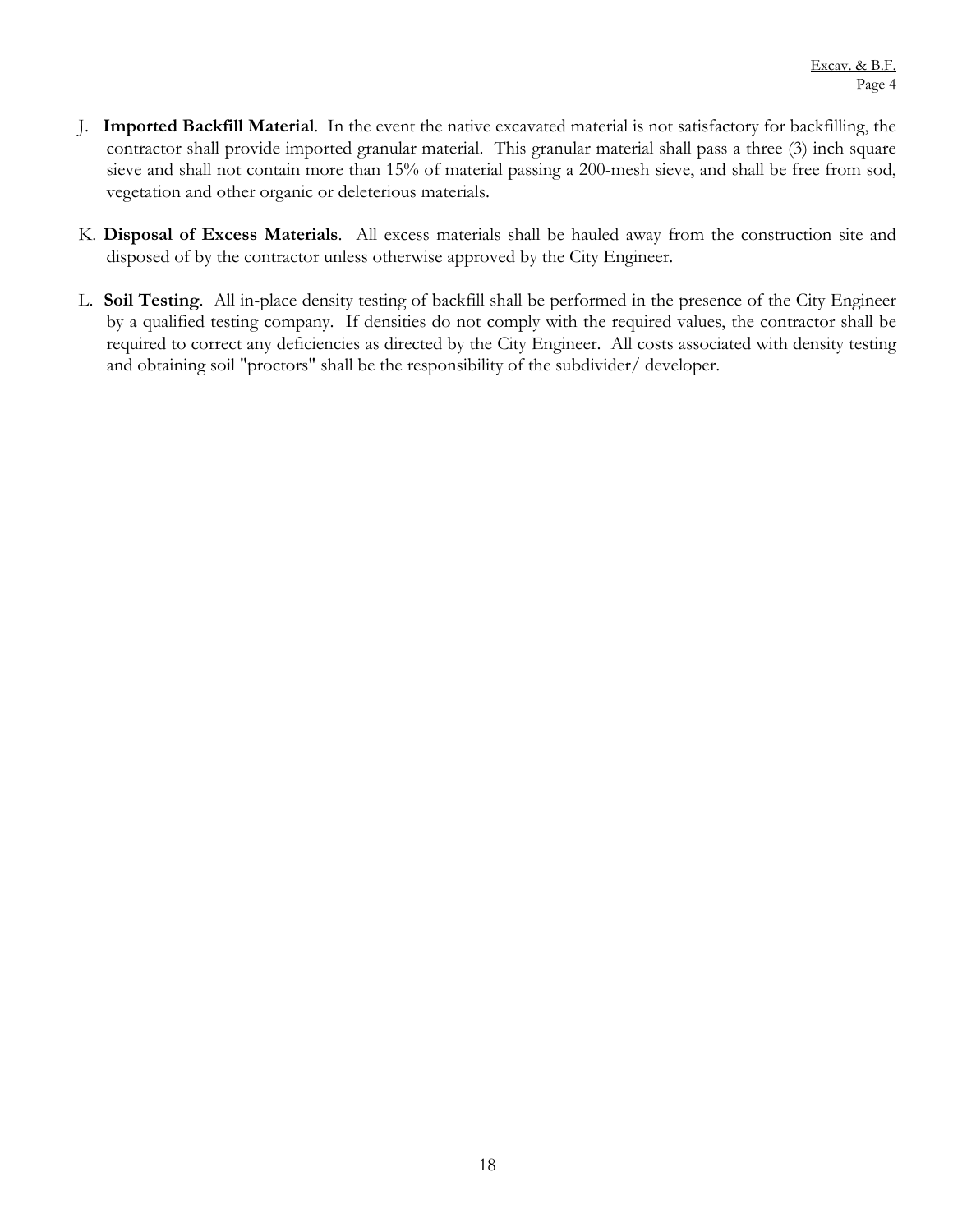J. **Imported Backfill Material**. In the event the native excavated material is not satisfactory for backfilling, the contractor shall provide imported granular material. This granular material shall pass a three (3) inch square sieve and shall not contain more than 15% of material passing a 200-mesh sieve, and shall be free from sod, vegetation and other organic or deleterious materials.

K. **Disposal of Excess Materials**. All excess materials shall be hauled away from the construction site and disposed of by the contractor unless otherwise approved by the City Engineer.

L. **Soil Testing**. All in-place density testing of backfill shall be performed in the presence of the City Engineer by a qualified testing company. If densities do not comply with the required values, the contractor shall be required to correct any deficiencies as directed by the City Engineer. All costs associated with density testing and obtaining soil "proctors" shall be the responsibility of the subdivider/ developer.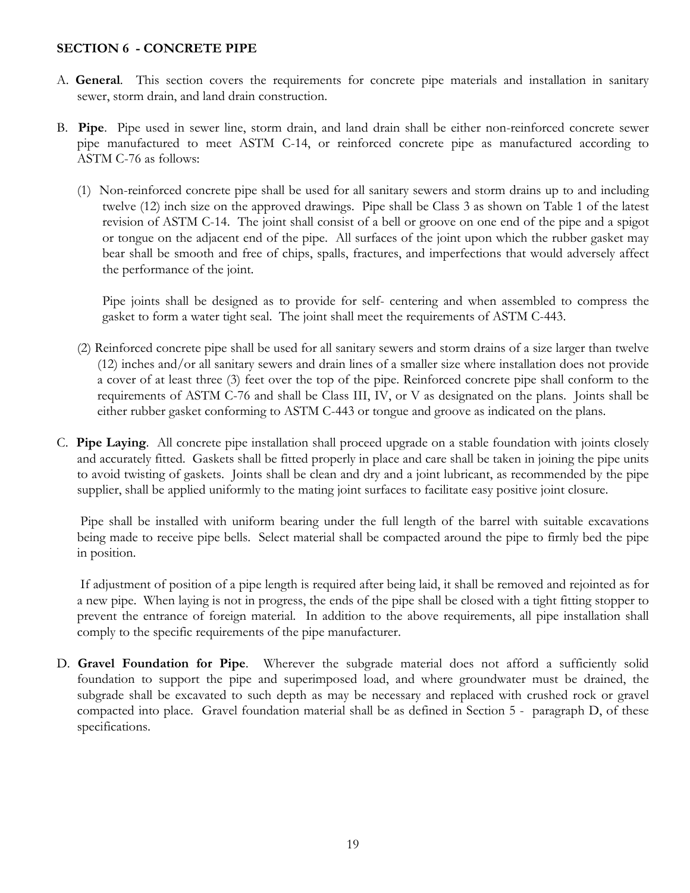**SECTION 6 - CONCRETE PIPE**

A. **General**. This section covers the requirements for concrete pipe materials and installation in sanitary sewer, storm drain, and land drain construction.

B. **Pipe**. Pipe used in sewer line, storm drain, and land drain shall be either non-reinforced concrete sewer pipe manufactured to meet ASTM C-14, or reinforced concrete pipe as manufactured according to ASTM C-76 as follows:

(1) Non-reinforced concrete pipe shall be used for all sanitary sewers and storm drains up to and including twelve (12) inch size on the approved drawings. Pipe shall be Class 3 as shown on Table 1 of the latest revision of ASTM C-14. The joint shall consist of a bell or groove on one end of the pipe and a spigot or tongue on the adjacent end of the pipe. All surfaces of the joint upon which the rubber gasket may bear shall be smooth and free of chips, spalls, fractures, and imperfections that would adversely affect the performance of the joint.

Pipe joints shall be designed as to provide for self- centering and when assembled to compress the gasket to form a water tight seal. The joint shall meet the requirements of ASTM C-443.

(2) Reinforced concrete pipe shall be used for all sanitary sewers and storm drains of a size larger than twelve (12) inches and/or all sanitary sewers and drain lines of a smaller size where installation does not provide a cover of at least three (3) feet over the top of the pipe. Reinforced concrete pipe shall conform to the requirements of ASTM C-76 and shall be Class III, IV, or V as designated on the plans. Joints shall be either rubber gasket conforming to ASTM C-443 or tongue and groove as indicated on the plans.

C. **Pipe Laying**. All concrete pipe installation shall proceed upgrade on a stable foundation with joints closely and accurately fitted. Gaskets shall be fitted properly in place and care shall be taken in joining the pipe units to avoid twisting of gaskets. Joints shall be clean and dry and a joint lubricant, as recommended by the pipe supplier, shall be applied uniformly to the mating joint surfaces to facilitate easy positive joint closure.

Pipe shall be installed with uniform bearing under the full length of the barrel with suitable excavations being made to receive pipe bells. Select material shall be compacted around the pipe to firmly bed the pipe in position.

If adjustment of position of a pipe length is required after being laid, it shall be removed and rejointed as for a new pipe. When laying is not in progress, the ends of the pipe shall be closed with a tight fitting stopper to prevent the entrance of foreign material. In addition to the above requirements, all pipe installation shall comply to the specific requirements of the pipe manufacturer.

D. **Gravel Foundation for Pipe**. Wherever the subgrade material does not afford a sufficiently solid foundation to support the pipe and superimposed load, and where groundwater must be drained, the subgrade shall be excavated to such depth as may be necessary and replaced with crushed rock or gravel compacted into place. Gravel foundation material shall be as defined in Section 5 - paragraph D, of these specifications.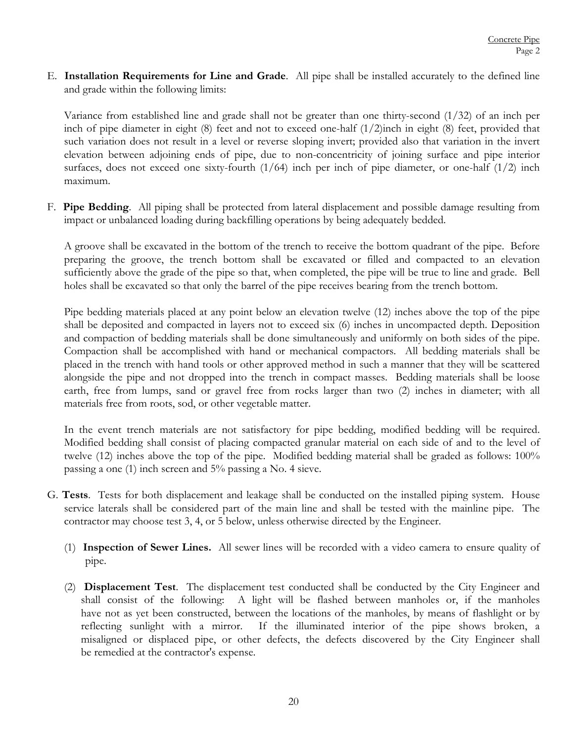E. **Installation Requirements for Line and Grade**. All pipe shall be installed accurately to the defined line and grade within the following limits:

Variance from established line and grade shall not be greater than one thirty-second (1/32) of an inch per inch of pipe diameter in eight (8) feet and not to exceed one-half (1/2)inch in eight (8) feet, provided that such variation does not result in a level or reverse sloping invert; provided also that variation in the invert elevation between adjoining ends of pipe, due to non-concentricity of joining surface and pipe interior surfaces, does not exceed one sixty-fourth (1/64) inch per inch of pipe diameter, or one-half (1/2) inch maximum.

F. **Pipe Bedding**. All piping shall be protected from lateral displacement and possible damage resulting from impact or unbalanced loading during backfilling operations by being adequately bedded.

A groove shall be excavated in the bottom of the trench to receive the bottom quadrant of the pipe. Before preparing the groove, the trench bottom shall be excavated or filled and compacted to an elevation sufficiently above the grade of the pipe so that, when completed, the pipe will be true to line and grade. Bell holes shall be excavated so that only the barrel of the pipe receives bearing from the trench bottom.

Pipe bedding materials placed at any point below an elevation twelve (12) inches above the top of the pipe shall be deposited and compacted in layers not to exceed six (6) inches in uncompacted depth. Deposition and compaction of bedding materials shall be done simultaneously and uniformly on both sides of the pipe. Compaction shall be accomplished with hand or mechanical compactors. All bedding materials shall be placed in the trench with hand tools or other approved method in such a manner that they will be scattered alongside the pipe and not dropped into the trench in compact masses. Bedding materials shall be loose earth, free from lumps, sand or gravel free from rocks larger than two (2) inches in diameter; with all materials free from roots, sod, or other vegetable matter.

In the event trench materials are not satisfactory for pipe bedding, modified bedding will be required. Modified bedding shall consist of placing compacted granular material on each side of and to the level of twelve (12) inches above the top of the pipe. Modified bedding material shall be graded as follows: 100% passing a one (1) inch screen and 5% passing a No. 4 sieve.

G. **Tests**. Tests for both displacement and leakage shall be conducted on the installed piping system. House service laterals shall be considered part of the main line and shall be tested with the mainline pipe. The contractor may choose test 3, 4, or 5 below, unless otherwise directed by the Engineer.

(1) **Inspection of Sewer Lines.** All sewer lines will be recorded with a video camera to ensure quality of pipe.

(2) **Displacement Test**. The displacement test conducted shall be conducted by the City Engineer and shall consist of the following: A light will be flashed between manholes or, if the manholes have not as yet been constructed, between the locations of the manholes, by means of flashlight or by reflecting sunlight with a mirror. If the illuminated interior of the pipe shows broken, a misaligned or displaced pipe, or other defects, the defects discovered by the City Engineer shall be remedied at the contractor's expense.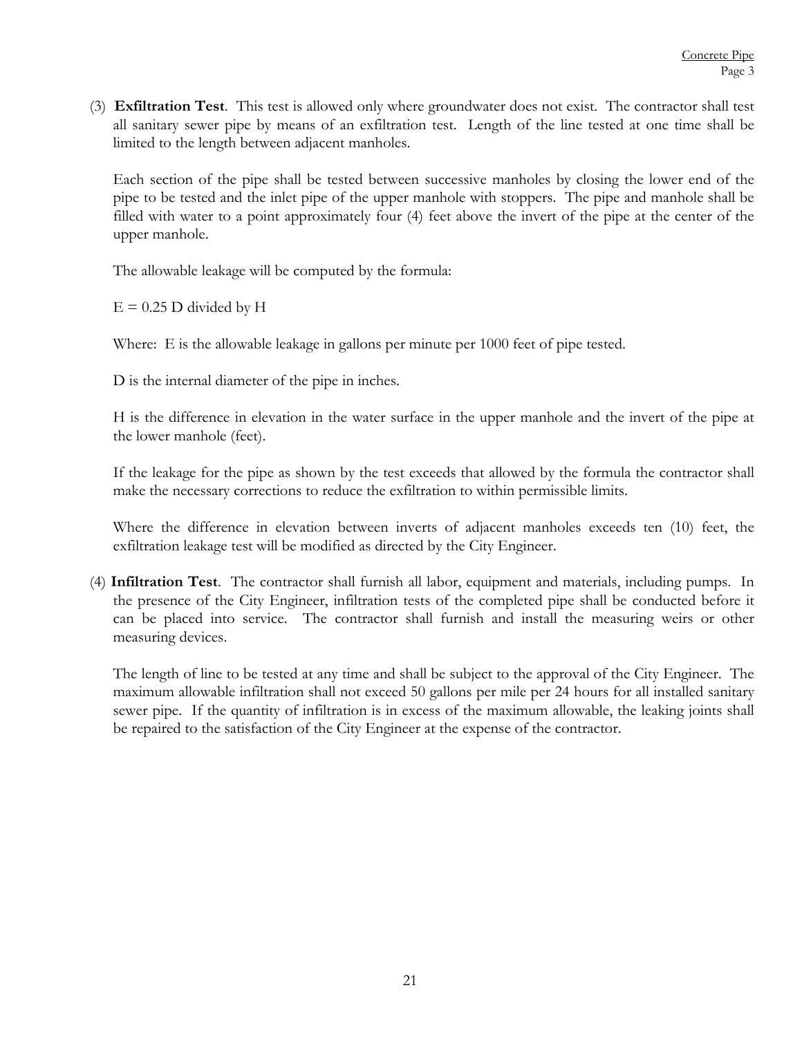(3) **Exfiltration Test**. This test is allowed only where groundwater does not exist. The contractor shall test all sanitary sewer pipe by means of an exfiltration test. Length of the line tested at one time shall be limited to the length between adjacent manholes.

Each section of the pipe shall be tested between successive manholes by closing the lower end of the pipe to be tested and the inlet pipe of the upper manhole with stoppers. The pipe and manhole shall be filled with water to a point approximately four (4) feet above the invert of the pipe at the center of the upper manhole.

The allowable leakage will be computed by the formula:

$E = 0.25$ D divided by H

Where: E is the allowable leakage in gallons per minute per 1000 feet of pipe tested.

D is the internal diameter of the pipe in inches.

H is the difference in elevation in the water surface in the upper manhole and the invert of the pipe at the lower manhole (feet).

If the leakage for the pipe as shown by the test exceeds that allowed by the formula the contractor shall make the necessary corrections to reduce the exfiltration to within permissible limits.

Where the difference in elevation between inverts of adjacent manholes exceeds ten (10) feet, the exfiltration leakage test will be modified as directed by the City Engineer.

(4) **Infiltration Test**. The contractor shall furnish all labor, equipment and materials, including pumps. In the presence of the City Engineer, infiltration tests of the completed pipe shall be conducted before it can be placed into service. The contractor shall furnish and install the measuring weirs or other measuring devices.

The length of line to be tested at any time and shall be subject to the approval of the City Engineer. The maximum allowable infiltration shall not exceed 50 gallons per mile per 24 hours for all installed sanitary sewer pipe. If the quantity of infiltration is in excess of the maximum allowable, the leaking joints shall be repaired to the satisfaction of the City Engineer at the expense of the contractor.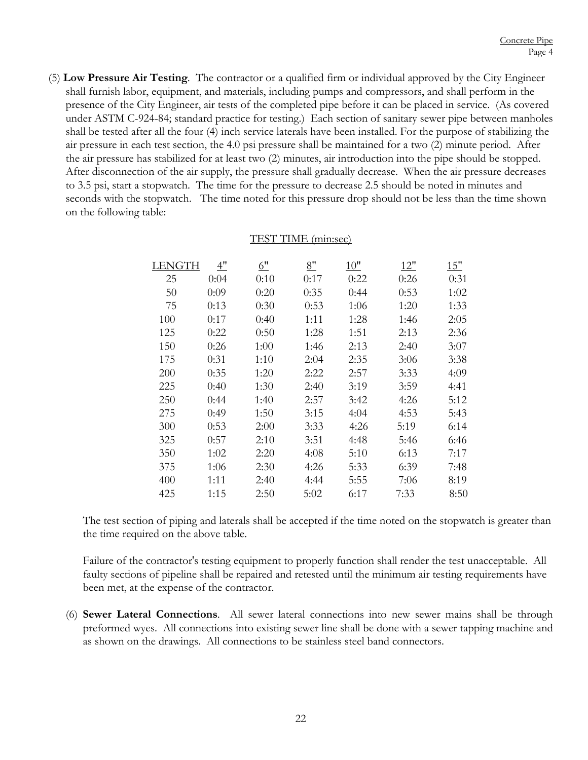(5) **Low Pressure Air Testing**. The contractor or a qualified firm or individual approved by the City Engineer shall furnish labor, equipment, and materials, including pumps and compressors, and shall perform in the presence of the City Engineer, air tests of the completed pipe before it can be placed in service. (As covered under ASTM C-924-84; standard practice for testing.) Each section of sanitary sewer pipe between manholes shall be tested after all the four (4) inch service laterals have been installed. For the purpose of stabilizing the air pressure in each test section, the 4.0 psi pressure shall be maintained for a two (2) minute period. After the air pressure has stabilized for at least two (2) minutes, air introduction into the pipe should be stopped. After disconnection of the air supply, the pressure shall gradually decrease. When the air pressure decreases to 3.5 psi, start a stopwatch. The time for the pressure to decrease 2.5 should be noted in minutes and seconds with the stopwatch. The time noted for this pressure drop should not be less than the time shown on the following table:

TEST TIME (min:sec)

| LENGTH | 4" | 6" | 8" | 10" | 12" | 15" |
|---|---|---|---|---|---|---|
| 25 | 0:04 | 0:10 | 0:17 | 0:22 | 0:26 | 0:31 |
| 50 | 0:09 | 0:20 | 0:35 | 0:44 | 0:53 | 1:02 |
| 75 | 0:13 | 0:30 | 0:53 | 1:06 | 1:20 | 1:33 |
| 100 | 0:17 | 0:40 | 1:11 | 1:28 | 1:46 | 2:05 |
| 125 | 0:22 | 0:50 | 1:28 | 1:51 | 2:13 | 2:36 |
| 150 | 0:26 | 1:00 | 1:46 | 2:13 | 2:40 | 3:07 |
| 175 | 0:31 | 1:10 | 2:04 | 2:35 | 3:06 | 3:38 |
| 200 | 0:35 | 1:20 | 2:22 | 2:57 | 3:33 | 4:09 |
| 225 | 0:40 | 1:30 | 2:40 | 3:19 | 3:59 | 4:41 |
| 250 | 0:44 | 1:40 | 2:57 | 3:42 | 4:26 | 5:12 |
| 275 | 0:49 | 1:50 | 3:15 | 4:04 | 4:53 | 5:43 |
| 300 | 0:53 | 2:00 | 3:33 | 4:26 | 5:19 | 6:14 |
| 325 | 0:57 | 2:10 | 3:51 | 4:48 | 5:46 | 6:46 |
| 350 | 1:02 | 2:20 | 4:08 | 5:10 | 6:13 | 7:17 |
| 375 | 1:06 | 2:30 | 4:26 | 5:33 | 6:39 | 7:48 |
| 400 | 1:11 | 2:40 | 4:44 | 5:55 | 7:06 | 8:19 |
| 425 | 1:15 | 2:50 | 5:02 | 6:17 | 7:33 | 8:50 |

The test section of piping and laterals shall be accepted if the time noted on the stopwatch is greater than the time required on the above table.

Failure of the contractor's testing equipment to properly function shall render the test unacceptable. All faulty sections of pipeline shall be repaired and retested until the minimum air testing requirements have been met, at the expense of the contractor.

(6) **Sewer Lateral Connections**. All sewer lateral connections into new sewer mains shall be through preformed wyes. All connections into existing sewer line shall be done with a sewer tapping machine and as shown on the drawings. All connections to be stainless steel band connectors.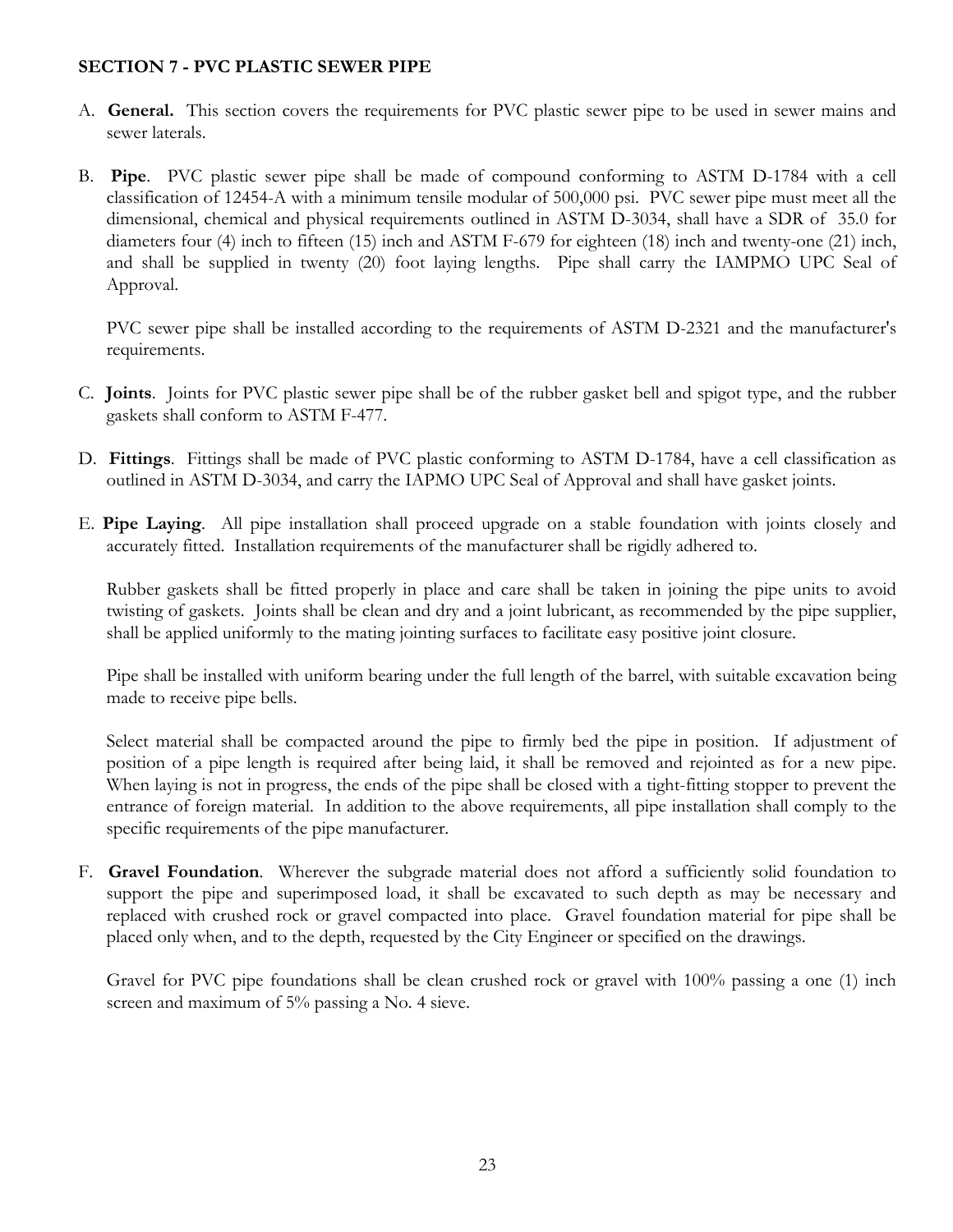## SECTION 7 - PVC PLASTIC SEWER PIPE

A. **General.** This section covers the requirements for PVC plastic sewer pipe to be used in sewer mains and sewer laterals.

B. **Pipe**. PVC plastic sewer pipe shall be made of compound conforming to ASTM D-1784 with a cell classification of 12454-A with a minimum tensile modular of 500,000 psi. PVC sewer pipe must meet all the dimensional, chemical and physical requirements outlined in ASTM D-3034, shall have a SDR of 35.0 for diameters four (4) inch to fifteen (15) inch and ASTM F-679 for eighteen (18) inch and twenty-one (21) inch, and shall be supplied in twenty (20) foot laying lengths. Pipe shall carry the IAMPMO UPC Seal of Approval.

   PVC sewer pipe shall be installed according to the requirements of ASTM D-2321 and the manufacturer's requirements.

C. **Joints**. Joints for PVC plastic sewer pipe shall be of the rubber gasket bell and spigot type, and the rubber gaskets shall conform to ASTM F-477.

D. **Fittings**. Fittings shall be made of PVC plastic conforming to ASTM D-1784, have a cell classification as outlined in ASTM D-3034, and carry the IAPMO UPC Seal of Approval and shall have gasket joints.

E. **Pipe Laying**. All pipe installation shall proceed upgrade on a stable foundation with joints closely and accurately fitted. Installation requirements of the manufacturer shall be rigidly adhered to.

   Rubber gaskets shall be fitted properly in place and care shall be taken in joining the pipe units to avoid twisting of gaskets. Joints shall be clean and dry and a joint lubricant, as recommended by the pipe supplier, shall be applied uniformly to the mating jointing surfaces to facilitate easy positive joint closure.

   Pipe shall be installed with uniform bearing under the full length of the barrel, with suitable excavation being made to receive pipe bells.

   Select material shall be compacted around the pipe to firmly bed the pipe in position. If adjustment of position of a pipe length is required after being laid, it shall be removed and rejointed as for a new pipe. When laying is not in progress, the ends of the pipe shall be closed with a tight-fitting stopper to prevent the entrance of foreign material. In addition to the above requirements, all pipe installation shall comply to the specific requirements of the pipe manufacturer.

F. **Gravel Foundation**. Wherever the subgrade material does not afford a sufficiently solid foundation to support the pipe and superimposed load, it shall be excavated to such depth as may be necessary and replaced with crushed rock or gravel compacted into place. Gravel foundation material for pipe shall be placed only when, and to the depth, requested by the City Engineer or specified on the drawings.

   Gravel for PVC pipe foundations shall be clean crushed rock or gravel with 100% passing a one (1) inch screen and maximum of 5% passing a No. 4 sieve.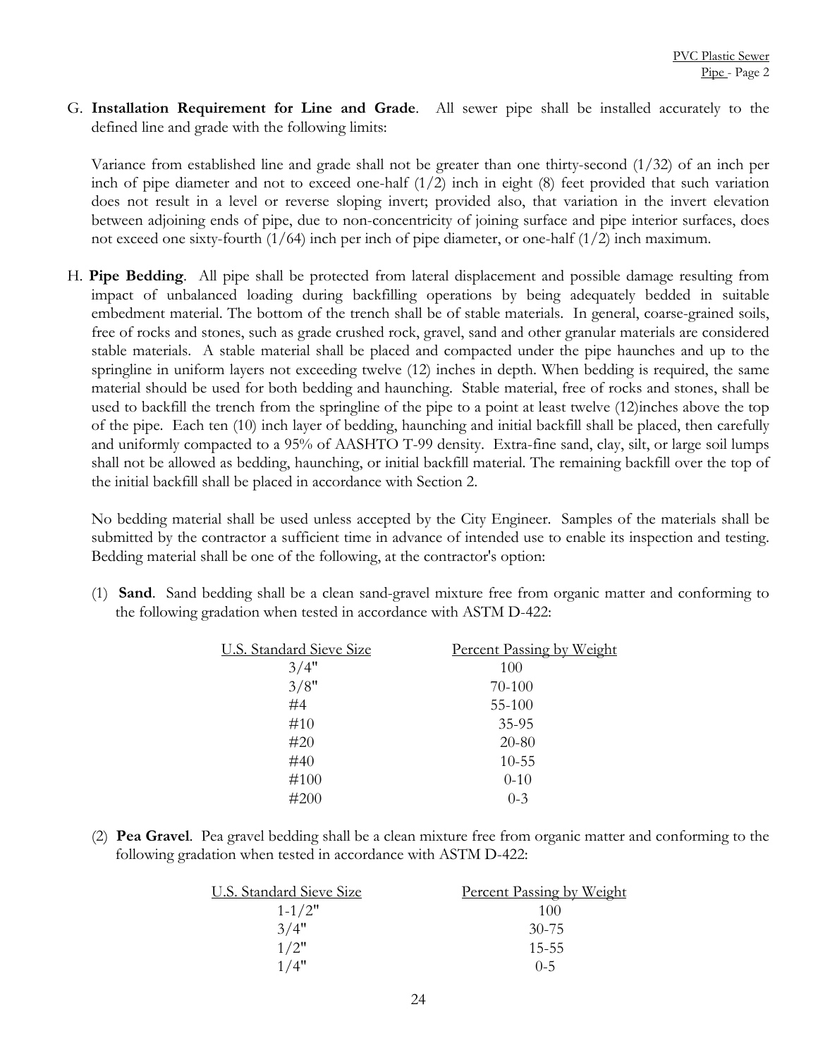G. **Installation Requirement for Line and Grade**. All sewer pipe shall be installed accurately to the defined line and grade with the following limits:

Variance from established line and grade shall not be greater than one thirty-second (1/32) of an inch per inch of pipe diameter and not to exceed one-half (1/2) inch in eight (8) feet provided that such variation does not result in a level or reverse sloping invert; provided also, that variation in the invert elevation between adjoining ends of pipe, due to non-concentricity of joining surface and pipe interior surfaces, does not exceed one sixty-fourth (1/64) inch per inch of pipe diameter, or one-half (1/2) inch maximum.

H. **Pipe Bedding**. All pipe shall be protected from lateral displacement and possible damage resulting from impact of unbalanced loading during backfilling operations by being adequately bedded in suitable embedment material. The bottom of the trench shall be of stable materials. In general, coarse-grained soils, free of rocks and stones, such as grade crushed rock, gravel, sand and other granular materials are considered stable materials. A stable material shall be placed and compacted under the pipe haunches and up to the springline in uniform layers not exceeding twelve (12) inches in depth. When bedding is required, the same material should be used for both bedding and haunching. Stable material, free of rocks and stones, shall be used to backfill the trench from the springline of the pipe to a point at least twelve (12)inches above the top of the pipe. Each ten (10) inch layer of bedding, haunching and initial backfill shall be placed, then carefully and uniformly compacted to a 95% of AASHTO T-99 density. Extra-fine sand, clay, silt, or large soil lumps shall not be allowed as bedding, haunching, or initial backfill material. The remaining backfill over the top of the initial backfill shall be placed in accordance with Section 2.

No bedding material shall be used unless accepted by the City Engineer. Samples of the materials shall be submitted by the contractor a sufficient time in advance of intended use to enable its inspection and testing. Bedding material shall be one of the following, at the contractor's option:

(1) **Sand**. Sand bedding shall be a clean sand-gravel mixture free from organic matter and conforming to the following gradation when tested in accordance with ASTM D-422:

| U.S. Standard Sieve Size | Percent Passing by Weight |
|---|---|
| 3/4" | 100 |
| 3/8" | 70-100 |
| #4 | 55-100 |
| #10 | 35-95 |
| #20 | 20-80 |
| #40 | 10-55 |
| #100 | 0-10 |
| #200 | 0-3 |

(2) **Pea Gravel**. Pea gravel bedding shall be a clean mixture free from organic matter and conforming to the following gradation when tested in accordance with ASTM D-422:

| U.S. Standard Sieve Size | Percent Passing by Weight |
|---|---|
| 1-1/2" | 100 |
| 3/4" | 30-75 |
| 1/2" | 15-55 |
| 1/4" | 0-5 |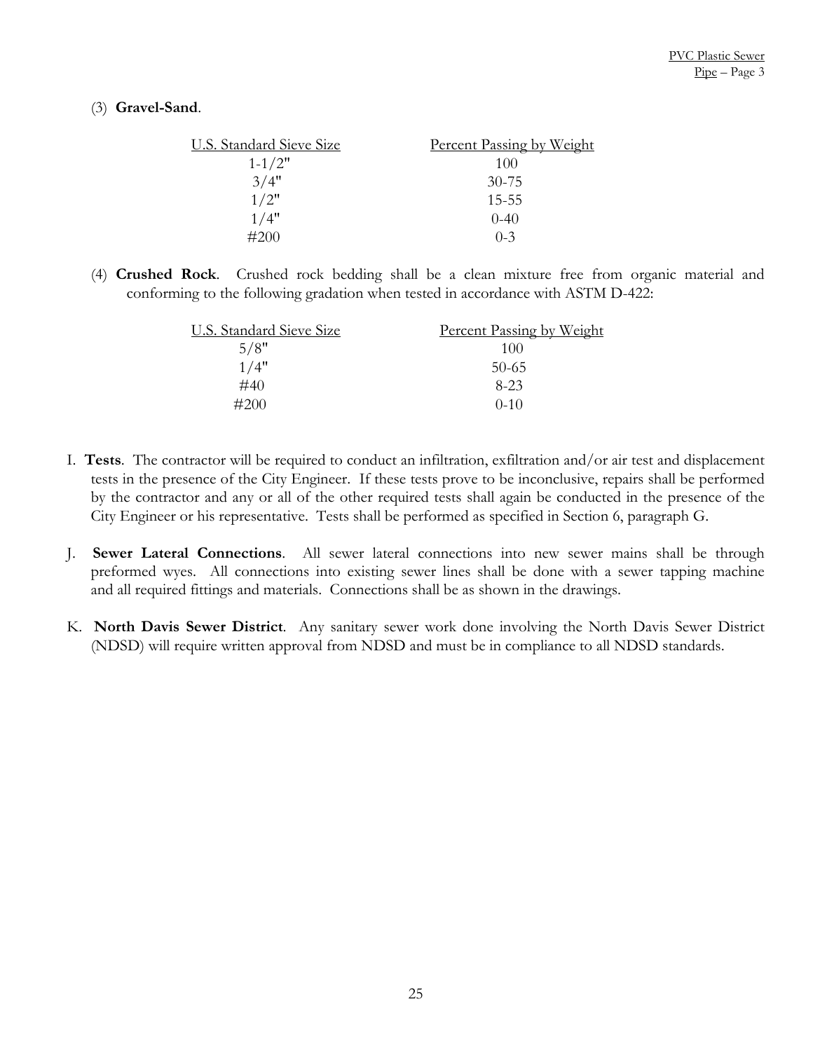(3) **Gravel-Sand**.

| U.S. Standard Sieve Size | Percent Passing by Weight |
|---|---|
| 1-1/2" | 100 |
| 3/4" | 30-75 |
| 1/2" | 15-55 |
| 1/4" | 0-40 |
| #200 | 0-3 |

(4) **Crushed Rock**. Crushed rock bedding shall be a clean mixture free from organic material and conforming to the following gradation when tested in accordance with ASTM D-422:

| U.S. Standard Sieve Size | Percent Passing by Weight |
|---|---|
| 5/8" | 100 |
| 1/4" | 50-65 |
| #40 | 8-23 |
| #200 | 0-10 |

I. **Tests**. The contractor will be required to conduct an infiltration, exfiltration and/or air test and displacement tests in the presence of the City Engineer. If these tests prove to be inconclusive, repairs shall be performed by the contractor and any or all of the other required tests shall again be conducted in the presence of the City Engineer or his representative. Tests shall be performed as specified in Section 6, paragraph G.

J. **Sewer Lateral Connections**. All sewer lateral connections into new sewer mains shall be through preformed wyes. All connections into existing sewer lines shall be done with a sewer tapping machine and all required fittings and materials. Connections shall be as shown in the drawings.

K. **North Davis Sewer District**. Any sanitary sewer work done involving the North Davis Sewer District (NDSD) will require written approval from NDSD and must be in compliance to all NDSD standards.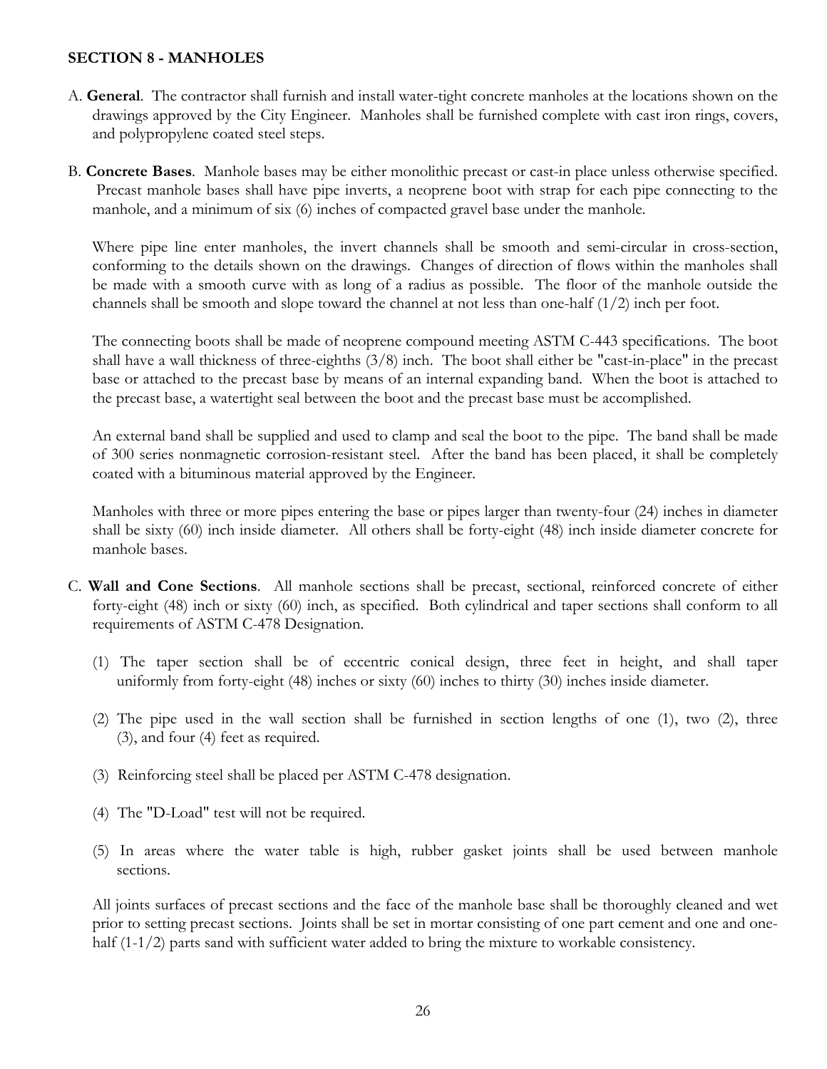## SECTION 8 - MANHOLES

A. **General**. The contractor shall furnish and install water-tight concrete manholes at the locations shown on the drawings approved by the City Engineer. Manholes shall be furnished complete with cast iron rings, covers, and polypropylene coated steel steps.

B. **Concrete Bases**. Manhole bases may be either monolithic precast or cast-in place unless otherwise specified. Precast manhole bases shall have pipe inverts, a neoprene boot with strap for each pipe connecting to the manhole, and a minimum of six (6) inches of compacted gravel base under the manhole.

Where pipe line enter manholes, the invert channels shall be smooth and semi-circular in cross-section, conforming to the details shown on the drawings. Changes of direction of flows within the manholes shall be made with a smooth curve with as long of a radius as possible. The floor of the manhole outside the channels shall be smooth and slope toward the channel at not less than one-half (1/2) inch per foot.

The connecting boots shall be made of neoprene compound meeting ASTM C-443 specifications. The boot shall have a wall thickness of three-eighths (3/8) inch. The boot shall either be "cast-in-place" in the precast base or attached to the precast base by means of an internal expanding band. When the boot is attached to the precast base, a watertight seal between the boot and the precast base must be accomplished.

An external band shall be supplied and used to clamp and seal the boot to the pipe. The band shall be made of 300 series nonmagnetic corrosion-resistant steel. After the band has been placed, it shall be completely coated with a bituminous material approved by the Engineer.

Manholes with three or more pipes entering the base or pipes larger than twenty-four (24) inches in diameter shall be sixty (60) inch inside diameter. All others shall be forty-eight (48) inch inside diameter concrete for manhole bases.

C. **Wall and Cone Sections**. All manhole sections shall be precast, sectional, reinforced concrete of either forty-eight (48) inch or sixty (60) inch, as specified. Both cylindrical and taper sections shall conform to all requirements of ASTM C-478 Designation.

(1) The taper section shall be of eccentric conical design, three feet in height, and shall taper uniformly from forty-eight (48) inches or sixty (60) inches to thirty (30) inches inside diameter.

(2) The pipe used in the wall section shall be furnished in section lengths of one (1), two (2), three (3), and four (4) feet as required.

(3) Reinforcing steel shall be placed per ASTM C-478 designation.

(4) The "D-Load" test will not be required.

(5) In areas where the water table is high, rubber gasket joints shall be used between manhole sections.

All joints surfaces of precast sections and the face of the manhole base shall be thoroughly cleaned and wet prior to setting precast sections. Joints shall be set in mortar consisting of one part cement and one and one-half (1-1/2) parts sand with sufficient water added to bring the mixture to workable consistency.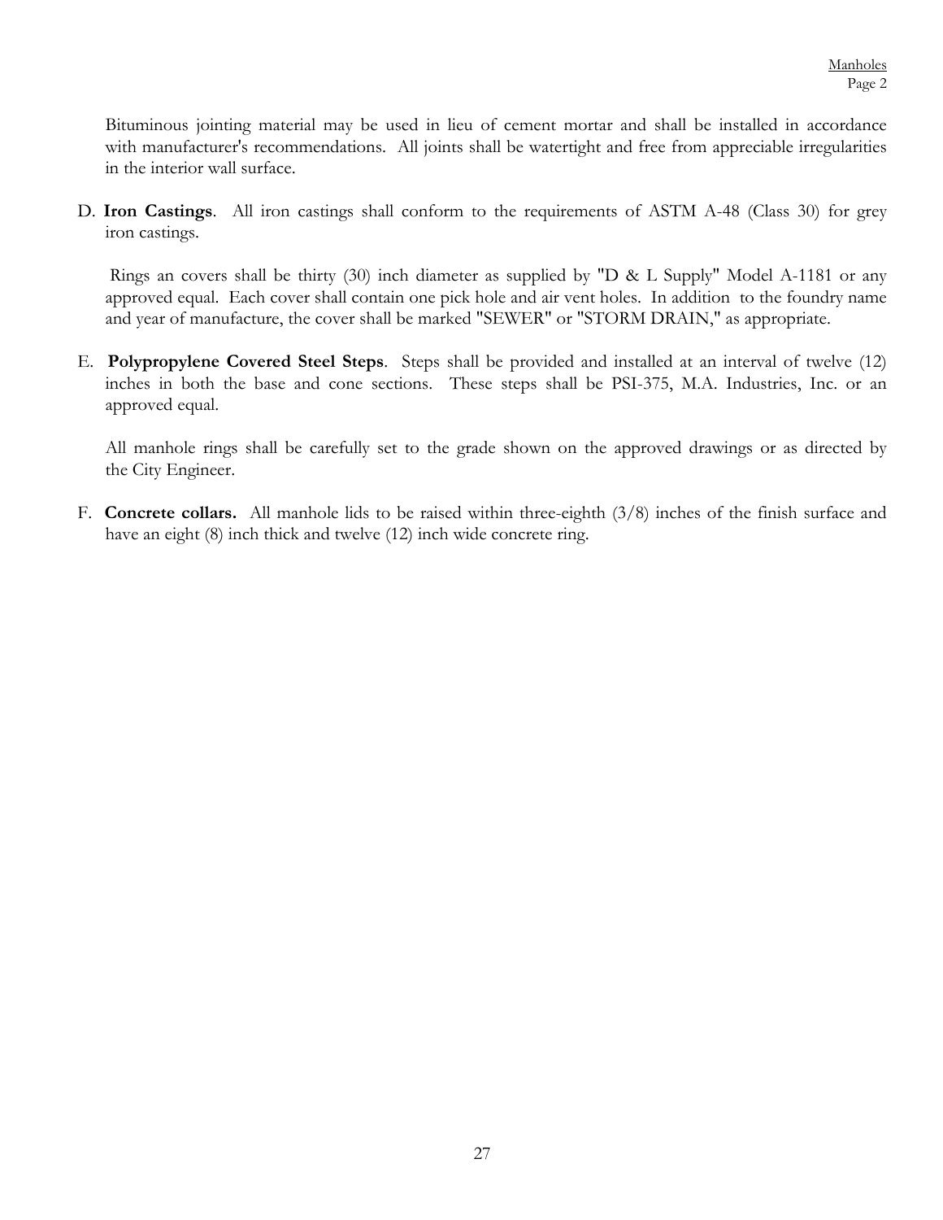Bituminous jointing material may be used in lieu of cement mortar and shall be installed in accordance with manufacturer's recommendations. All joints shall be watertight and free from appreciable irregularities in the interior wall surface.

D. **Iron Castings**. All iron castings shall conform to the requirements of ASTM A-48 (Class 30) for grey iron castings.

Rings an covers shall be thirty (30) inch diameter as supplied by "D & L Supply" Model A-1181 or any approved equal. Each cover shall contain one pick hole and air vent holes. In addition to the foundry name and year of manufacture, the cover shall be marked "SEWER" or "STORM DRAIN," as appropriate.

E. **Polypropylene Covered Steel Steps**. Steps shall be provided and installed at an interval of twelve (12) inches in both the base and cone sections. These steps shall be PSI-375, M.A. Industries, Inc. or an approved equal.

All manhole rings shall be carefully set to the grade shown on the approved drawings or as directed by the City Engineer.

F. **Concrete collars.** All manhole lids to be raised within three-eighth (3/8) inches of the finish surface and have an eight (8) inch thick and twelve (12) inch wide concrete ring.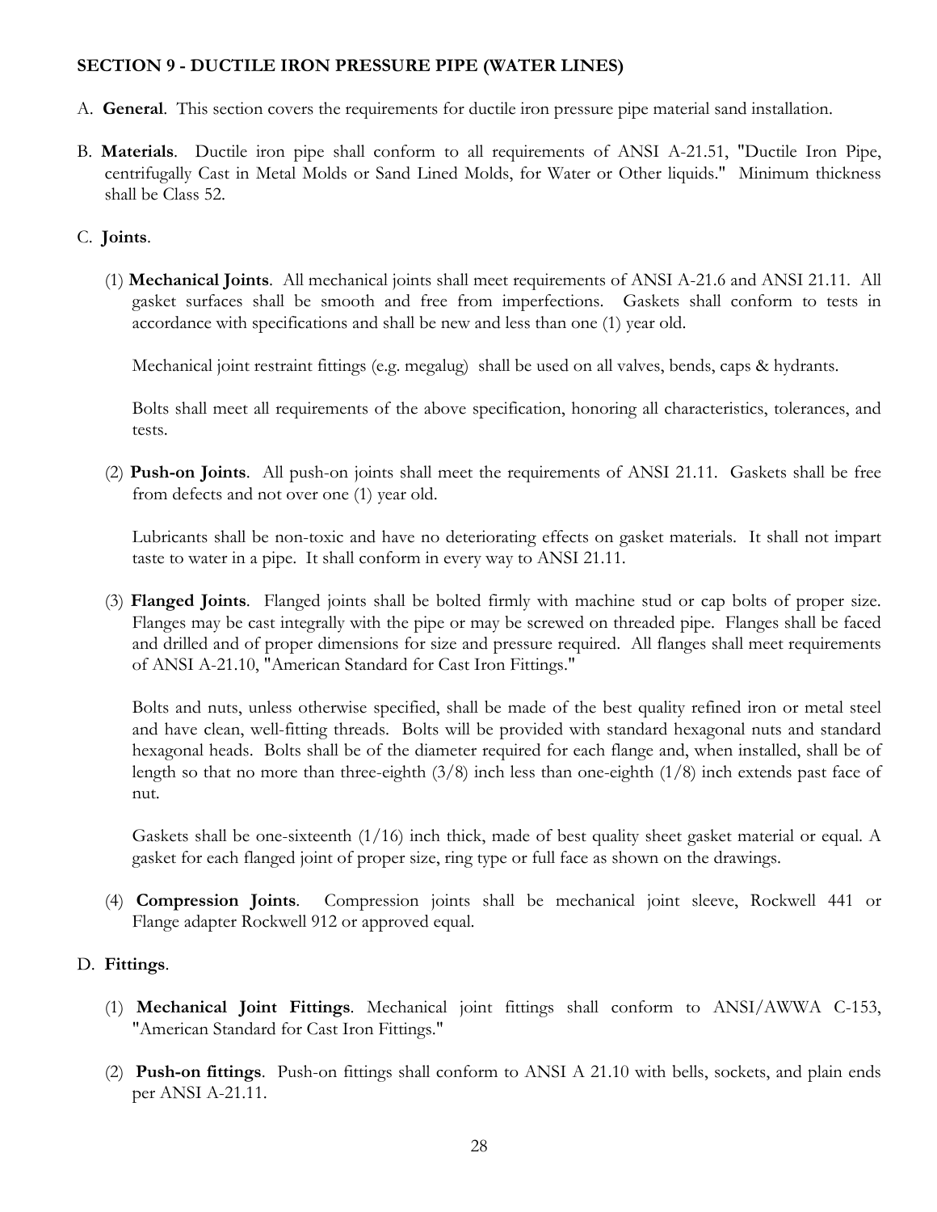## SECTION 9 - DUCTILE IRON PRESSURE PIPE (WATER LINES)

A. **General**. This section covers the requirements for ductile iron pressure pipe material sand installation.

B. **Materials**. Ductile iron pipe shall conform to all requirements of ANSI A-21.51, "Ductile Iron Pipe, centrifugally Cast in Metal Molds or Sand Lined Molds, for Water or Other liquids." Minimum thickness shall be Class 52.

C. **Joints**.

(1) **Mechanical Joints**. All mechanical joints shall meet requirements of ANSI A-21.6 and ANSI 21.11. All gasket surfaces shall be smooth and free from imperfections. Gaskets shall conform to tests in accordance with specifications and shall be new and less than one (1) year old.

Mechanical joint restraint fittings (e.g. megalug) shall be used on all valves, bends, caps & hydrants.

Bolts shall meet all requirements of the above specification, honoring all characteristics, tolerances, and tests.

(2) **Push-on Joints**. All push-on joints shall meet the requirements of ANSI 21.11. Gaskets shall be free from defects and not over one (1) year old.

Lubricants shall be non-toxic and have no deteriorating effects on gasket materials. It shall not impart taste to water in a pipe. It shall conform in every way to ANSI 21.11.

(3) **Flanged Joints**. Flanged joints shall be bolted firmly with machine stud or cap bolts of proper size. Flanges may be cast integrally with the pipe or may be screwed on threaded pipe. Flanges shall be faced and drilled and of proper dimensions for size and pressure required. All flanges shall meet requirements of ANSI A-21.10, "American Standard for Cast Iron Fittings."

Bolts and nuts, unless otherwise specified, shall be made of the best quality refined iron or metal steel and have clean, well-fitting threads. Bolts will be provided with standard hexagonal nuts and standard hexagonal heads. Bolts shall be of the diameter required for each flange and, when installed, shall be of length so that no more than three-eighth (3/8) inch less than one-eighth (1/8) inch extends past face of nut.

Gaskets shall be one-sixteenth (1/16) inch thick, made of best quality sheet gasket material or equal. A gasket for each flanged joint of proper size, ring type or full face as shown on the drawings.

(4) **Compression Joints**. Compression joints shall be mechanical joint sleeve, Rockwell 441 or Flange adapter Rockwell 912 or approved equal.

D. **Fittings**.

(1) **Mechanical Joint Fittings**. Mechanical joint fittings shall conform to ANSI/AWWA C-153, "American Standard for Cast Iron Fittings."

(2) **Push-on fittings**. Push-on fittings shall conform to ANSI A 21.10 with bells, sockets, and plain ends per ANSI A-21.11.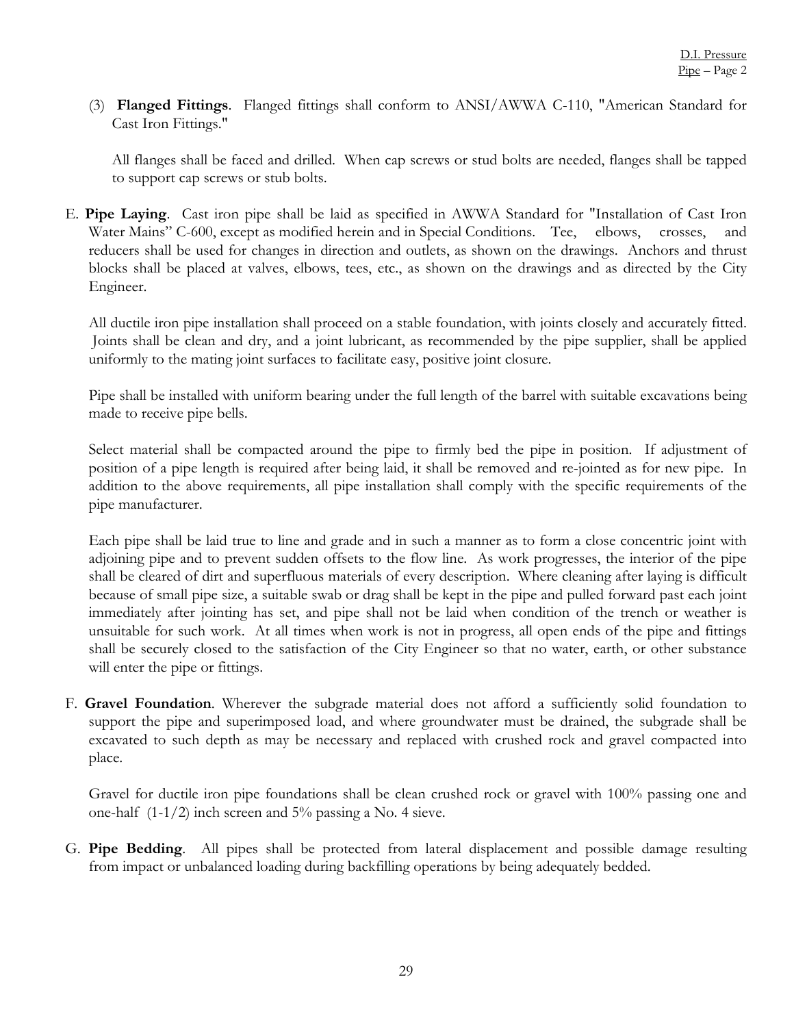(3) **Flanged Fittings**. Flanged fittings shall conform to ANSI/AWWA C-110, "American Standard for Cast Iron Fittings."

All flanges shall be faced and drilled. When cap screws or stud bolts are needed, flanges shall be tapped to support cap screws or stub bolts.

E. **Pipe Laying**. Cast iron pipe shall be laid as specified in AWWA Standard for "Installation of Cast Iron Water Mains" C-600, except as modified herein and in Special Conditions. Tee, elbows, crosses, and reducers shall be used for changes in direction and outlets, as shown on the drawings. Anchors and thrust blocks shall be placed at valves, elbows, tees, etc., as shown on the drawings and as directed by the City Engineer.

All ductile iron pipe installation shall proceed on a stable foundation, with joints closely and accurately fitted. Joints shall be clean and dry, and a joint lubricant, as recommended by the pipe supplier, shall be applied uniformly to the mating joint surfaces to facilitate easy, positive joint closure.

Pipe shall be installed with uniform bearing under the full length of the barrel with suitable excavations being made to receive pipe bells.

Select material shall be compacted around the pipe to firmly bed the pipe in position. If adjustment of position of a pipe length is required after being laid, it shall be removed and re-jointed as for new pipe. In addition to the above requirements, all pipe installation shall comply with the specific requirements of the pipe manufacturer.

Each pipe shall be laid true to line and grade and in such a manner as to form a close concentric joint with adjoining pipe and to prevent sudden offsets to the flow line. As work progresses, the interior of the pipe shall be cleared of dirt and superfluous materials of every description. Where cleaning after laying is difficult because of small pipe size, a suitable swab or drag shall be kept in the pipe and pulled forward past each joint immediately after jointing has set, and pipe shall not be laid when condition of the trench or weather is unsuitable for such work. At all times when work is not in progress, all open ends of the pipe and fittings shall be securely closed to the satisfaction of the City Engineer so that no water, earth, or other substance will enter the pipe or fittings.

F. **Gravel Foundation**. Wherever the subgrade material does not afford a sufficiently solid foundation to support the pipe and superimposed load, and where groundwater must be drained, the subgrade shall be excavated to such depth as may be necessary and replaced with crushed rock and gravel compacted into place.

Gravel for ductile iron pipe foundations shall be clean crushed rock or gravel with 100% passing one and one-half (1-1/2) inch screen and 5% passing a No. 4 sieve.

G. **Pipe Bedding**. All pipes shall be protected from lateral displacement and possible damage resulting from impact or unbalanced loading during backfilling operations by being adequately bedded.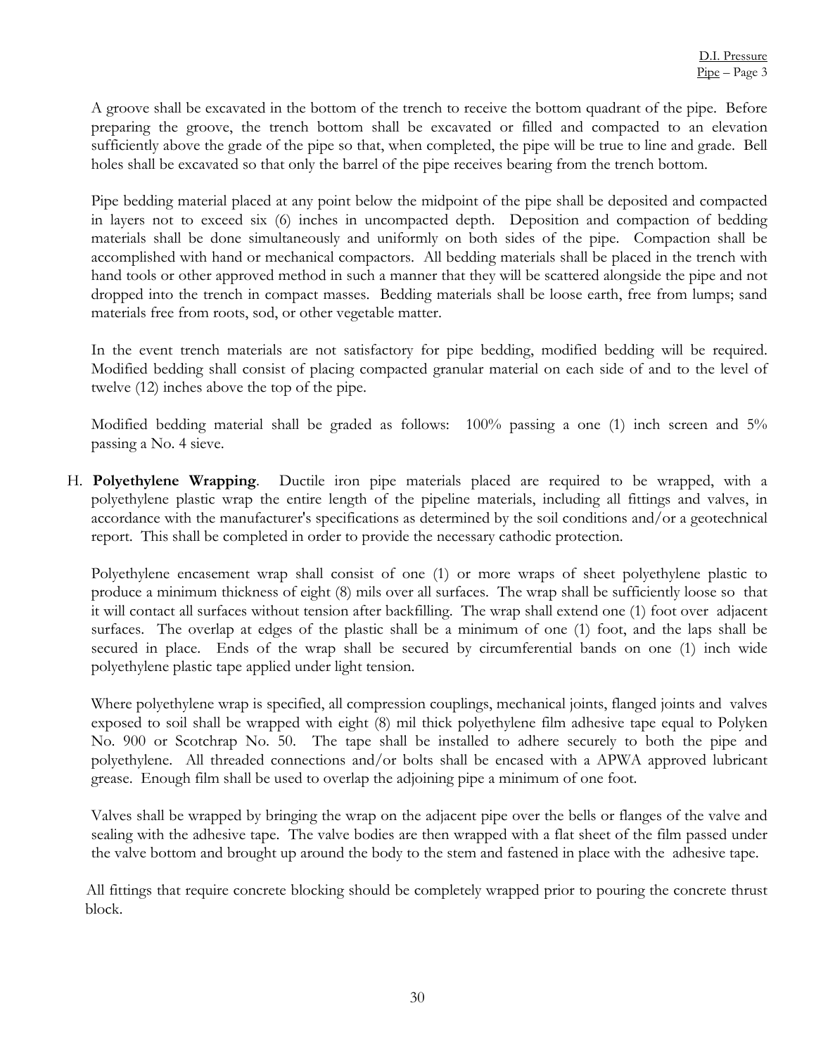A groove shall be excavated in the bottom of the trench to receive the bottom quadrant of the pipe. Before preparing the groove, the trench bottom shall be excavated or filled and compacted to an elevation sufficiently above the grade of the pipe so that, when completed, the pipe will be true to line and grade. Bell holes shall be excavated so that only the barrel of the pipe receives bearing from the trench bottom.

Pipe bedding material placed at any point below the midpoint of the pipe shall be deposited and compacted in layers not to exceed six (6) inches in uncompacted depth. Deposition and compaction of bedding materials shall be done simultaneously and uniformly on both sides of the pipe. Compaction shall be accomplished with hand or mechanical compactors. All bedding materials shall be placed in the trench with hand tools or other approved method in such a manner that they will be scattered alongside the pipe and not dropped into the trench in compact masses. Bedding materials shall be loose earth, free from lumps; sand materials free from roots, sod, or other vegetable matter.

In the event trench materials are not satisfactory for pipe bedding, modified bedding will be required. Modified bedding shall consist of placing compacted granular material on each side of and to the level of twelve (12) inches above the top of the pipe.

Modified bedding material shall be graded as follows: 100% passing a one (1) inch screen and 5% passing a No. 4 sieve.

H. **Polyethylene Wrapping**. Ductile iron pipe materials placed are required to be wrapped, with a polyethylene plastic wrap the entire length of the pipeline materials, including all fittings and valves, in accordance with the manufacturer's specifications as determined by the soil conditions and/or a geotechnical report. This shall be completed in order to provide the necessary cathodic protection.

Polyethylene encasement wrap shall consist of one (1) or more wraps of sheet polyethylene plastic to produce a minimum thickness of eight (8) mils over all surfaces. The wrap shall be sufficiently loose so that it will contact all surfaces without tension after backfilling. The wrap shall extend one (1) foot over adjacent surfaces. The overlap at edges of the plastic shall be a minimum of one (1) foot, and the laps shall be secured in place. Ends of the wrap shall be secured by circumferential bands on one (1) inch wide polyethylene plastic tape applied under light tension.

Where polyethylene wrap is specified, all compression couplings, mechanical joints, flanged joints and valves exposed to soil shall be wrapped with eight (8) mil thick polyethylene film adhesive tape equal to Polyken No. 900 or Scotchrap No. 50. The tape shall be installed to adhere securely to both the pipe and polyethylene. All threaded connections and/or bolts shall be encased with a APWA approved lubricant grease. Enough film shall be used to overlap the adjoining pipe a minimum of one foot.

Valves shall be wrapped by bringing the wrap on the adjacent pipe over the bells or flanges of the valve and sealing with the adhesive tape. The valve bodies are then wrapped with a flat sheet of the film passed under the valve bottom and brought up around the body to the stem and fastened in place with the adhesive tape.

All fittings that require concrete blocking should be completely wrapped prior to pouring the concrete thrust block.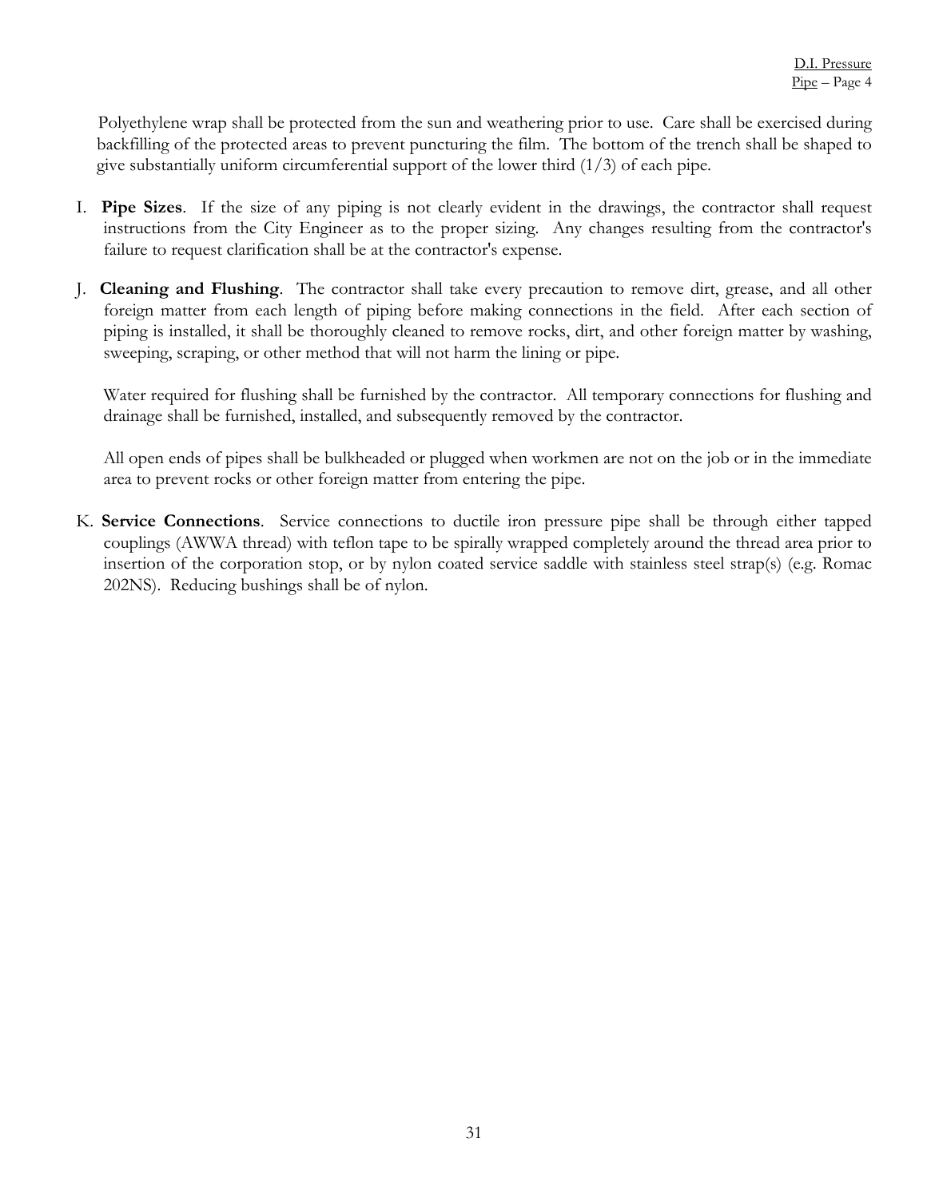Polyethylene wrap shall be protected from the sun and weathering prior to use. Care shall be exercised during backfilling of the protected areas to prevent puncturing the film. The bottom of the trench shall be shaped to give substantially uniform circumferential support of the lower third (1/3) of each pipe.

I. **Pipe Sizes**. If the size of any piping is not clearly evident in the drawings, the contractor shall request instructions from the City Engineer as to the proper sizing. Any changes resulting from the contractor's failure to request clarification shall be at the contractor's expense.

J. **Cleaning and Flushing**. The contractor shall take every precaution to remove dirt, grease, and all other foreign matter from each length of piping before making connections in the field. After each section of piping is installed, it shall be thoroughly cleaned to remove rocks, dirt, and other foreign matter by washing, sweeping, scraping, or other method that will not harm the lining or pipe.

Water required for flushing shall be furnished by the contractor. All temporary connections for flushing and drainage shall be furnished, installed, and subsequently removed by the contractor.

All open ends of pipes shall be bulkheaded or plugged when workmen are not on the job or in the immediate area to prevent rocks or other foreign matter from entering the pipe.

K. **Service Connections**. Service connections to ductile iron pressure pipe shall be through either tapped couplings (AWWA thread) with teflon tape to be spirally wrapped completely around the thread area prior to insertion of the corporation stop, or by nylon coated service saddle with stainless steel strap(s) (e.g. Romac 202NS). Reducing bushings shall be of nylon.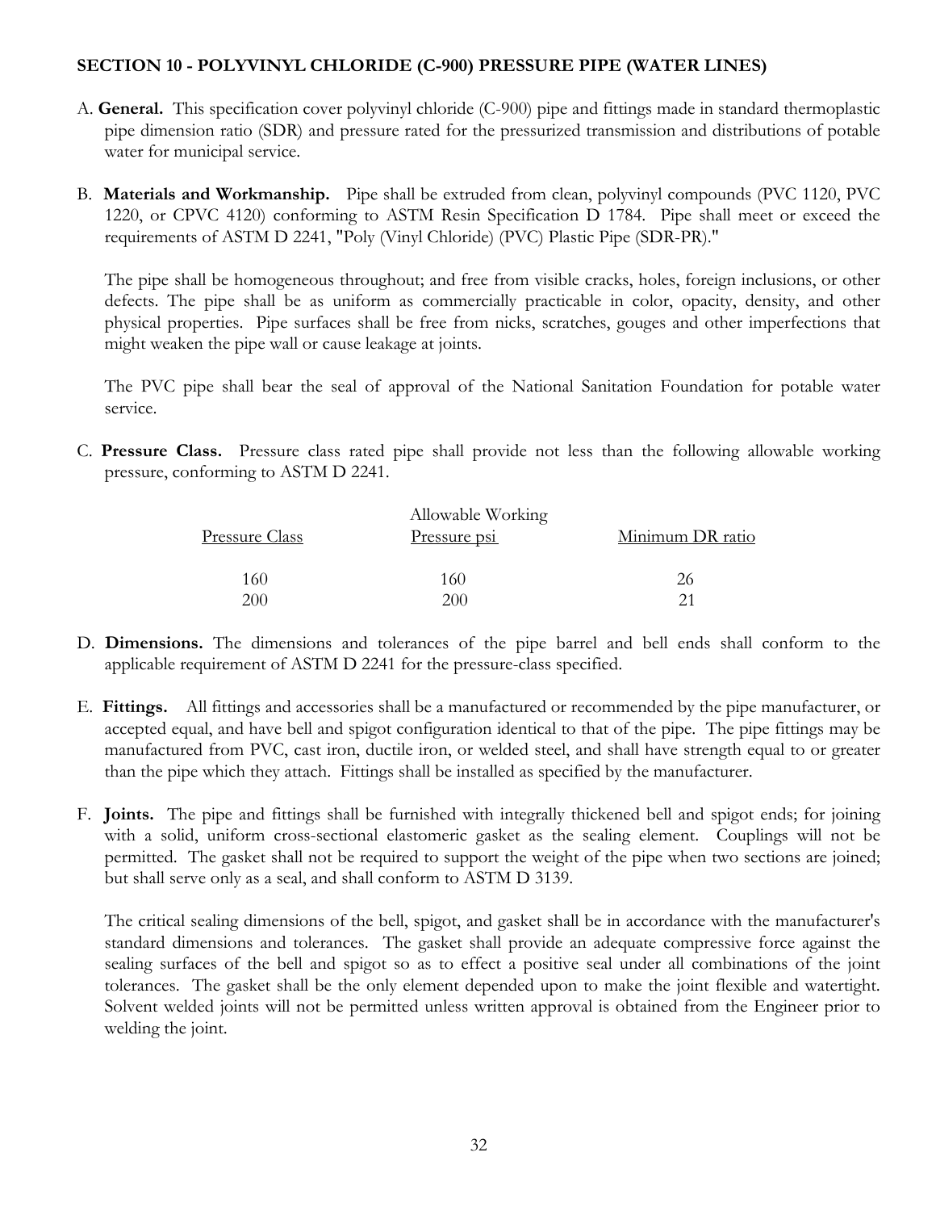## SECTION 10 - POLYVINYL CHLORIDE (C-900) PRESSURE PIPE (WATER LINES)

A. **General.** This specification cover polyvinyl chloride (C-900) pipe and fittings made in standard thermoplastic pipe dimension ratio (SDR) and pressure rated for the pressurized transmission and distributions of potable water for municipal service.

B. **Materials and Workmanship.** Pipe shall be extruded from clean, polyvinyl compounds (PVC 1120, PVC 1220, or CPVC 4120) conforming to ASTM Resin Specification D 1784. Pipe shall meet or exceed the requirements of ASTM D 2241, "Poly (Vinyl Chloride) (PVC) Plastic Pipe (SDR-PR)."

   The pipe shall be homogeneous throughout; and free from visible cracks, holes, foreign inclusions, or other defects. The pipe shall be as uniform as commercially practicable in color, opacity, density, and other physical properties. Pipe surfaces shall be free from nicks, scratches, gouges and other imperfections that might weaken the pipe wall or cause leakage at joints.

   The PVC pipe shall bear the seal of approval of the National Sanitation Foundation for potable water service.

C. **Pressure Class.** Pressure class rated pipe shall provide not less than the following allowable working pressure, conforming to ASTM D 2241.

| Pressure Class | Allowable Working Pressure psi | Minimum DR ratio |
|---|---|---|
| 160 | 160 | 26 |
| 200 | 200 | 21 |

D. **Dimensions.** The dimensions and tolerances of the pipe barrel and bell ends shall conform to the applicable requirement of ASTM D 2241 for the pressure-class specified.

E. **Fittings.** All fittings and accessories shall be a manufactured or recommended by the pipe manufacturer, or accepted equal, and have bell and spigot configuration identical to that of the pipe. The pipe fittings may be manufactured from PVC, cast iron, ductile iron, or welded steel, and shall have strength equal to or greater than the pipe which they attach. Fittings shall be installed as specified by the manufacturer.

F. **Joints.** The pipe and fittings shall be furnished with integrally thickened bell and spigot ends; for joining with a solid, uniform cross-sectional elastomeric gasket as the sealing element. Couplings will not be permitted. The gasket shall not be required to support the weight of the pipe when two sections are joined; but shall serve only as a seal, and shall conform to ASTM D 3139.

   The critical sealing dimensions of the bell, spigot, and gasket shall be in accordance with the manufacturer's standard dimensions and tolerances. The gasket shall provide an adequate compressive force against the sealing surfaces of the bell and spigot so as to effect a positive seal under all combinations of the joint tolerances. The gasket shall be the only element depended upon to make the joint flexible and watertight. Solvent welded joints will not be permitted unless written approval is obtained from the Engineer prior to welding the joint.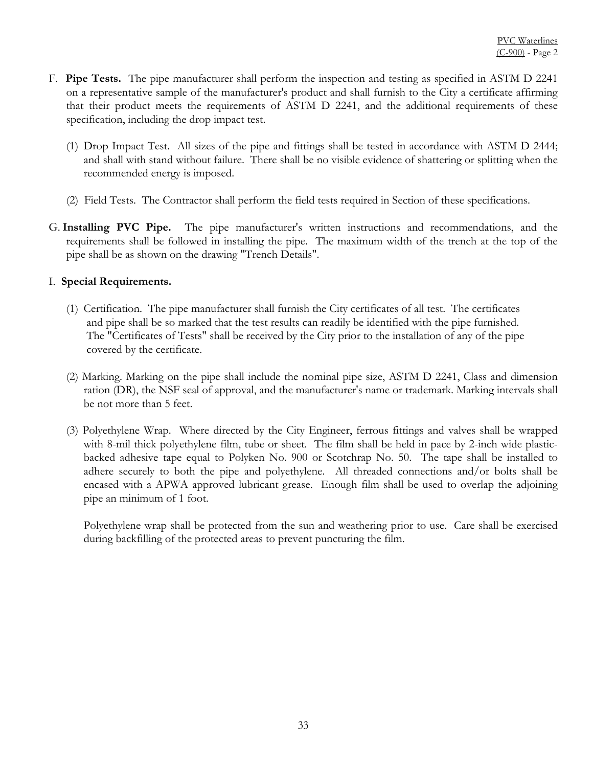F. **Pipe Tests.** The pipe manufacturer shall perform the inspection and testing as specified in ASTM D 2241 on a representative sample of the manufacturer's product and shall furnish to the City a certificate affirming that their product meets the requirements of ASTM D 2241, and the additional requirements of these specification, including the drop impact test.

   (1) Drop Impact Test. All sizes of the pipe and fittings shall be tested in accordance with ASTM D 2444; and shall with stand without failure. There shall be no visible evidence of shattering or splitting when the recommended energy is imposed.

   (2) Field Tests. The Contractor shall perform the field tests required in Section of these specifications.

G. **Installing PVC Pipe.** The pipe manufacturer's written instructions and recommendations, and the requirements shall be followed in installing the pipe. The maximum width of the trench at the top of the pipe shall be as shown on the drawing "Trench Details".

I. **Special Requirements.**

   (1) Certification. The pipe manufacturer shall furnish the City certificates of all test. The certificates and pipe shall be so marked that the test results can readily be identified with the pipe furnished. The "Certificates of Tests" shall be received by the City prior to the installation of any of the pipe covered by the certificate.

   (2) Marking. Marking on the pipe shall include the nominal pipe size, ASTM D 2241, Class and dimension ration (DR), the NSF seal of approval, and the manufacturer's name or trademark. Marking intervals shall be not more than 5 feet.

   (3) Polyethylene Wrap. Where directed by the City Engineer, ferrous fittings and valves shall be wrapped with 8-mil thick polyethylene film, tube or sheet. The film shall be held in pace by 2-inch wide plastic-backed adhesive tape equal to Polyken No. 900 or Scotchrap No. 50. The tape shall be installed to adhere securely to both the pipe and polyethylene. All threaded connections and/or bolts shall be encased with a APWA approved lubricant grease. Enough film shall be used to overlap the adjoining pipe an minimum of 1 foot.

   Polyethylene wrap shall be protected from the sun and weathering prior to use. Care shall be exercised during backfilling of the protected areas to prevent puncturing the film.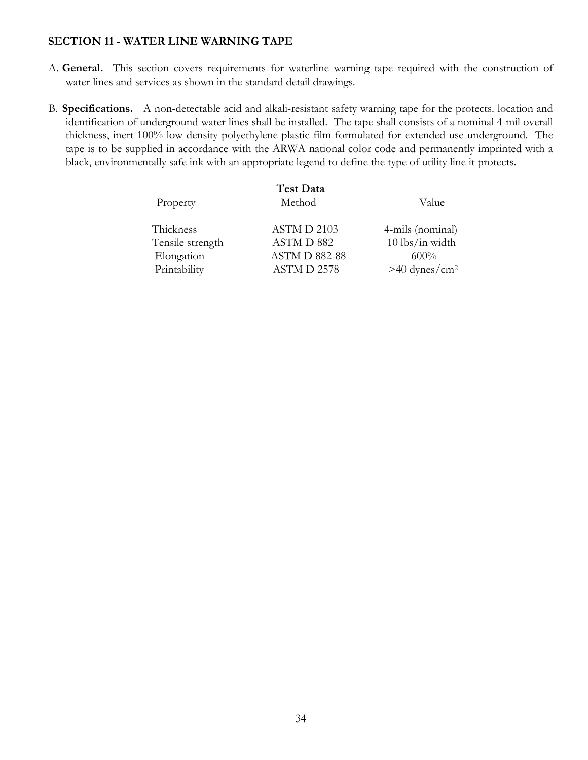## SECTION 11 - WATER LINE WARNING TAPE

A. **General.** This section covers requirements for waterline warning tape required with the construction of water lines and services as shown in the standard detail drawings.

B. **Specifications.** A non-detectable acid and alkali-resistant safety warning tape for the protects. location and identification of underground water lines shall be installed. The tape shall consists of a nominal 4-mil overall thickness, inert 100% low density polyethylene plastic film formulated for extended use underground. The tape is to be supplied in accordance with the ARWA national color code and permanently imprinted with a black, environmentally safe ink with an appropriate legend to define the type of utility line it protects.

**Test Data**

| Property | Method | Value |
|---|---|---|
| Thickness | ASTM D 2103 | 4-mils (nominal) |
| Tensile strength | ASTM D 882 | 10 lbs/in width |
| Elongation | ASTM D 882-88 | 600% |
| Printability | ASTM D 2578 | >40 dynes/cm$^2$ |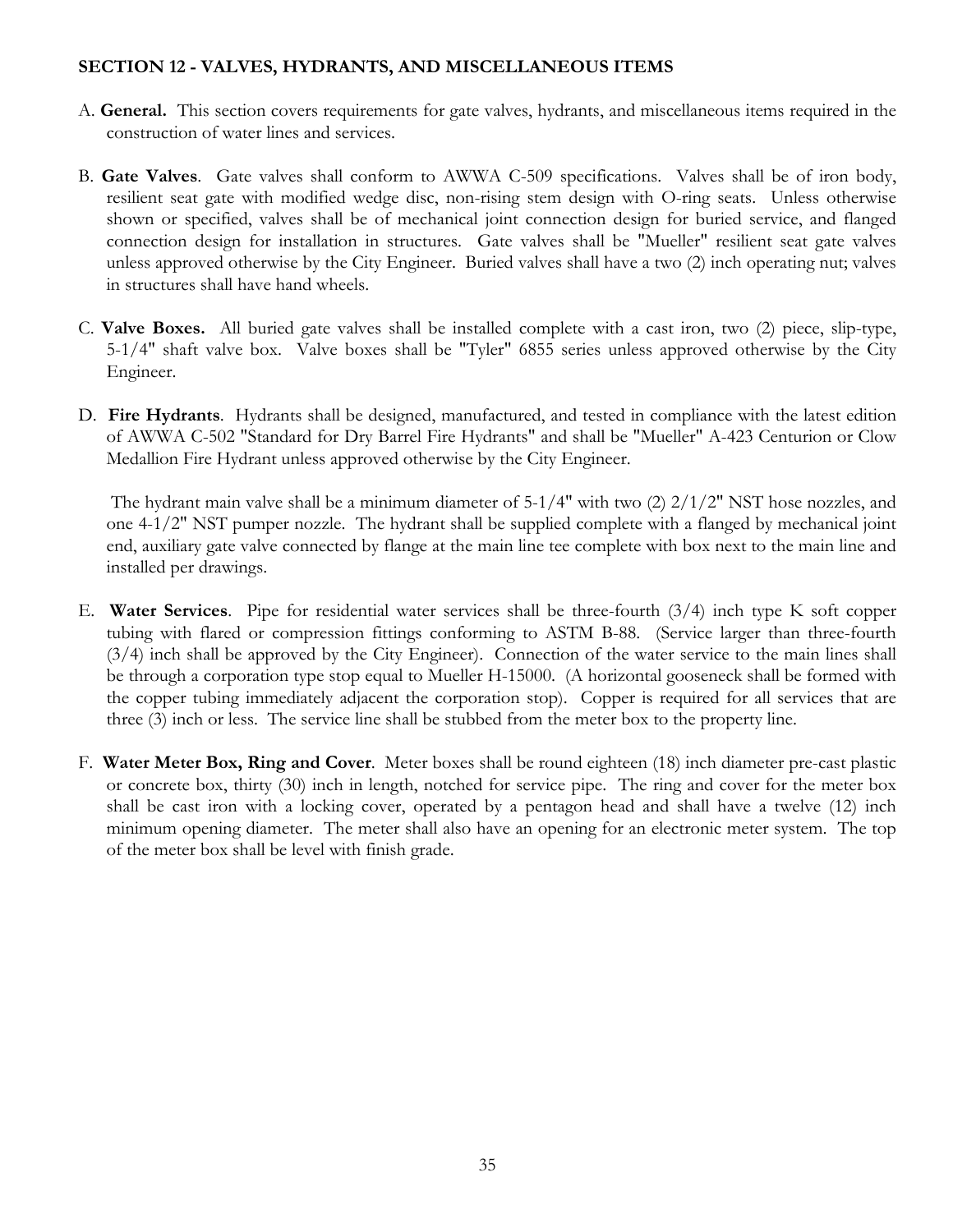## SECTION 12 - VALVES, HYDRANTS, AND MISCELLANEOUS ITEMS

A. **General.** This section covers requirements for gate valves, hydrants, and miscellaneous items required in the construction of water lines and services.

B. **Gate Valves**. Gate valves shall conform to AWWA C-509 specifications. Valves shall be of iron body, resilient seat gate with modified wedge disc, non-rising stem design with O-ring seats. Unless otherwise shown or specified, valves shall be of mechanical joint connection design for buried service, and flanged connection design for installation in structures. Gate valves shall be "Mueller" resilient seat gate valves unless approved otherwise by the City Engineer. Buried valves shall have a two (2) inch operating nut; valves in structures shall have hand wheels.

C. **Valve Boxes.** All buried gate valves shall be installed complete with a cast iron, two (2) piece, slip-type, 5-1/4" shaft valve box. Valve boxes shall be "Tyler" 6855 series unless approved otherwise by the City Engineer.

D. **Fire Hydrants**. Hydrants shall be designed, manufactured, and tested in compliance with the latest edition of AWWA C-502 "Standard for Dry Barrel Fire Hydrants" and shall be "Mueller" A-423 Centurion or Clow Medallion Fire Hydrant unless approved otherwise by the City Engineer.

The hydrant main valve shall be a minimum diameter of 5-1/4" with two (2) 2/1/2" NST hose nozzles, and one 4-1/2" NST pumper nozzle. The hydrant shall be supplied complete with a flanged by mechanical joint end, auxiliary gate valve connected by flange at the main line tee complete with box next to the main line and installed per drawings.

E. **Water Services**. Pipe for residential water services shall be three-fourth (3/4) inch type K soft copper tubing with flared or compression fittings conforming to ASTM B-88. (Service larger than three-fourth (3/4) inch shall be approved by the City Engineer). Connection of the water service to the main lines shall be through a corporation type stop equal to Mueller H-15000. (A horizontal gooseneck shall be formed with the copper tubing immediately adjacent the corporation stop). Copper is required for all services that are three (3) inch or less. The service line shall be stubbed from the meter box to the property line.

F. **Water Meter Box, Ring and Cover**. Meter boxes shall be round eighteen (18) inch diameter pre-cast plastic or concrete box, thirty (30) inch in length, notched for service pipe. The ring and cover for the meter box shall be cast iron with a locking cover, operated by a pentagon head and shall have a twelve (12) inch minimum opening diameter. The meter shall also have an opening for an electronic meter system. The top of the meter box shall be level with finish grade.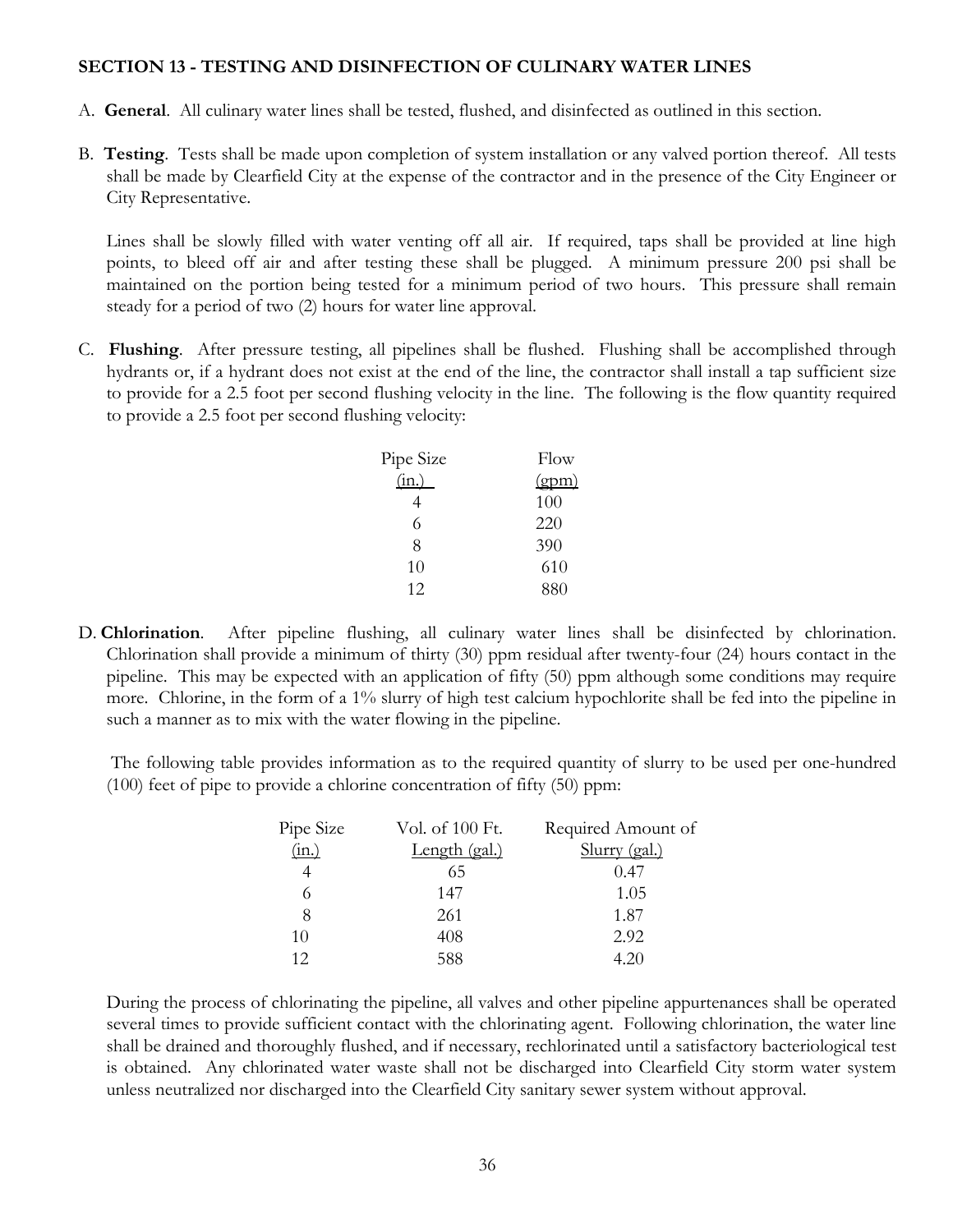## SECTION 13 - TESTING AND DISINFECTION OF CULINARY WATER LINES

A. **General**. All culinary water lines shall be tested, flushed, and disinfected as outlined in this section.

B. **Testing**. Tests shall be made upon completion of system installation or any valved portion thereof. All tests shall be made by Clearfield City at the expense of the contractor and in the presence of the City Engineer or City Representative.

Lines shall be slowly filled with water venting off all air. If required, taps shall be provided at line high points, to bleed off air and after testing these shall be plugged. A minimum pressure 200 psi shall be maintained on the portion being tested for a minimum period of two hours. This pressure shall remain steady for a period of two (2) hours for water line approval.

C. **Flushing**. After pressure testing, all pipelines shall be flushed. Flushing shall be accomplished through hydrants or, if a hydrant does not exist at the end of the line, the contractor shall install a tap sufficient size to provide for a 2.5 foot per second flushing velocity in the line. The following is the flow quantity required to provide a 2.5 foot per second flushing velocity:

| Pipe Size (in.) | Flow (gpm) |
|---|---|
| 4 | 100 |
| 6 | 220 |
| 8 | 390 |
| 10 | 610 |
| 12 | 880 |

D. **Chlorination**. After pipeline flushing, all culinary water lines shall be disinfected by chlorination. Chlorination shall provide a minimum of thirty (30) ppm residual after twenty-four (24) hours contact in the pipeline. This may be expected with an application of fifty (50) ppm although some conditions may require more. Chlorine, in the form of a 1% slurry of high test calcium hypochlorite shall be fed into the pipeline in such a manner as to mix with the water flowing in the pipeline.

The following table provides information as to the required quantity of slurry to be used per one-hundred (100) feet of pipe to provide a chlorine concentration of fifty (50) ppm:

| Pipe Size (in.) | Vol. of 100 Ft. Length (gal.) | Required Amount of Slurry (gal.) |
|---|---|---|
| 4 | 65 | 0.47 |
| 6 | 147 | 1.05 |
| 8 | 261 | 1.87 |
| 10 | 408 | 2.92 |
| 12 | 588 | 4.20 |

During the process of chlorinating the pipeline, all valves and other pipeline appurtenances shall be operated several times to provide sufficient contact with the chlorinating agent. Following chlorination, the water line shall be drained and thoroughly flushed, and if necessary, rechlorinated until a satisfactory bacteriological test is obtained. Any chlorinated water waste shall not be discharged into Clearfield City storm water system unless neutralized nor discharged into the Clearfield City sanitary sewer system without approval.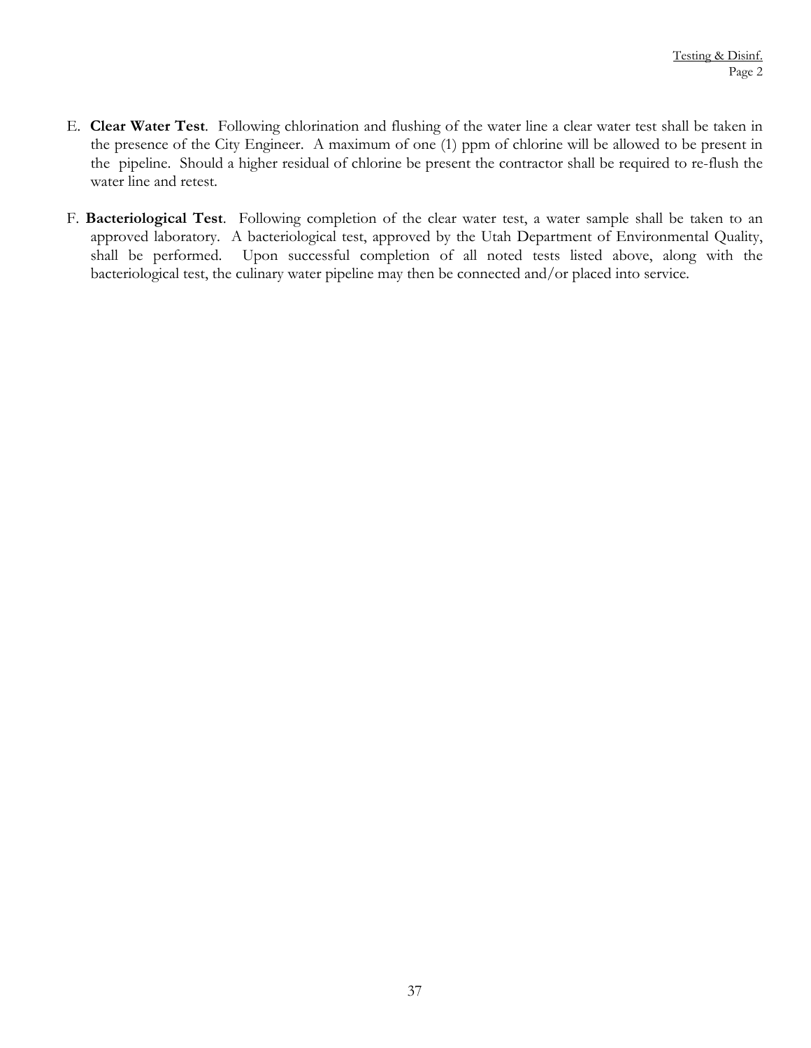E. **Clear Water Test**. Following chlorination and flushing of the water line a clear water test shall be taken in the presence of the City Engineer. A maximum of one (1) ppm of chlorine will be allowed to be present in the pipeline. Should a higher residual of chlorine be present the contractor shall be required to re-flush the water line and retest.

F. **Bacteriological Test**. Following completion of the clear water test, a water sample shall be taken to an approved laboratory. A bacteriological test, approved by the Utah Department of Environmental Quality, shall be performed. Upon successful completion of all noted tests listed above, along with the bacteriological test, the culinary water pipeline may then be connected and/or placed into service.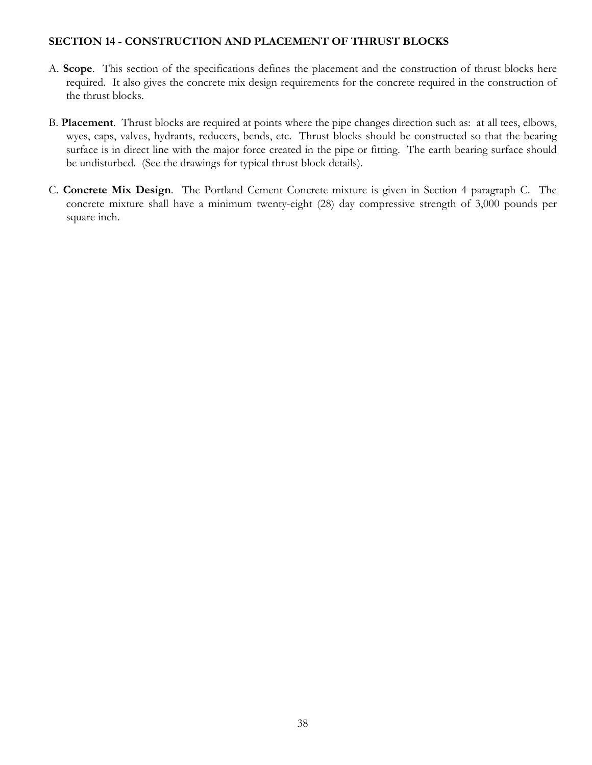## SECTION 14 - CONSTRUCTION AND PLACEMENT OF THRUST BLOCKS

A. **Scope**. This section of the specifications defines the placement and the construction of thrust blocks here required. It also gives the concrete mix design requirements for the concrete required in the construction of the thrust blocks.

B. **Placement**. Thrust blocks are required at points where the pipe changes direction such as: at all tees, elbows, wyes, caps, valves, hydrants, reducers, bends, etc. Thrust blocks should be constructed so that the bearing surface is in direct line with the major force created in the pipe or fitting. The earth bearing surface should be undisturbed. (See the drawings for typical thrust block details).

C. **Concrete Mix Design**. The Portland Cement Concrete mixture is given in Section 4 paragraph C. The concrete mixture shall have a minimum twenty-eight (28) day compressive strength of 3,000 pounds per square inch.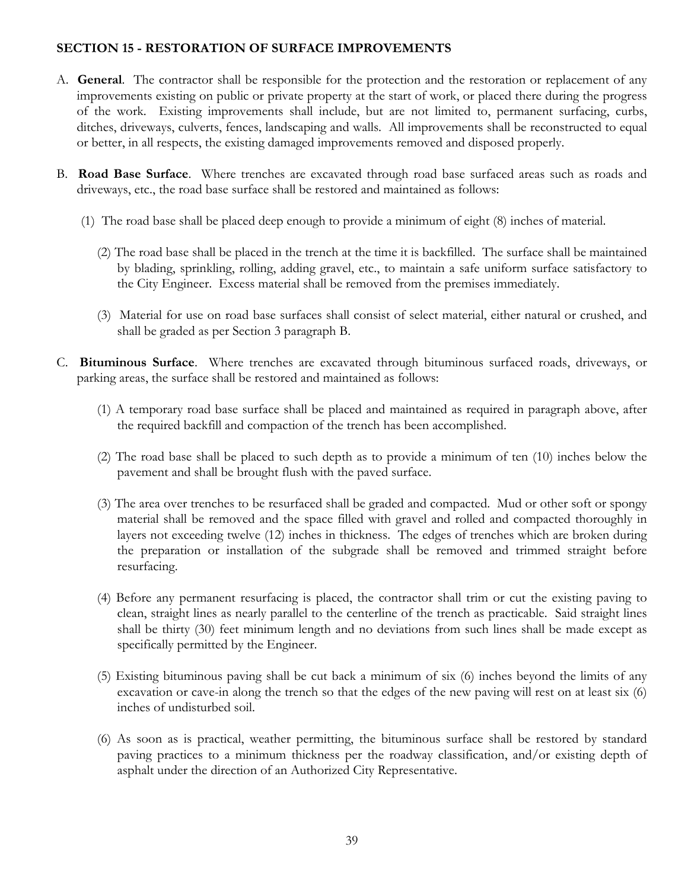## SECTION 15 - RESTORATION OF SURFACE IMPROVEMENTS

A. **General**. The contractor shall be responsible for the protection and the restoration or replacement of any improvements existing on public or private property at the start of work, or placed there during the progress of the work. Existing improvements shall include, but are not limited to, permanent surfacing, curbs, ditches, driveways, culverts, fences, landscaping and walls. All improvements shall be reconstructed to equal or better, in all respects, the existing damaged improvements removed and disposed properly.

B. **Road Base Surface**. Where trenches are excavated through road base surfaced areas such as roads and driveways, etc., the road base surface shall be restored and maintained as follows:

   (1) The road base shall be placed deep enough to provide a minimum of eight (8) inches of material.

   (2) The road base shall be placed in the trench at the time it is backfilled. The surface shall be maintained by blading, sprinkling, rolling, adding gravel, etc., to maintain a safe uniform surface satisfactory to the City Engineer. Excess material shall be removed from the premises immediately.

   (3) Material for use on road base surfaces shall consist of select material, either natural or crushed, and shall be graded as per Section 3 paragraph B.

C. **Bituminous Surface**. Where trenches are excavated through bituminous surfaced roads, driveways, or parking areas, the surface shall be restored and maintained as follows:

   (1) A temporary road base surface shall be placed and maintained as required in paragraph above, after the required backfill and compaction of the trench has been accomplished.

   (2) The road base shall be placed to such depth as to provide a minimum of ten (10) inches below the pavement and shall be brought flush with the paved surface.

   (3) The area over trenches to be resurfaced shall be graded and compacted. Mud or other soft or spongy material shall be removed and the space filled with gravel and rolled and compacted thoroughly in layers not exceeding twelve (12) inches in thickness. The edges of trenches which are broken during the preparation or installation of the subgrade shall be removed and trimmed straight before resurfacing.

   (4) Before any permanent resurfacing is placed, the contractor shall trim or cut the existing paving to clean, straight lines as nearly parallel to the centerline of the trench as practicable. Said straight lines shall be thirty (30) feet minimum length and no deviations from such lines shall be made except as specifically permitted by the Engineer.

   (5) Existing bituminous paving shall be cut back a minimum of six (6) inches beyond the limits of any excavation or cave-in along the trench so that the edges of the new paving will rest on at least six (6) inches of undisturbed soil.

   (6) As soon as is practical, weather permitting, the bituminous surface shall be restored by standard paving practices to a minimum thickness per the roadway classification, and/or existing depth of asphalt under the direction of an Authorized City Representative.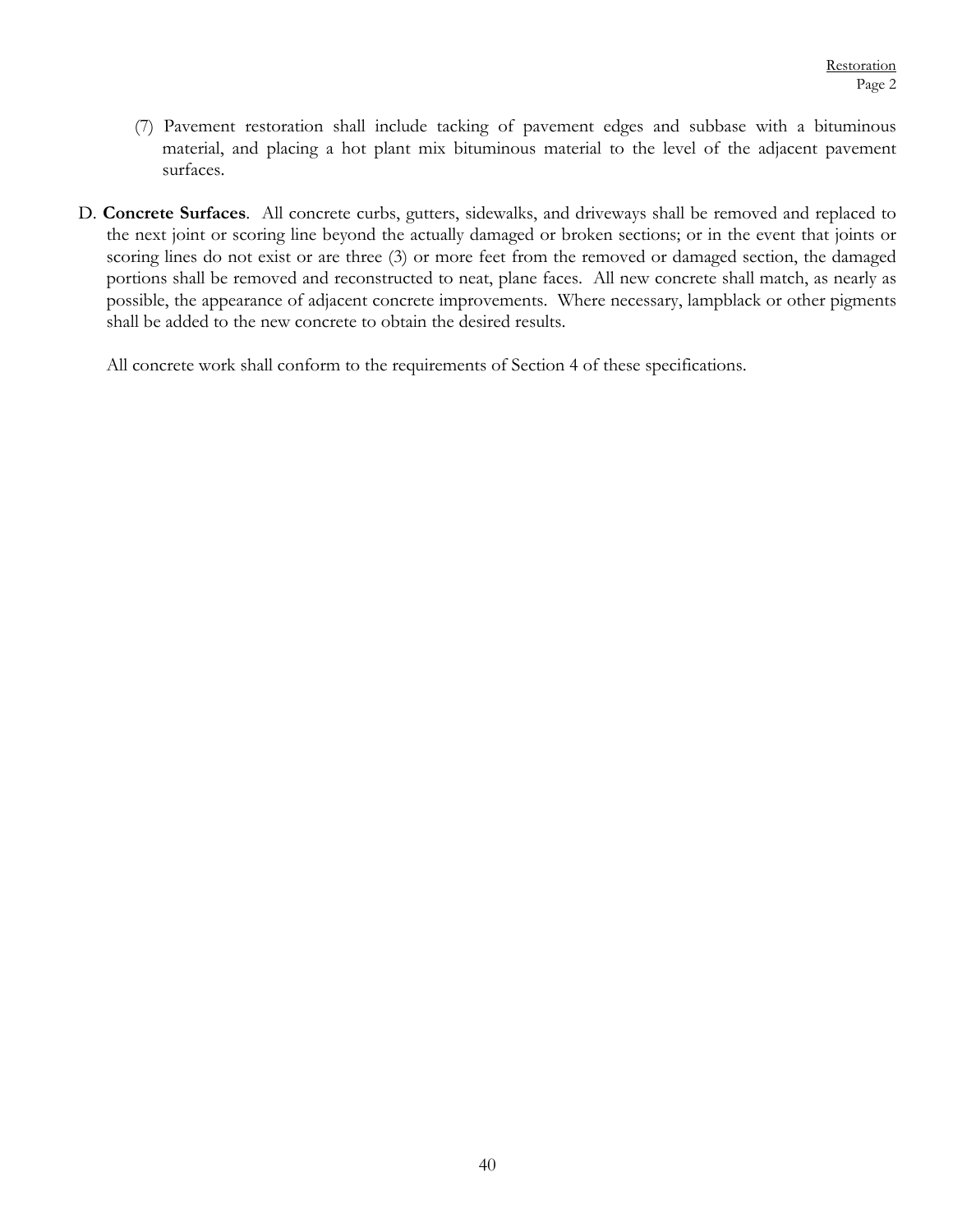(7) Pavement restoration shall include tacking of pavement edges and subbase with a bituminous material, and placing a hot plant mix bituminous material to the level of the adjacent pavement surfaces.

D. **Concrete Surfaces**. All concrete curbs, gutters, sidewalks, and driveways shall be removed and replaced to the next joint or scoring line beyond the actually damaged or broken sections; or in the event that joints or scoring lines do not exist or are three (3) or more feet from the removed or damaged section, the damaged portions shall be removed and reconstructed to neat, plane faces. All new concrete shall match, as nearly as possible, the appearance of adjacent concrete improvements. Where necessary, lampblack or other pigments shall be added to the new concrete to obtain the desired results.

All concrete work shall conform to the requirements of Section 4 of these specifications.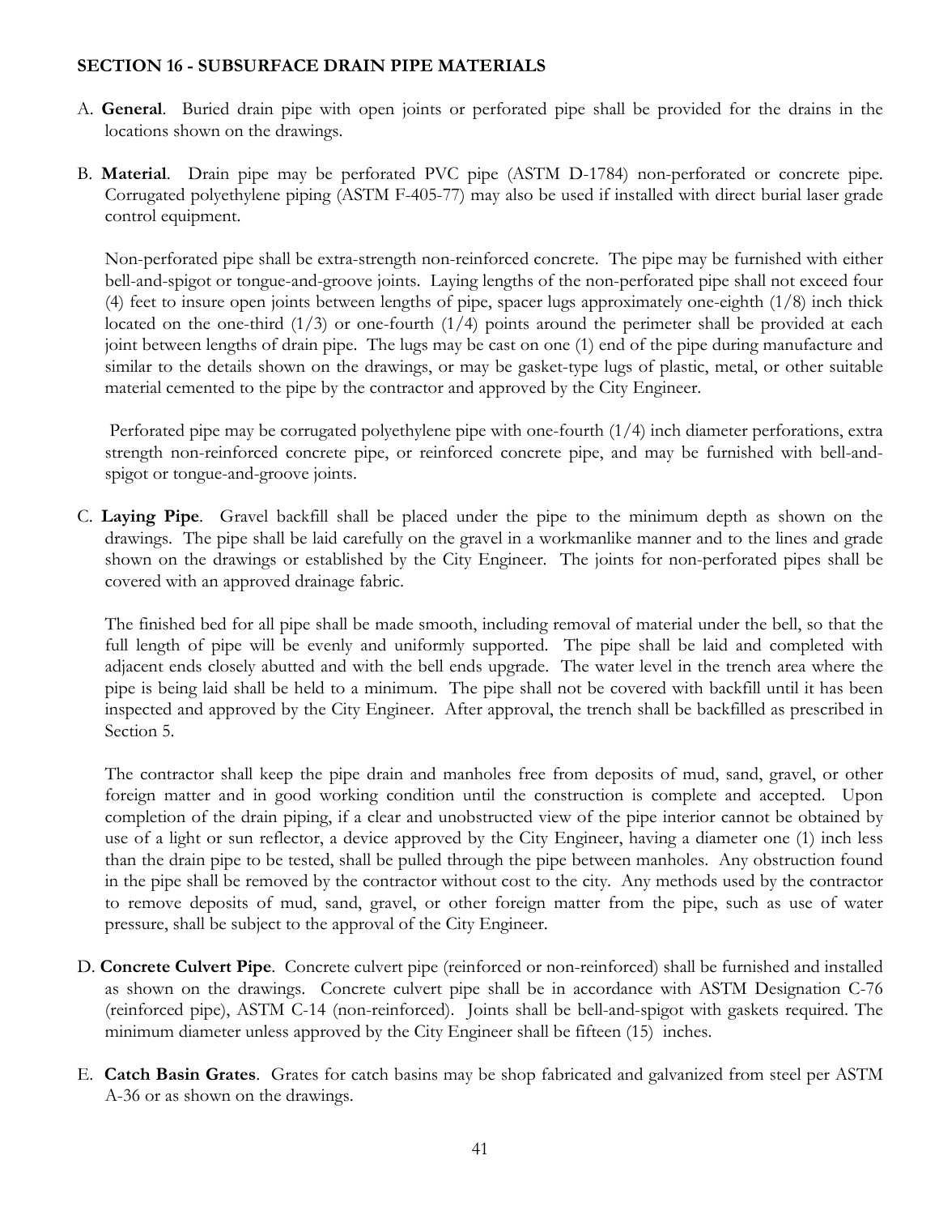## SECTION 16 - SUBSURFACE DRAIN PIPE MATERIALS

A. **General**. Buried drain pipe with open joints or perforated pipe shall be provided for the drains in the locations shown on the drawings.

B. **Material**. Drain pipe may be perforated PVC pipe (ASTM D-1784) non-perforated or concrete pipe. Corrugated polyethylene piping (ASTM F-405-77) may also be used if installed with direct burial laser grade control equipment.

   Non-perforated pipe shall be extra-strength non-reinforced concrete. The pipe may be furnished with either bell-and-spigot or tongue-and-groove joints. Laying lengths of the non-perforated pipe shall not exceed four (4) feet to insure open joints between lengths of pipe, spacer lugs approximately one-eighth (1/8) inch thick located on the one-third (1/3) or one-fourth (1/4) points around the perimeter shall be provided at each joint between lengths of drain pipe. The lugs may be cast on one (1) end of the pipe during manufacture and similar to the details shown on the drawings, or may be gasket-type lugs of plastic, metal, or other suitable material cemented to the pipe by the contractor and approved by the City Engineer.

   Perforated pipe may be corrugated polyethylene pipe with one-fourth (1/4) inch diameter perforations, extra strength non-reinforced concrete pipe, or reinforced concrete pipe, and may be furnished with bell-and-spigot or tongue-and-groove joints.

C. **Laying Pipe**. Gravel backfill shall be placed under the pipe to the minimum depth as shown on the drawings. The pipe shall be laid carefully on the gravel in a workmanlike manner and to the lines and grade shown on the drawings or established by the City Engineer. The joints for non-perforated pipes shall be covered with an approved drainage fabric.

   The finished bed for all pipe shall be made smooth, including removal of material under the bell, so that the full length of pipe will be evenly and uniformly supported. The pipe shall be laid and completed with adjacent ends closely abutted and with the bell ends upgrade. The water level in the trench area where the pipe is being laid shall be held to a minimum. The pipe shall not be covered with backfill until it has been inspected and approved by the City Engineer. After approval, the trench shall be backfilled as prescribed in Section 5.

   The contractor shall keep the pipe drain and manholes free from deposits of mud, sand, gravel, or other foreign matter and in good working condition until the construction is complete and accepted. Upon completion of the drain piping, if a clear and unobstructed view of the pipe interior cannot be obtained by use of a light or sun reflector, a device approved by the City Engineer, having a diameter one (1) inch less than the drain pipe to be tested, shall be pulled through the pipe between manholes. Any obstruction found in the pipe shall be removed by the contractor without cost to the city. Any methods used by the contractor to remove deposits of mud, sand, gravel, or other foreign matter from the pipe, such as use of water pressure, shall be subject to the approval of the City Engineer.

D. **Concrete Culvert Pipe**. Concrete culvert pipe (reinforced or non-reinforced) shall be furnished and installed as shown on the drawings. Concrete culvert pipe shall be in accordance with ASTM Designation C-76 (reinforced pipe), ASTM C-14 (non-reinforced). Joints shall be bell-and-spigot with gaskets required. The minimum diameter unless approved by the City Engineer shall be fifteen (15) inches.

E. **Catch Basin Grates**. Grates for catch basins may be shop fabricated and galvanized from steel per ASTM A-36 or as shown on the drawings.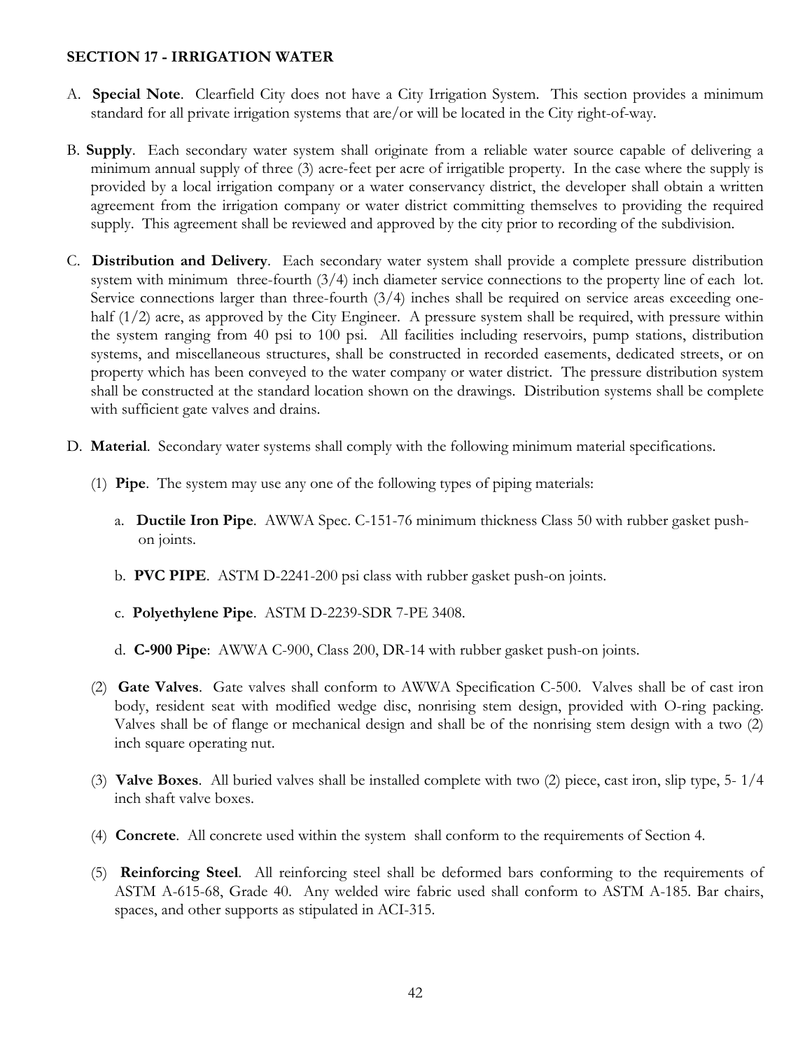## SECTION 17 - IRRIGATION WATER

A. **Special Note**. Clearfield City does not have a City Irrigation System. This section provides a minimum standard for all private irrigation systems that are/or will be located in the City right-of-way.

B. **Supply**. Each secondary water system shall originate from a reliable water source capable of delivering a minimum annual supply of three (3) acre-feet per acre of irrigatible property. In the case where the supply is provided by a local irrigation company or a water conservancy district, the developer shall obtain a written agreement from the irrigation company or water district committing themselves to providing the required supply. This agreement shall be reviewed and approved by the city prior to recording of the subdivision.

C. **Distribution and Delivery**. Each secondary water system shall provide a complete pressure distribution system with minimum three-fourth (3/4) inch diameter service connections to the property line of each lot. Service connections larger than three-fourth (3/4) inches shall be required on service areas exceeding one-half (1/2) acre, as approved by the City Engineer. A pressure system shall be required, with pressure within the system ranging from 40 psi to 100 psi. All facilities including reservoirs, pump stations, distribution systems, and miscellaneous structures, shall be constructed in recorded easements, dedicated streets, or on property which has been conveyed to the water company or water district. The pressure distribution system shall be constructed at the standard location shown on the drawings. Distribution systems shall be complete with sufficient gate valves and drains.

D. **Material**. Secondary water systems shall comply with the following minimum material specifications.

(1) **Pipe**. The system may use any one of the following types of piping materials:

a. **Ductile Iron Pipe**. AWWA Spec. C-151-76 minimum thickness Class 50 with rubber gasket push-on joints.

b. **PVC PIPE**. ASTM D-2241-200 psi class with rubber gasket push-on joints.

c. **Polyethylene Pipe**. ASTM D-2239-SDR 7-PE 3408.

d. **C-900 Pipe**: AWWA C-900, Class 200, DR-14 with rubber gasket push-on joints.

(2) **Gate Valves**. Gate valves shall conform to AWWA Specification C-500. Valves shall be of cast iron body, resident seat with modified wedge disc, nonrising stem design, provided with O-ring packing. Valves shall be of flange or mechanical design and shall be of the nonrising stem design with a two (2) inch square operating nut.

(3) **Valve Boxes**. All buried valves shall be installed complete with two (2) piece, cast iron, slip type, 5- 1/4 inch shaft valve boxes.

(4) **Concrete**. All concrete used within the system shall conform to the requirements of Section 4.

(5) **Reinforcing Steel**. All reinforcing steel shall be deformed bars conforming to the requirements of ASTM A-615-68, Grade 40. Any welded wire fabric used shall conform to ASTM A-185. Bar chairs, spaces, and other supports as stipulated in ACI-315.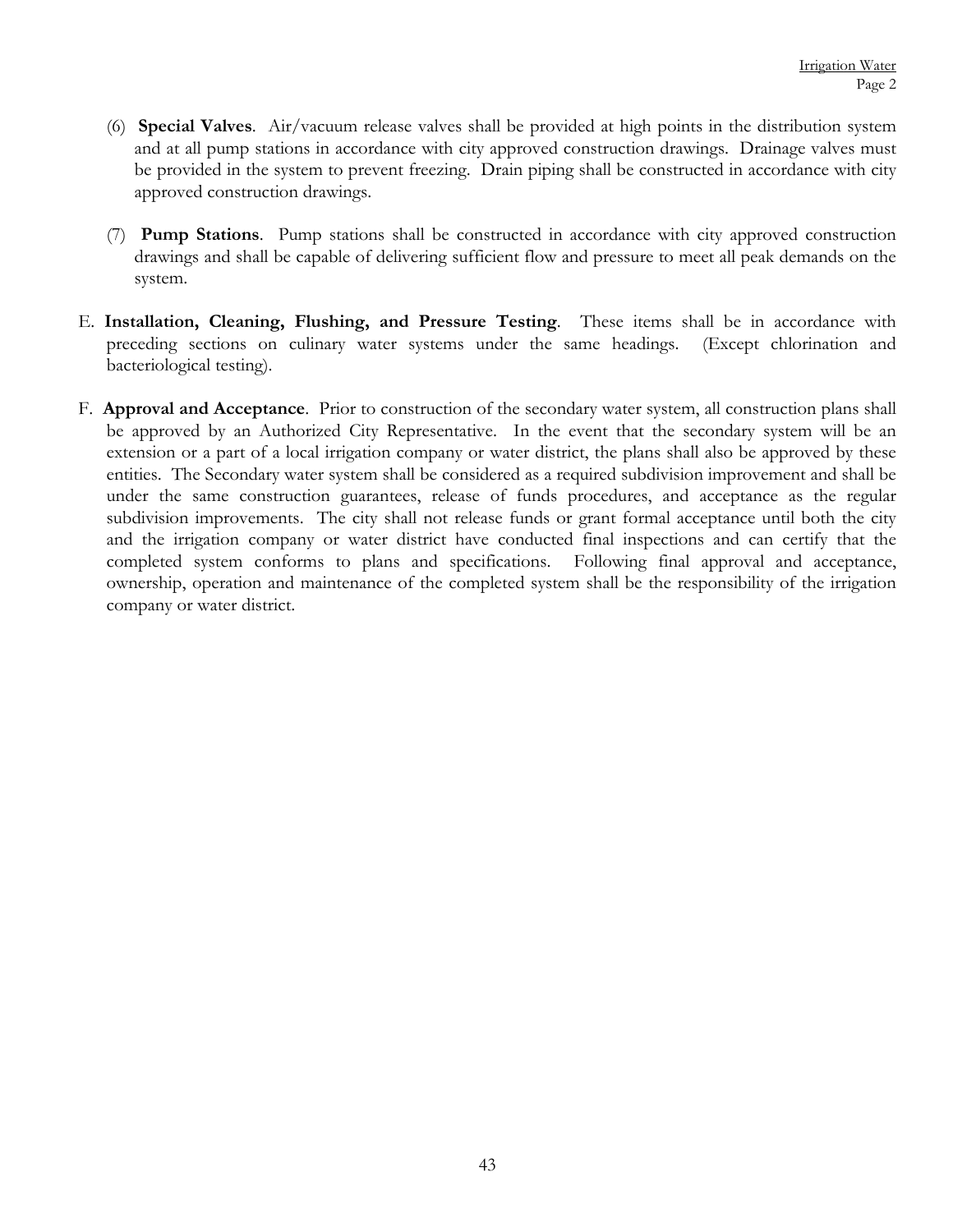(6) **Special Valves**. Air/vacuum release valves shall be provided at high points in the distribution system and at all pump stations in accordance with city approved construction drawings. Drainage valves must be provided in the system to prevent freezing. Drain piping shall be constructed in accordance with city approved construction drawings.

(7) **Pump Stations**. Pump stations shall be constructed in accordance with city approved construction drawings and shall be capable of delivering sufficient flow and pressure to meet all peak demands on the system.

E. **Installation, Cleaning, Flushing, and Pressure Testing**. These items shall be in accordance with preceding sections on culinary water systems under the same headings. (Except chlorination and bacteriological testing).

F. **Approval and Acceptance**. Prior to construction of the secondary water system, all construction plans shall be approved by an Authorized City Representative. In the event that the secondary system will be an extension or a part of a local irrigation company or water district, the plans shall also be approved by these entities. The Secondary water system shall be considered as a required subdivision improvement and shall be under the same construction guarantees, release of funds procedures, and acceptance as the regular subdivision improvements. The city shall not release funds or grant formal acceptance until both the city and the irrigation company or water district have conducted final inspections and can certify that the completed system conforms to plans and specifications. Following final approval and acceptance, ownership, operation and maintenance of the completed system shall be the responsibility of the irrigation company or water district.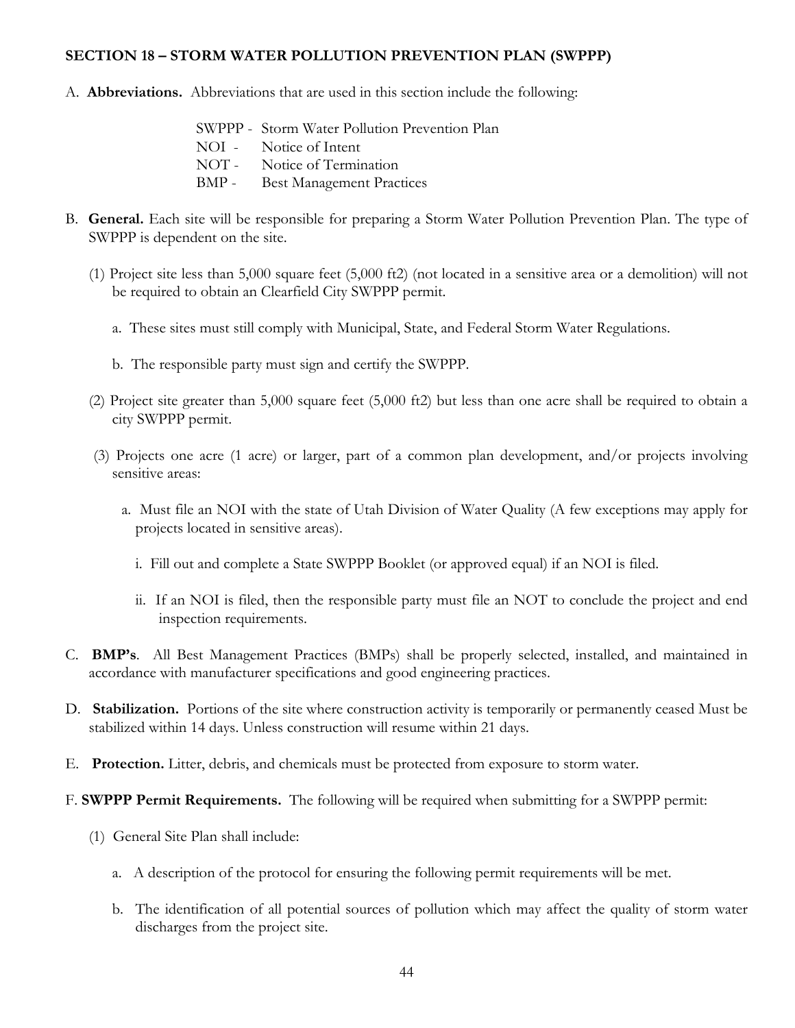**SECTION 18 – STORM WATER POLLUTION PREVENTION PLAN (SWPPP)**

A. **Abbreviations.** Abbreviations that are used in this section include the following:

SWPPP - Storm Water Pollution Prevention Plan
NOI - Notice of Intent
NOT - Notice of Termination
BMP - Best Management Practices

B. **General.** Each site will be responsible for preparing a Storm Water Pollution Prevention Plan. The type of SWPPP is dependent on the site.

(1) Project site less than 5,000 square feet (5,000 ft2) (not located in a sensitive area or a demolition) will not be required to obtain an Clearfield City SWPPP permit.

a. These sites must still comply with Municipal, State, and Federal Storm Water Regulations.

b. The responsible party must sign and certify the SWPPP.

(2) Project site greater than 5,000 square feet (5,000 ft2) but less than one acre shall be required to obtain a city SWPPP permit.

(3) Projects one acre (1 acre) or larger, part of a common plan development, and/or projects involving sensitive areas:

a. Must file an NOI with the state of Utah Division of Water Quality (A few exceptions may apply for projects located in sensitive areas).

i. Fill out and complete a State SWPPP Booklet (or approved equal) if an NOI is filed.

ii. If an NOI is filed, then the responsible party must file an NOT to conclude the project and end inspection requirements.

C. **BMP's**. All Best Management Practices (BMPs) shall be properly selected, installed, and maintained in accordance with manufacturer specifications and good engineering practices.

D. **Stabilization.** Portions of the site where construction activity is temporarily or permanently ceased Must be stabilized within 14 days. Unless construction will resume within 21 days.

E. **Protection.** Litter, debris, and chemicals must be protected from exposure to storm water.

F. **SWPPP Permit Requirements.** The following will be required when submitting for a SWPPP permit:

(1) General Site Plan shall include:

a. A description of the protocol for ensuring the following permit requirements will be met.

b. The identification of all potential sources of pollution which may affect the quality of storm water discharges from the project site.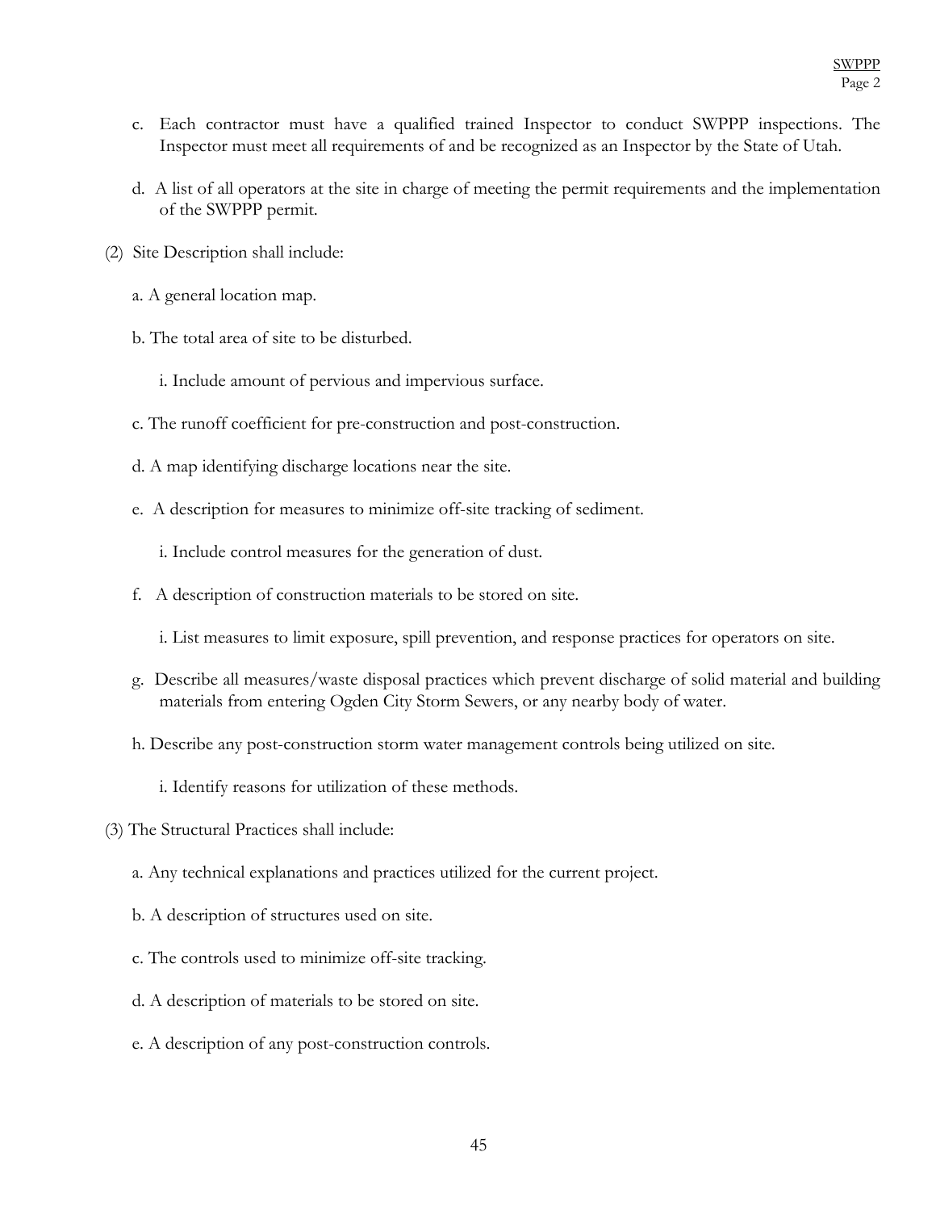c. Each contractor must have a qualified trained Inspector to conduct SWPPP inspections. The Inspector must meet all requirements of and be recognized as an Inspector by the State of Utah.

d. A list of all operators at the site in charge of meeting the permit requirements and the implementation of the SWPPP permit.

(2) Site Description shall include:

a. A general location map.

b. The total area of site to be disturbed.

i. Include amount of pervious and impervious surface.

c. The runoff coefficient for pre-construction and post-construction.

d. A map identifying discharge locations near the site.

e. A description for measures to minimize off-site tracking of sediment.

i. Include control measures for the generation of dust.

f. A description of construction materials to be stored on site.

i. List measures to limit exposure, spill prevention, and response practices for operators on site.

g. Describe all measures/waste disposal practices which prevent discharge of solid material and building materials from entering Ogden City Storm Sewers, or any nearby body of water.

h. Describe any post-construction storm water management controls being utilized on site.

i. Identify reasons for utilization of these methods.

(3) The Structural Practices shall include:

a. Any technical explanations and practices utilized for the current project.

b. A description of structures used on site.

c. The controls used to minimize off-site tracking.

d. A description of materials to be stored on site.

e. A description of any post-construction controls.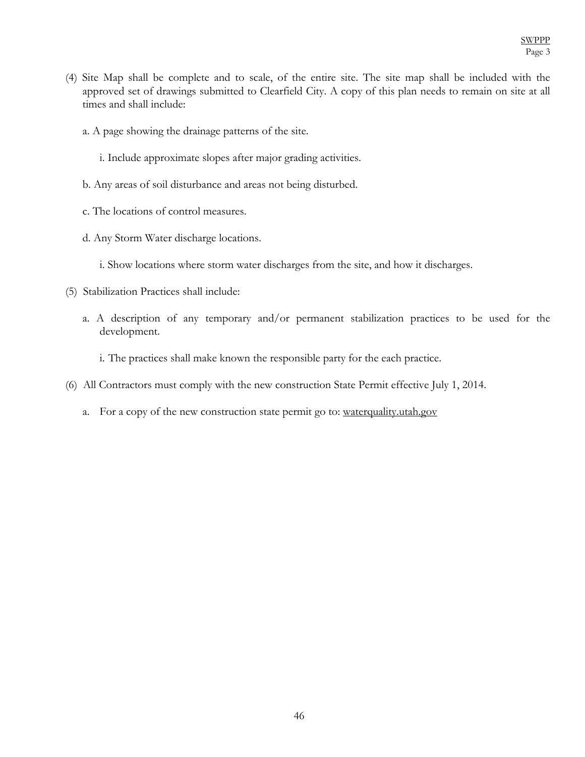(4) Site Map shall be complete and to scale, of the entire site. The site map shall be included with the approved set of drawings submitted to Clearfield City. A copy of this plan needs to remain on site at all times and shall include:

   a. A page showing the drainage patterns of the site.

      i. Include approximate slopes after major grading activities.

   b. Any areas of soil disturbance and areas not being disturbed.

   c. The locations of control measures.

   d. Any Storm Water discharge locations.

      i. Show locations where storm water discharges from the site, and how it discharges.

(5) Stabilization Practices shall include:

   a. A description of any temporary and/or permanent stabilization practices to be used for the development.

      i. The practices shall make known the responsible party for the each practice.

(6) All Contractors must comply with the new construction State Permit effective July 1, 2014.

   a. For a copy of the new construction state permit go to: waterquality.utah.gov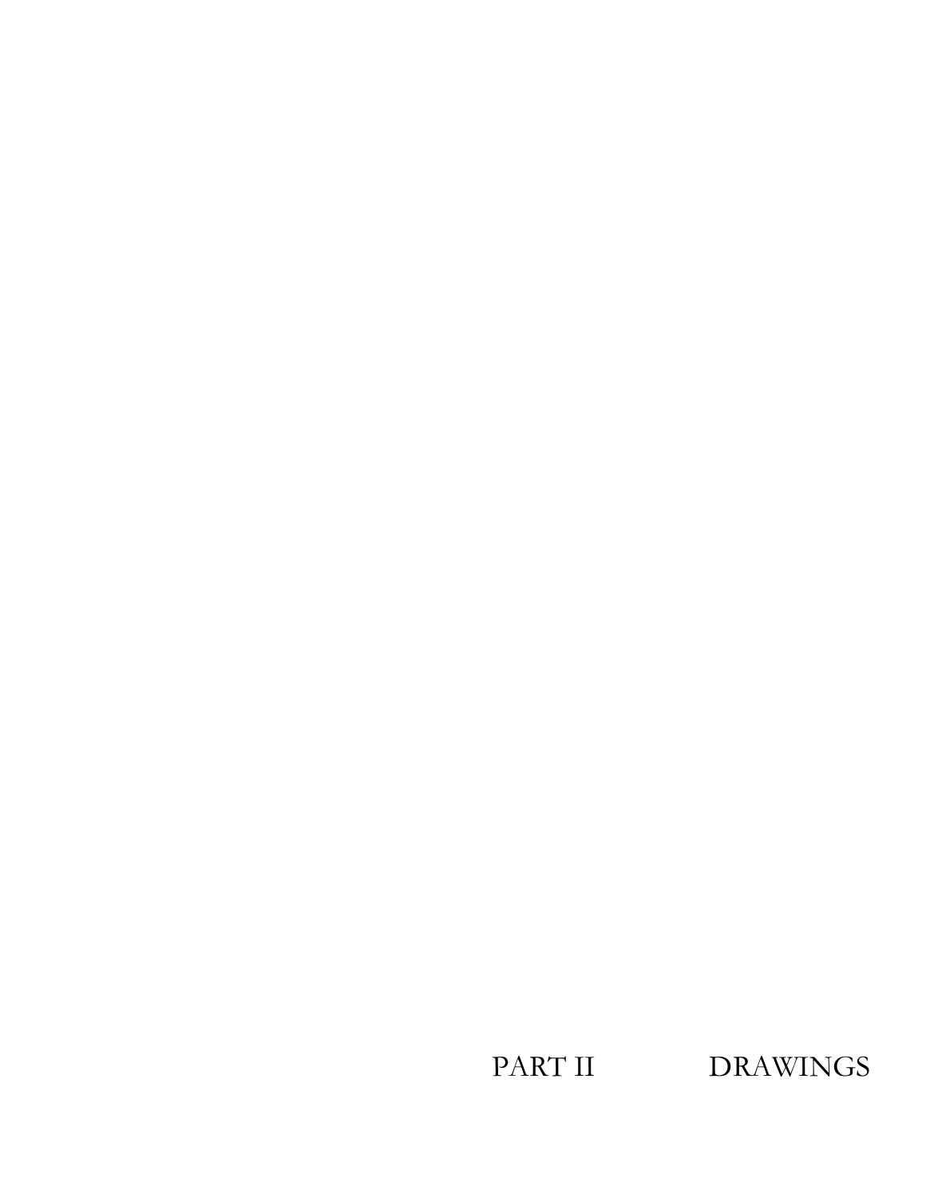# PART II DRAWINGS